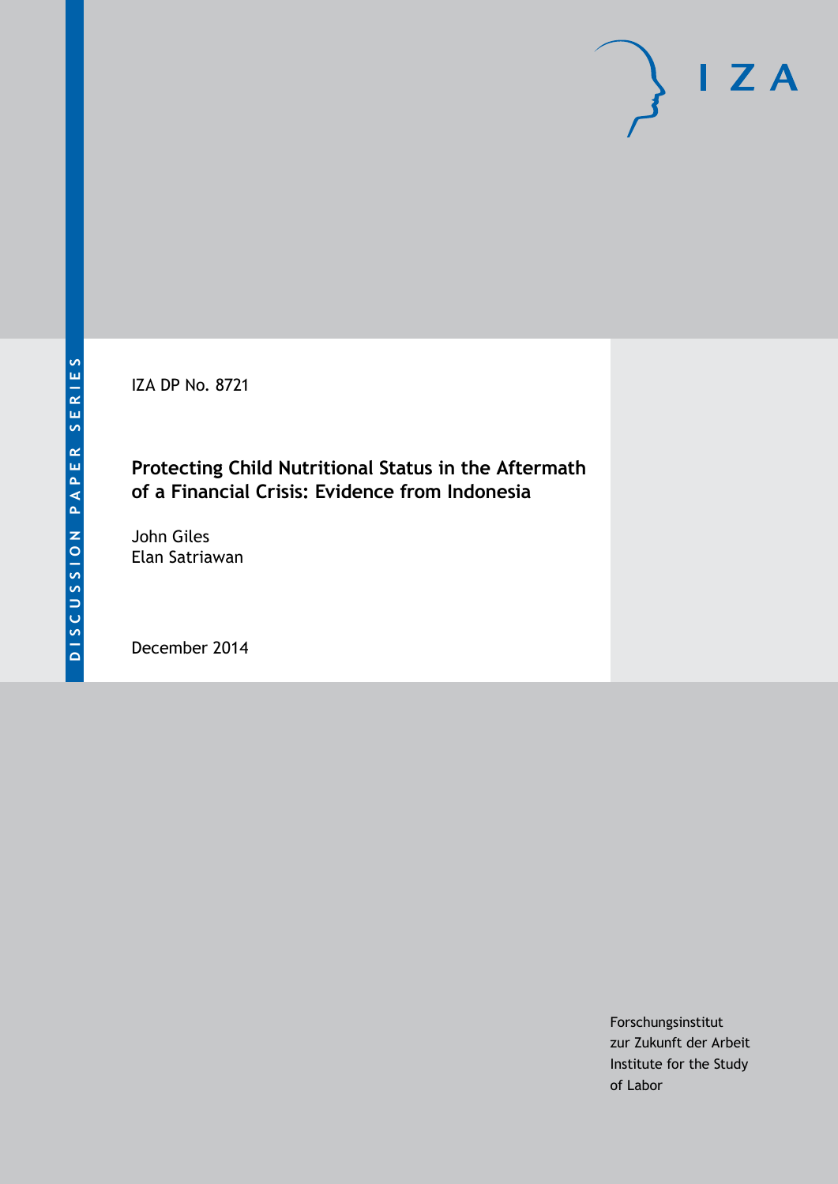IZA

DISCUSSION PAPER SERIES

IZA DP No. 8721

# Protecting Child Nutritional Status in the Aftermath of a Financial Crisis: Evidence from Indonesia

John Giles
Elan Satriawan

December 2014

Forschungsinstitut
zur Zukunft der Arbeit
Institute for the Study
of Labor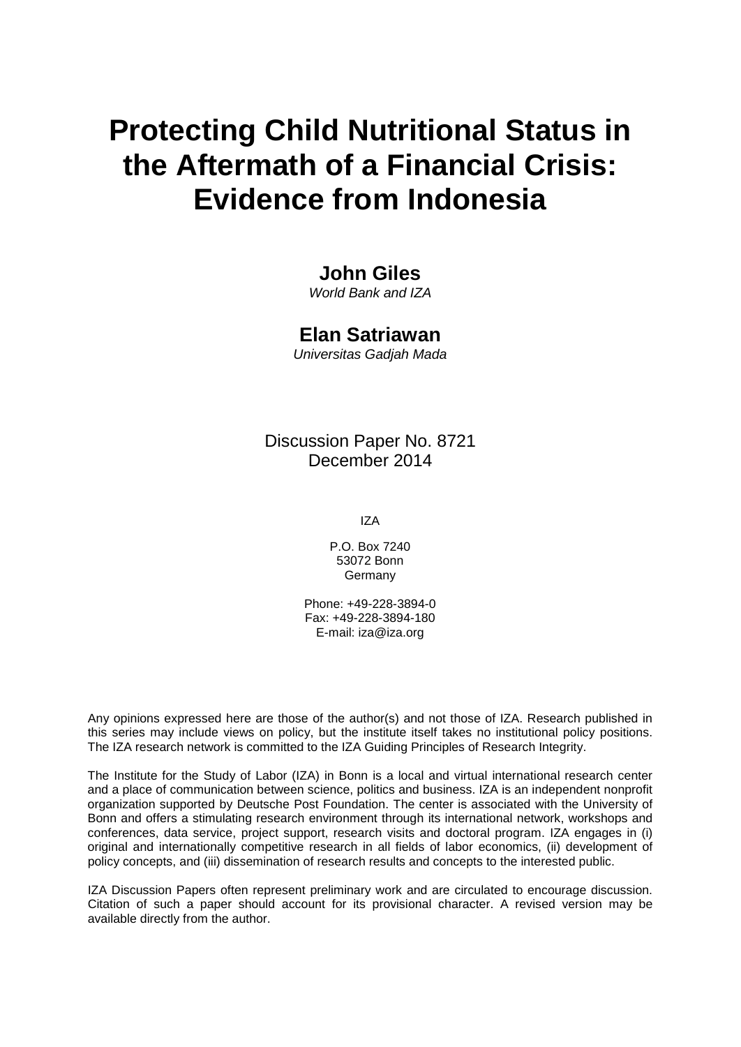# Protecting Child Nutritional Status in the Aftermath of a Financial Crisis: Evidence from Indonesia

**John Giles**
*World Bank and IZA*

**Elan Satriawan**
*Universitas Gadjah Mada*

Discussion Paper No. 8721
December 2014

IZA

P.O. Box 7240
53072 Bonn
Germany

Phone: +49-228-3894-0
Fax: +49-228-3894-180
E-mail: iza@iza.org

Any opinions expressed here are those of the author(s) and not those of IZA. Research published in this series may include views on policy, but the institute itself takes no institutional policy positions. The IZA research network is committed to the IZA Guiding Principles of Research Integrity.

The Institute for the Study of Labor (IZA) in Bonn is a local and virtual international research center and a place of communication between science, politics and business. IZA is an independent nonprofit organization supported by Deutsche Post Foundation. The center is associated with the University of Bonn and offers a stimulating research environment through its international network, workshops and conferences, data service, project support, research visits and doctoral program. IZA engages in (i) original and internationally competitive research in all fields of labor economics, (ii) development of policy concepts, and (iii) dissemination of research results and concepts to the interested public.

IZA Discussion Papers often represent preliminary work and are circulated to encourage discussion. Citation of such a paper should account for its provisional character. A revised version may be available directly from the author.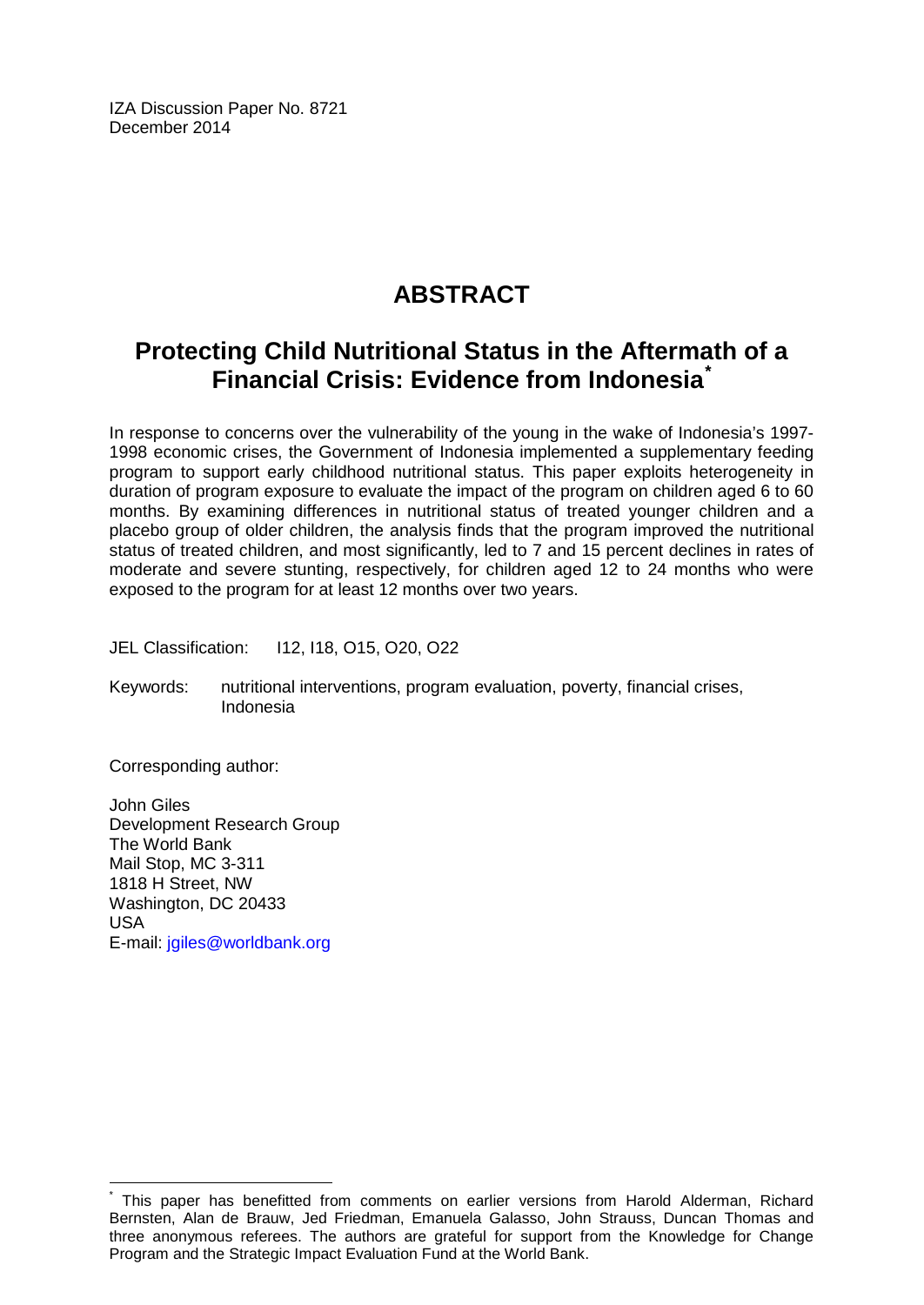IZA Discussion Paper No. 8721
December 2014

# ABSTRACT

## Protecting Child Nutritional Status in the Aftermath of a Financial Crisis: Evidence from Indonesia*

In response to concerns over the vulnerability of the young in the wake of Indonesia's 1997-1998 economic crises, the Government of Indonesia implemented a supplementary feeding program to support early childhood nutritional status. This paper exploits heterogeneity in duration of program exposure to evaluate the impact of the program on children aged 6 to 60 months. By examining differences in nutritional status of treated younger children and a placebo group of older children, the analysis finds that the program improved the nutritional status of treated children, and most significantly, led to 7 and 15 percent declines in rates of moderate and severe stunting, respectively, for children aged 12 to 24 months who were exposed to the program for at least 12 months over two years.

JEL Classification: I12, I18, O15, O20, O22

Keywords: nutritional interventions, program evaluation, poverty, financial crises, Indonesia

Corresponding author:

John Giles
Development Research Group
The World Bank
Mail Stop, MC 3-311
1818 H Street, NW
Washington, DC 20433
USA
E-mail: jgiles@worldbank.org

* This paper has benefitted from comments on earlier versions from Harold Alderman, Richard Bernsten, Alan de Brauw, Jed Friedman, Emanuela Galasso, John Strauss, Duncan Thomas and three anonymous referees. The authors are grateful for support from the Knowledge for Change Program and the Strategic Impact Evaluation Fund at the World Bank.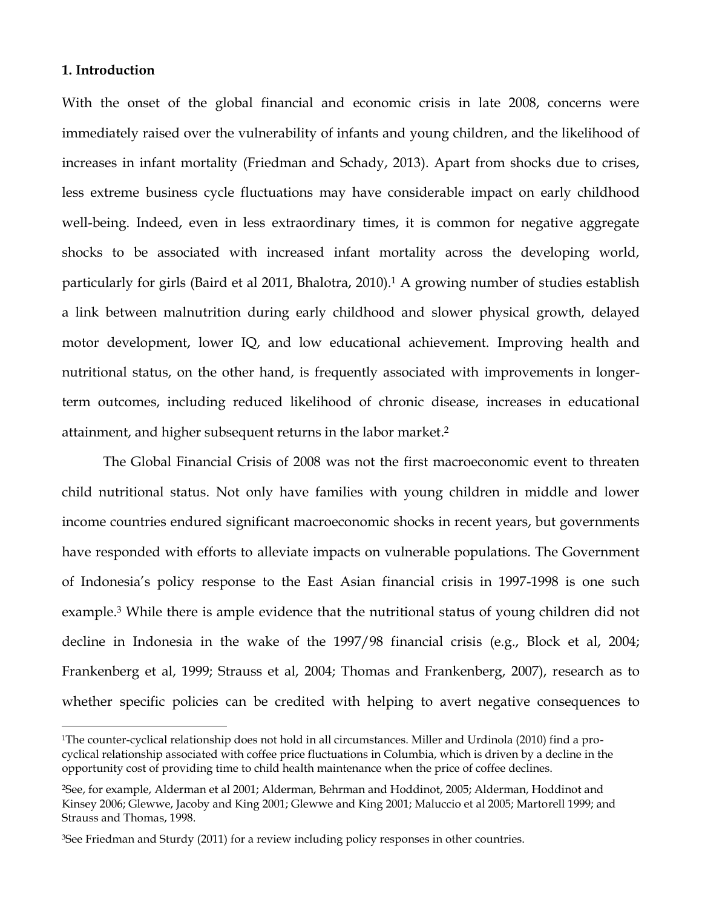## 1. Introduction

With the onset of the global financial and economic crisis in late 2008, concerns were immediately raised over the vulnerability of infants and young children, and the likelihood of increases in infant mortality (Friedman and Schady, 2013). Apart from shocks due to crises, less extreme business cycle fluctuations may have considerable impact on early childhood well-being. Indeed, even in less extraordinary times, it is common for negative aggregate shocks to be associated with increased infant mortality across the developing world, particularly for girls (Baird et al 2011, Bhalotra, 2010).[1] A growing number of studies establish a link between malnutrition during early childhood and slower physical growth, delayed motor development, lower IQ, and low educational achievement. Improving health and nutritional status, on the other hand, is frequently associated with improvements in longer-term outcomes, including reduced likelihood of chronic disease, increases in educational attainment, and higher subsequent returns in the labor market.[2]

The Global Financial Crisis of 2008 was not the first macroeconomic event to threaten child nutritional status. Not only have families with young children in middle and lower income countries endured significant macroeconomic shocks in recent years, but governments have responded with efforts to alleviate impacts on vulnerable populations. The Government of Indonesia's policy response to the East Asian financial crisis in 1997-1998 is one such example.[3] While there is ample evidence that the nutritional status of young children did not decline in Indonesia in the wake of the 1997/98 financial crisis (e.g., Block et al, 2004; Frankenberg et al, 1999; Strauss et al, 2004; Thomas and Frankenberg, 2007), research as to whether specific policies can be credited with helping to avert negative consequences to

---

[1]The counter-cyclical relationship does not hold in all circumstances. Miller and Urdinola (2010) find a pro-cyclical relationship associated with coffee price fluctuations in Columbia, which is driven by a decline in the opportunity cost of providing time to child health maintenance when the price of coffee declines.

[2]See, for example, Alderman et al 2001; Alderman, Behrman and Hoddinot, 2005; Alderman, Hoddinot and Kinsey 2006; Glewwe, Jacoby and King 2001; Glewwe and King 2001; Maluccio et al 2005; Martorell 1999; and Strauss and Thomas, 1998.

[3]See Friedman and Sturdy (2011) for a review including policy responses in other countries.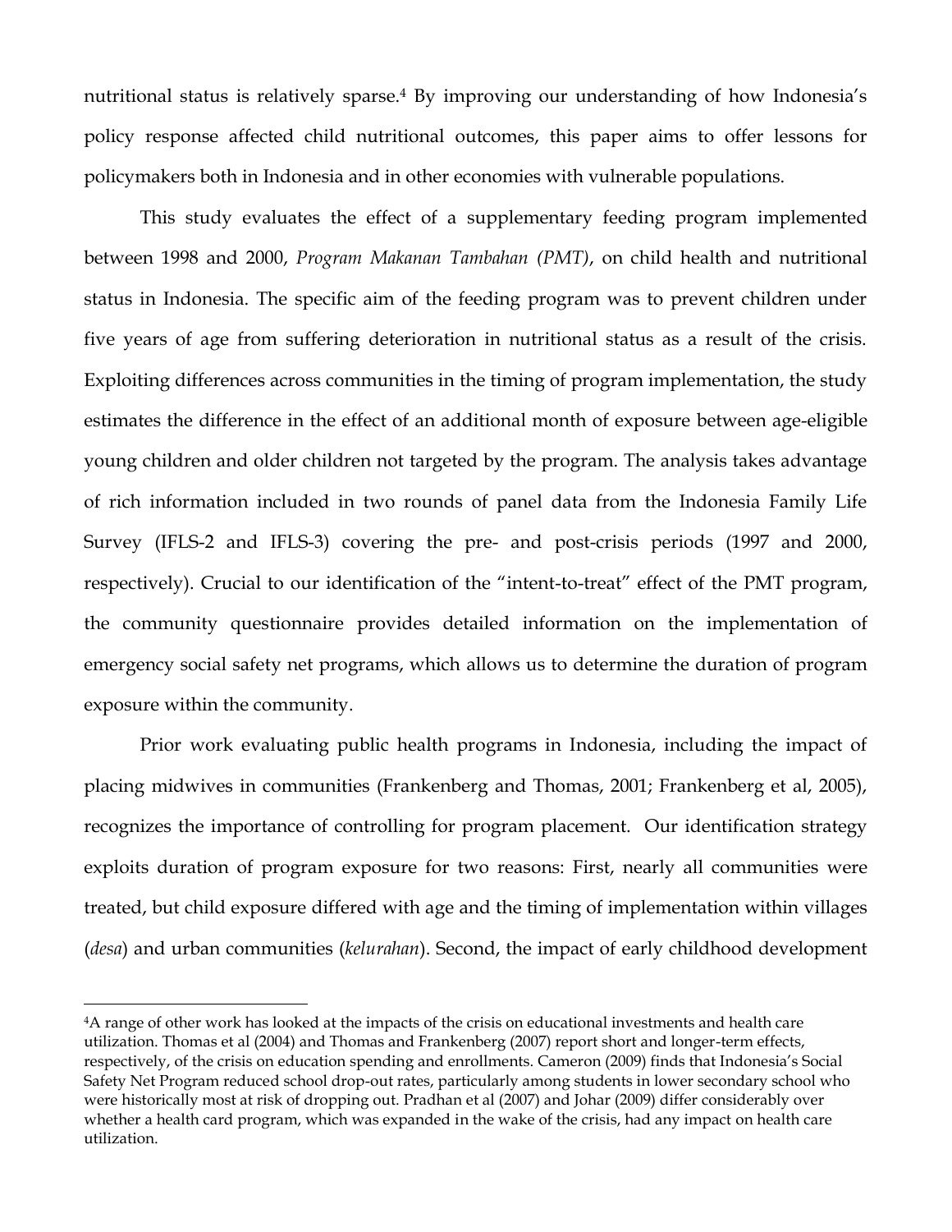nutritional status is relatively sparse.[4] By improving our understanding of how Indonesia's policy response affected child nutritional outcomes, this paper aims to offer lessons for policymakers both in Indonesia and in other economies with vulnerable populations.

This study evaluates the effect of a supplementary feeding program implemented between 1998 and 2000, *Program Makanan Tambahan (PMT)*, on child health and nutritional status in Indonesia. The specific aim of the feeding program was to prevent children under five years of age from suffering deterioration in nutritional status as a result of the crisis. Exploiting differences across communities in the timing of program implementation, the study estimates the difference in the effect of an additional month of exposure between age-eligible young children and older children not targeted by the program. The analysis takes advantage of rich information included in two rounds of panel data from the Indonesia Family Life Survey (IFLS-2 and IFLS-3) covering the pre- and post-crisis periods (1997 and 2000, respectively). Crucial to our identification of the "intent-to-treat" effect of the PMT program, the community questionnaire provides detailed information on the implementation of emergency social safety net programs, which allows us to determine the duration of program exposure within the community.

Prior work evaluating public health programs in Indonesia, including the impact of placing midwives in communities (Frankenberg and Thomas, 2001; Frankenberg et al, 2005), recognizes the importance of controlling for program placement. Our identification strategy exploits duration of program exposure for two reasons: First, nearly all communities were treated, but child exposure differed with age and the timing of implementation within villages (*desa*) and urban communities (*kelurahan*). Second, the impact of early childhood development

[4] A range of other work has looked at the impacts of the crisis on educational investments and health care utilization. Thomas et al (2004) and Thomas and Frankenberg (2007) report short and longer-term effects, respectively, of the crisis on education spending and enrollments. Cameron (2009) finds that Indonesia's Social Safety Net Program reduced school drop-out rates, particularly among students in lower secondary school who were historically most at risk of dropping out. Pradhan et al (2007) and Johar (2009) differ considerably over whether a health card program, which was expanded in the wake of the crisis, had any impact on health care utilization.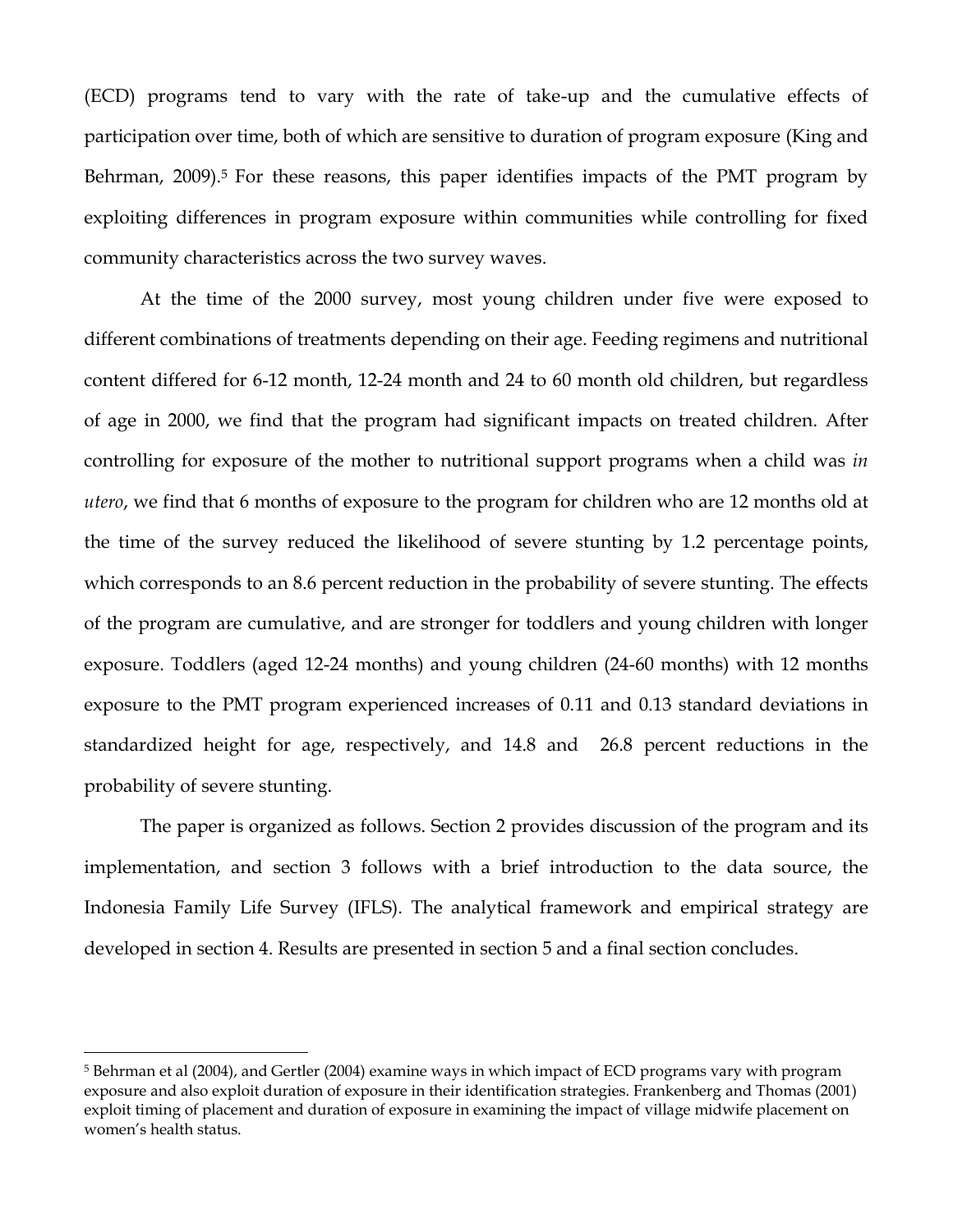(ECD) programs tend to vary with the rate of take-up and the cumulative effects of participation over time, both of which are sensitive to duration of program exposure (King and Behrman, 2009).[5] For these reasons, this paper identifies impacts of the PMT program by exploiting differences in program exposure within communities while controlling for fixed community characteristics across the two survey waves.

At the time of the 2000 survey, most young children under five were exposed to different combinations of treatments depending on their age. Feeding regimens and nutritional content differed for 6-12 month, 12-24 month and 24 to 60 month old children, but regardless of age in 2000, we find that the program had significant impacts on treated children. After controlling for exposure of the mother to nutritional support programs when a child was *in utero*, we find that 6 months of exposure to the program for children who are 12 months old at the time of the survey reduced the likelihood of severe stunting by 1.2 percentage points, which corresponds to an 8.6 percent reduction in the probability of severe stunting. The effects of the program are cumulative, and are stronger for toddlers and young children with longer exposure. Toddlers (aged 12-24 months) and young children (24-60 months) with 12 months exposure to the PMT program experienced increases of 0.11 and 0.13 standard deviations in standardized height for age, respectively, and 14.8 and 26.8 percent reductions in the probability of severe stunting.

The paper is organized as follows. Section 2 provides discussion of the program and its implementation, and section 3 follows with a brief introduction to the data source, the Indonesia Family Life Survey (IFLS). The analytical framework and empirical strategy are developed in section 4. Results are presented in section 5 and a final section concludes.

---

[5] Behrman et al (2004), and Gertler (2004) examine ways in which impact of ECD programs vary with program exposure and also exploit duration of exposure in their identification strategies. Frankenberg and Thomas (2001) exploit timing of placement and duration of exposure in examining the impact of village midwife placement on women's health status.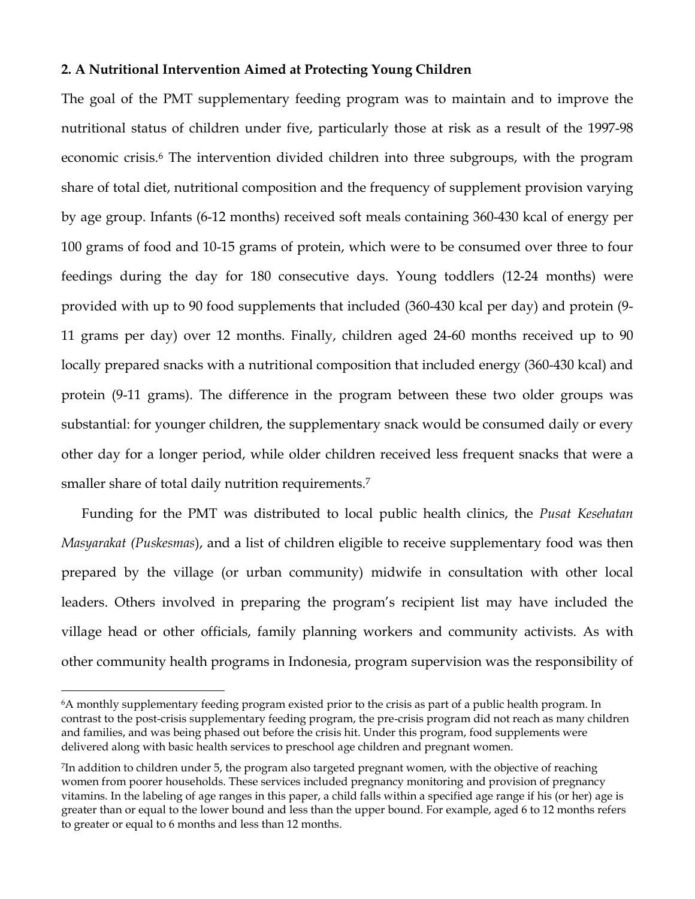## 2. A Nutritional Intervention Aimed at Protecting Young Children

The goal of the PMT supplementary feeding program was to maintain and to improve the nutritional status of children under five, particularly those at risk as a result of the 1997-98 economic crisis.[6] The intervention divided children into three subgroups, with the program share of total diet, nutritional composition and the frequency of supplement provision varying by age group. Infants (6-12 months) received soft meals containing 360-430 kcal of energy per 100 grams of food and 10-15 grams of protein, which were to be consumed over three to four feedings during the day for 180 consecutive days. Young toddlers (12-24 months) were provided with up to 90 food supplements that included (360-430 kcal per day) and protein (9-11 grams per day) over 12 months. Finally, children aged 24-60 months received up to 90 locally prepared snacks with a nutritional composition that included energy (360-430 kcal) and protein (9-11 grams). The difference in the program between these two older groups was substantial: for younger children, the supplementary snack would be consumed daily or every other day for a longer period, while older children received less frequent snacks that were a smaller share of total daily nutrition requirements.[7]

Funding for the PMT was distributed to local public health clinics, the *Pusat Kesehatan Masyarakat (Puskesmas*), and a list of children eligible to receive supplementary food was then prepared by the village (or urban community) midwife in consultation with other local leaders. Others involved in preparing the program's recipient list may have included the village head or other officials, family planning workers and community activists. As with other community health programs in Indonesia, program supervision was the responsibility of

[6] A monthly supplementary feeding program existed prior to the crisis as part of a public health program. In contrast to the post-crisis supplementary feeding program, the pre-crisis program did not reach as many children and families, and was being phased out before the crisis hit. Under this program, food supplements were delivered along with basic health services to preschool age children and pregnant women.

[7] In addition to children under 5, the program also targeted pregnant women, with the objective of reaching women from poorer households. These services included pregnancy monitoring and provision of pregnancy vitamins. In the labeling of age ranges in this paper, a child falls within a specified age range if his (or her) age is greater than or equal to the lower bound and less than the upper bound. For example, aged 6 to 12 months refers to greater or equal to 6 months and less than 12 months.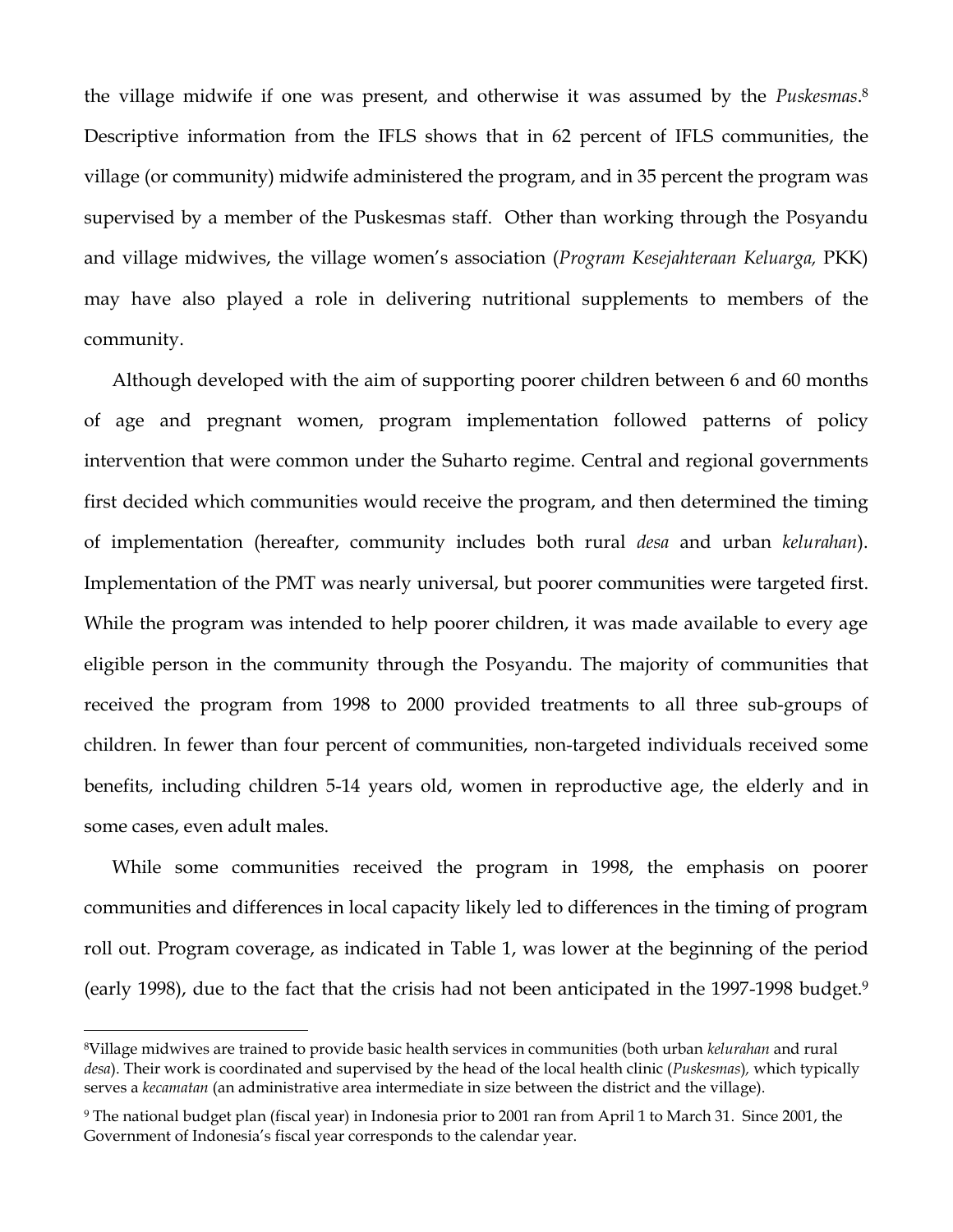the village midwife if one was present, and otherwise it was assumed by the *Puskesmas*.[8] Descriptive information from the IFLS shows that in 62 percent of IFLS communities, the village (or community) midwife administered the program, and in 35 percent the program was supervised by a member of the Puskesmas staff. Other than working through the Posyandu and village midwives, the village women's association (*Program Kesejahteraan Keluarga,* PKK) may have also played a role in delivering nutritional supplements to members of the community.

Although developed with the aim of supporting poorer children between 6 and 60 months of age and pregnant women, program implementation followed patterns of policy intervention that were common under the Suharto regime. Central and regional governments first decided which communities would receive the program, and then determined the timing of implementation (hereafter, community includes both rural *desa* and urban *kelurahan*). Implementation of the PMT was nearly universal, but poorer communities were targeted first. While the program was intended to help poorer children, it was made available to every age eligible person in the community through the Posyandu. The majority of communities that received the program from 1998 to 2000 provided treatments to all three sub-groups of children. In fewer than four percent of communities, non-targeted individuals received some benefits, including children 5-14 years old, women in reproductive age, the elderly and in some cases, even adult males.

While some communities received the program in 1998, the emphasis on poorer communities and differences in local capacity likely led to differences in the timing of program roll out. Program coverage, as indicated in Table 1, was lower at the beginning of the period (early 1998), due to the fact that the crisis had not been anticipated in the 1997-1998 budget.[9]

---

[8] Village midwives are trained to provide basic health services in communities (both urban *kelurahan* and rural *desa*). Their work is coordinated and supervised by the head of the local health clinic (*Puskesmas*), which typically serves a *kecamatan* (an administrative area intermediate in size between the district and the village).

[9] The national budget plan (fiscal year) in Indonesia prior to 2001 ran from April 1 to March 31. Since 2001, the Government of Indonesia's fiscal year corresponds to the calendar year.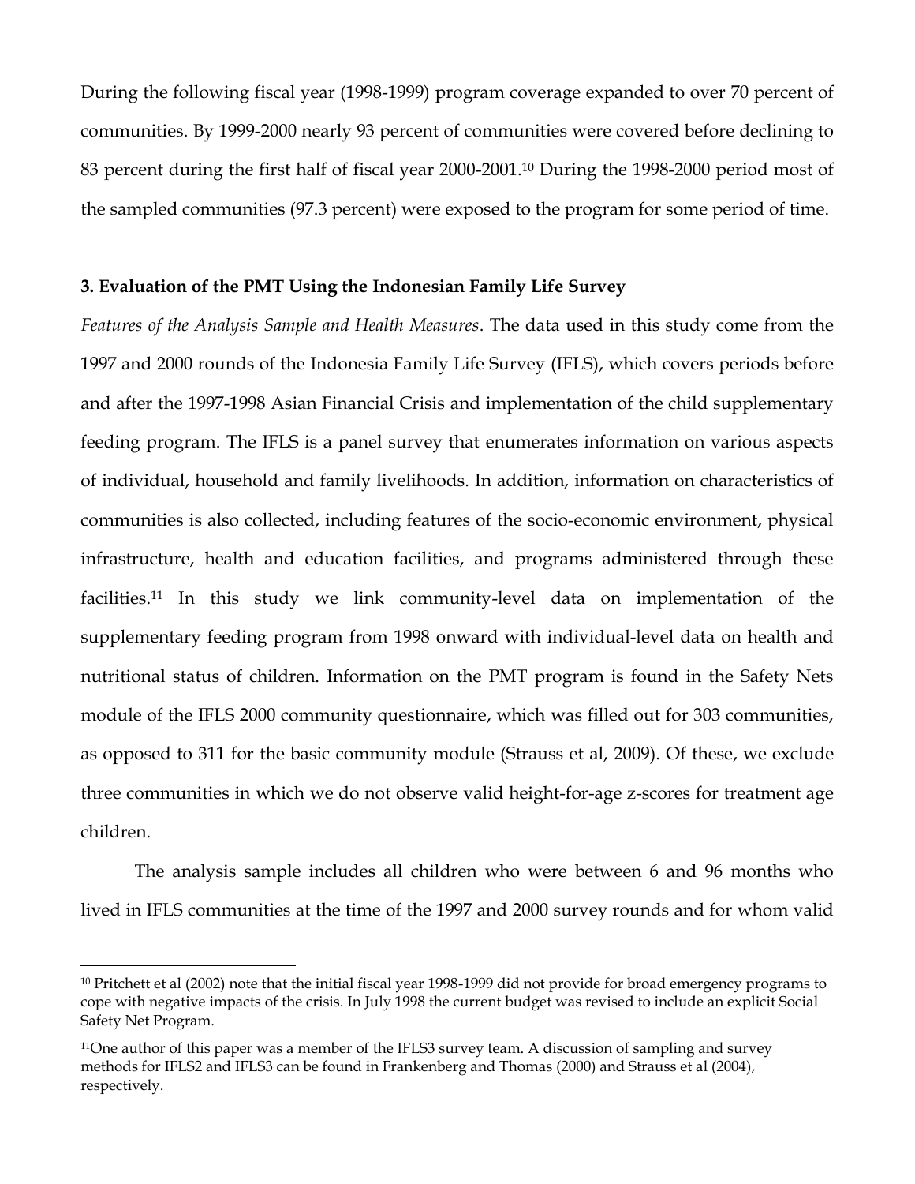During the following fiscal year (1998-1999) program coverage expanded to over 70 percent of communities. By 1999-2000 nearly 93 percent of communities were covered before declining to 83 percent during the first half of fiscal year 2000-2001.[10] During the 1998-2000 period most of the sampled communities (97.3 percent) were exposed to the program for some period of time.

### 3. Evaluation of the PMT Using the Indonesian Family Life Survey

*Features of the Analysis Sample and Health Measures*. The data used in this study come from the 1997 and 2000 rounds of the Indonesia Family Life Survey (IFLS), which covers periods before and after the 1997-1998 Asian Financial Crisis and implementation of the child supplementary feeding program. The IFLS is a panel survey that enumerates information on various aspects of individual, household and family livelihoods. In addition, information on characteristics of communities is also collected, including features of the socio-economic environment, physical infrastructure, health and education facilities, and programs administered through these facilities.[11] In this study we link community-level data on implementation of the supplementary feeding program from 1998 onward with individual-level data on health and nutritional status of children. Information on the PMT program is found in the Safety Nets module of the IFLS 2000 community questionnaire, which was filled out for 303 communities, as opposed to 311 for the basic community module (Strauss et al, 2009). Of these, we exclude three communities in which we do not observe valid height-for-age z-scores for treatment age children.

The analysis sample includes all children who were between 6 and 96 months who lived in IFLS communities at the time of the 1997 and 2000 survey rounds and for whom valid

[10] Pritchett et al (2002) note that the initial fiscal year 1998-1999 did not provide for broad emergency programs to cope with negative impacts of the crisis. In July 1998 the current budget was revised to include an explicit Social Safety Net Program.

[11] One author of this paper was a member of the IFLS3 survey team. A discussion of sampling and survey methods for IFLS2 and IFLS3 can be found in Frankenberg and Thomas (2000) and Strauss et al (2004), respectively.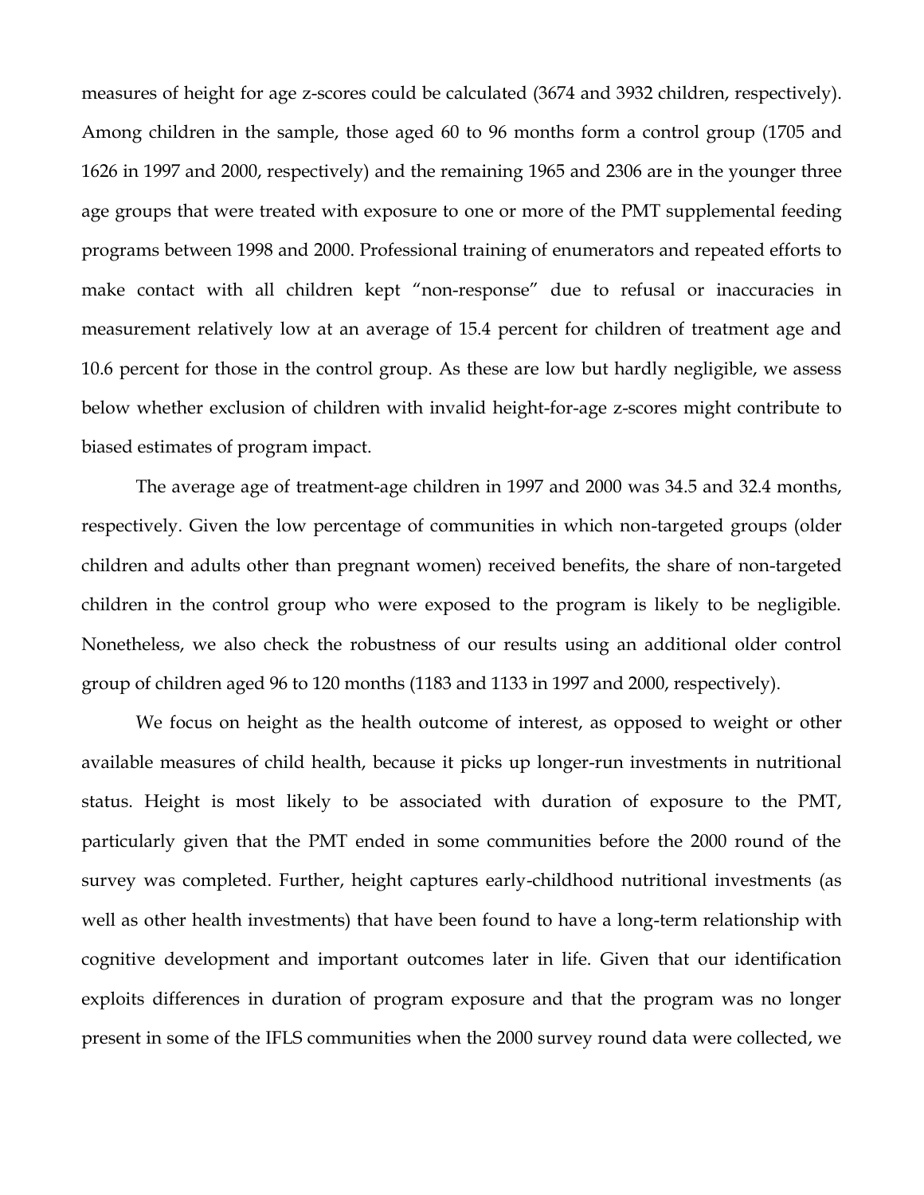measures of height for age z-scores could be calculated (3674 and 3932 children, respectively). Among children in the sample, those aged 60 to 96 months form a control group (1705 and 1626 in 1997 and 2000, respectively) and the remaining 1965 and 2306 are in the younger three age groups that were treated with exposure to one or more of the PMT supplemental feeding programs between 1998 and 2000. Professional training of enumerators and repeated efforts to make contact with all children kept "non-response" due to refusal or inaccuracies in measurement relatively low at an average of 15.4 percent for children of treatment age and 10.6 percent for those in the control group. As these are low but hardly negligible, we assess below whether exclusion of children with invalid height-for-age z-scores might contribute to biased estimates of program impact.

The average age of treatment-age children in 1997 and 2000 was 34.5 and 32.4 months, respectively. Given the low percentage of communities in which non-targeted groups (older children and adults other than pregnant women) received benefits, the share of non-targeted children in the control group who were exposed to the program is likely to be negligible. Nonetheless, we also check the robustness of our results using an additional older control group of children aged 96 to 120 months (1183 and 1133 in 1997 and 2000, respectively).

We focus on height as the health outcome of interest, as opposed to weight or other available measures of child health, because it picks up longer-run investments in nutritional status. Height is most likely to be associated with duration of exposure to the PMT, particularly given that the PMT ended in some communities before the 2000 round of the survey was completed. Further, height captures early-childhood nutritional investments (as well as other health investments) that have been found to have a long-term relationship with cognitive development and important outcomes later in life. Given that our identification exploits differences in duration of program exposure and that the program was no longer present in some of the IFLS communities when the 2000 survey round data were collected, we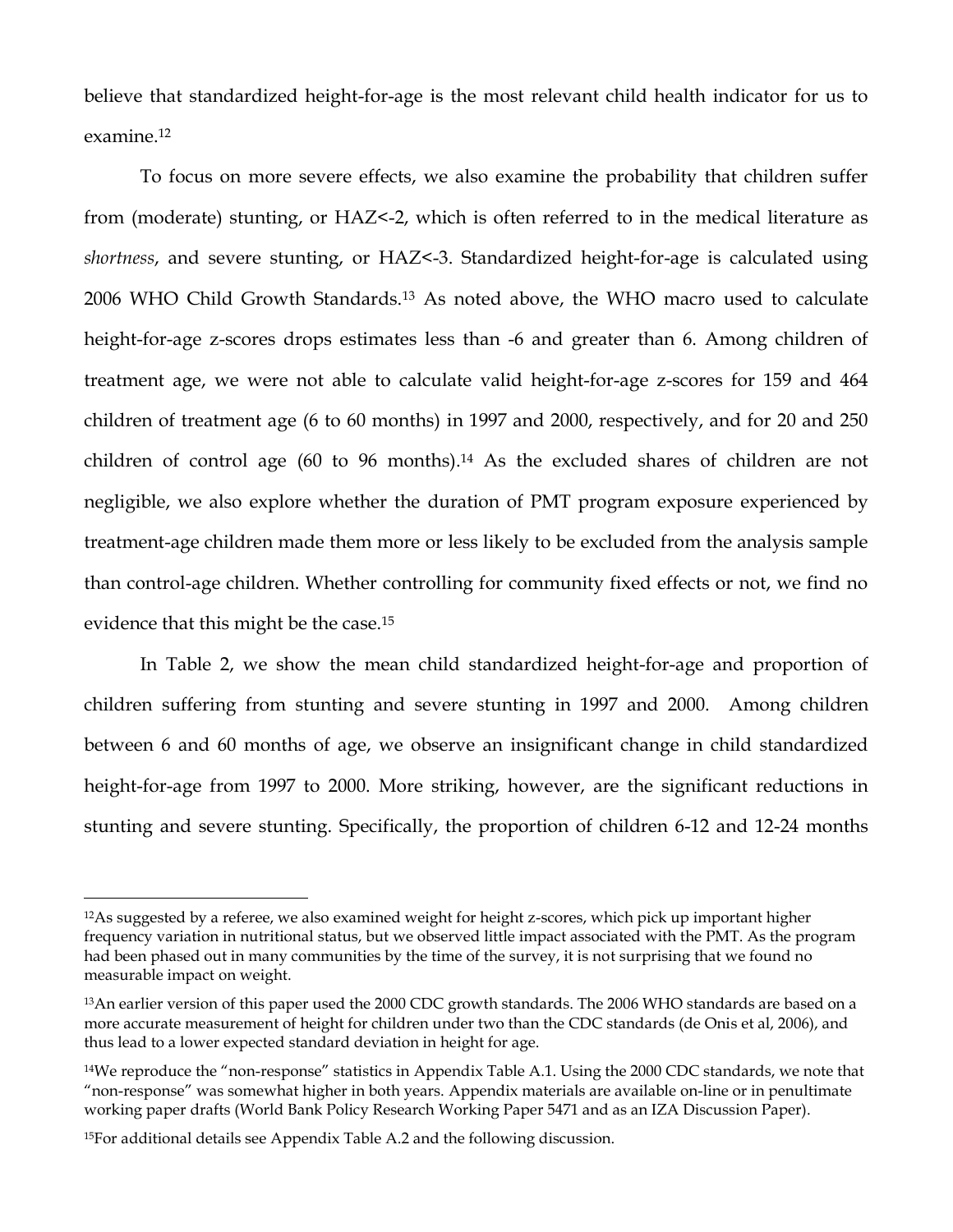believe that standardized height-for-age is the most relevant child health indicator for us to examine.[12]

To focus on more severe effects, we also examine the probability that children suffer from (moderate) stunting, or HAZ<-2, which is often referred to in the medical literature as *shortness*, and severe stunting, or HAZ<-3. Standardized height-for-age is calculated using 2006 WHO Child Growth Standards.[13] As noted above, the WHO macro used to calculate height-for-age z-scores drops estimates less than -6 and greater than 6. Among children of treatment age, we were not able to calculate valid height-for-age z-scores for 159 and 464 children of treatment age (6 to 60 months) in 1997 and 2000, respectively, and for 20 and 250 children of control age (60 to 96 months).[14] As the excluded shares of children are not negligible, we also explore whether the duration of PMT program exposure experienced by treatment-age children made them more or less likely to be excluded from the analysis sample than control-age children. Whether controlling for community fixed effects or not, we find no evidence that this might be the case.[15]

In Table 2, we show the mean child standardized height-for-age and proportion of children suffering from stunting and severe stunting in 1997 and 2000. Among children between 6 and 60 months of age, we observe an insignificant change in child standardized height-for-age from 1997 to 2000. More striking, however, are the significant reductions in stunting and severe stunting. Specifically, the proportion of children 6-12 and 12-24 months

[12]As suggested by a referee, we also examined weight for height z-scores, which pick up important higher frequency variation in nutritional status, but we observed little impact associated with the PMT. As the program had been phased out in many communities by the time of the survey, it is not surprising that we found no measurable impact on weight.

[13]An earlier version of this paper used the 2000 CDC growth standards. The 2006 WHO standards are based on a more accurate measurement of height for children under two than the CDC standards (de Onis et al, 2006), and thus lead to a lower expected standard deviation in height for age.

[14]We reproduce the "non-response" statistics in Appendix Table A.1. Using the 2000 CDC standards, we note that "non-response" was somewhat higher in both years. Appendix materials are available on-line or in penultimate working paper drafts (World Bank Policy Research Working Paper 5471 and as an IZA Discussion Paper).

[15]For additional details see Appendix Table A.2 and the following discussion.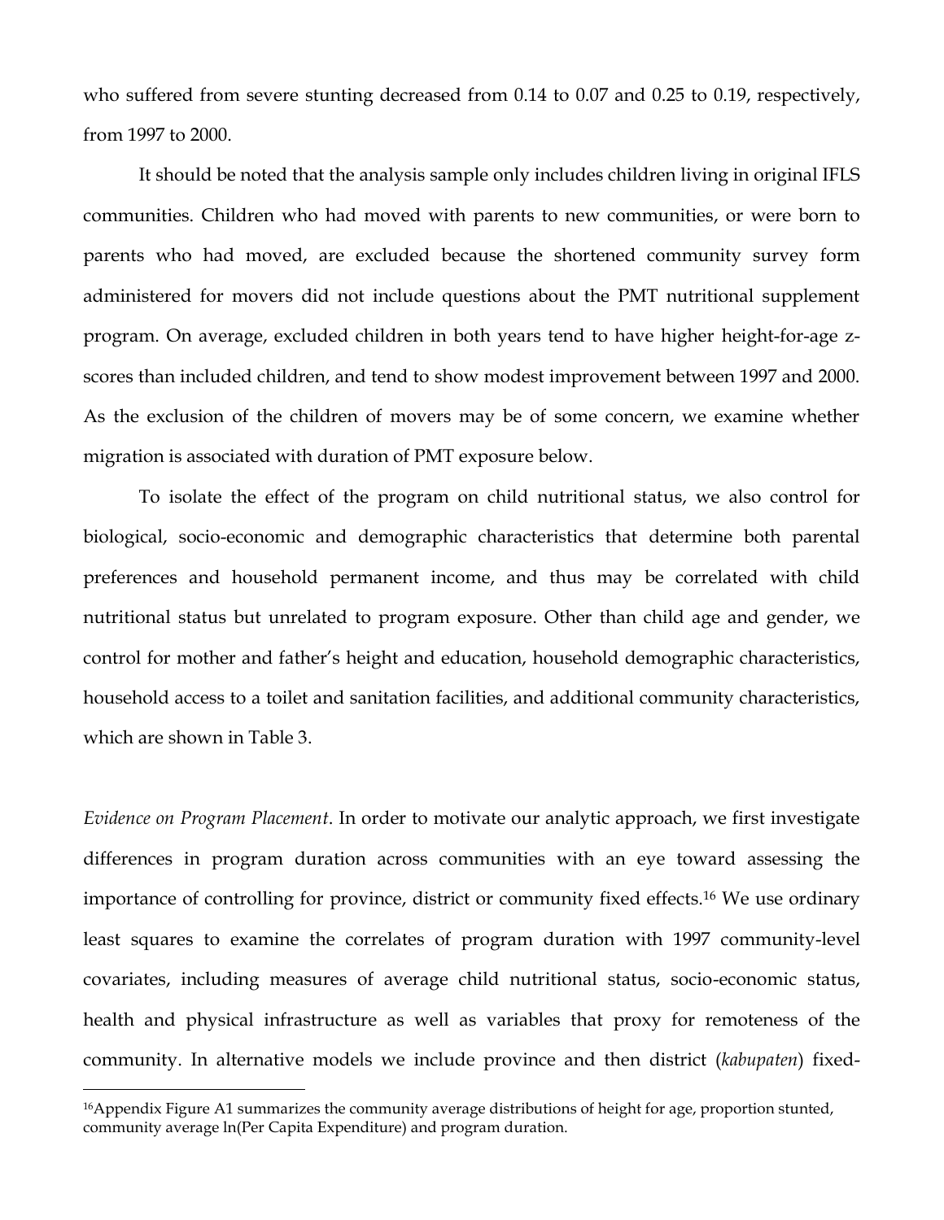who suffered from severe stunting decreased from 0.14 to 0.07 and 0.25 to 0.19, respectively, from 1997 to 2000.

It should be noted that the analysis sample only includes children living in original IFLS communities. Children who had moved with parents to new communities, or were born to parents who had moved, are excluded because the shortened community survey form administered for movers did not include questions about the PMT nutritional supplement program. On average, excluded children in both years tend to have higher height-for-age z-scores than included children, and tend to show modest improvement between 1997 and 2000. As the exclusion of the children of movers may be of some concern, we examine whether migration is associated with duration of PMT exposure below.

To isolate the effect of the program on child nutritional status, we also control for biological, socio-economic and demographic characteristics that determine both parental preferences and household permanent income, and thus may be correlated with child nutritional status but unrelated to program exposure. Other than child age and gender, we control for mother and father's height and education, household demographic characteristics, household access to a toilet and sanitation facilities, and additional community characteristics, which are shown in Table 3.

*Evidence on Program Placement*. In order to motivate our analytic approach, we first investigate differences in program duration across communities with an eye toward assessing the importance of controlling for province, district or community fixed effects.[16] We use ordinary least squares to examine the correlates of program duration with 1997 community-level covariates, including measures of average child nutritional status, socio-economic status, health and physical infrastructure as well as variables that proxy for remoteness of the community. In alternative models we include province and then district (*kabupaten*) fixed-

---

[16]Appendix Figure A1 summarizes the community average distributions of height for age, proportion stunted, community average ln(Per Capita Expenditure) and program duration.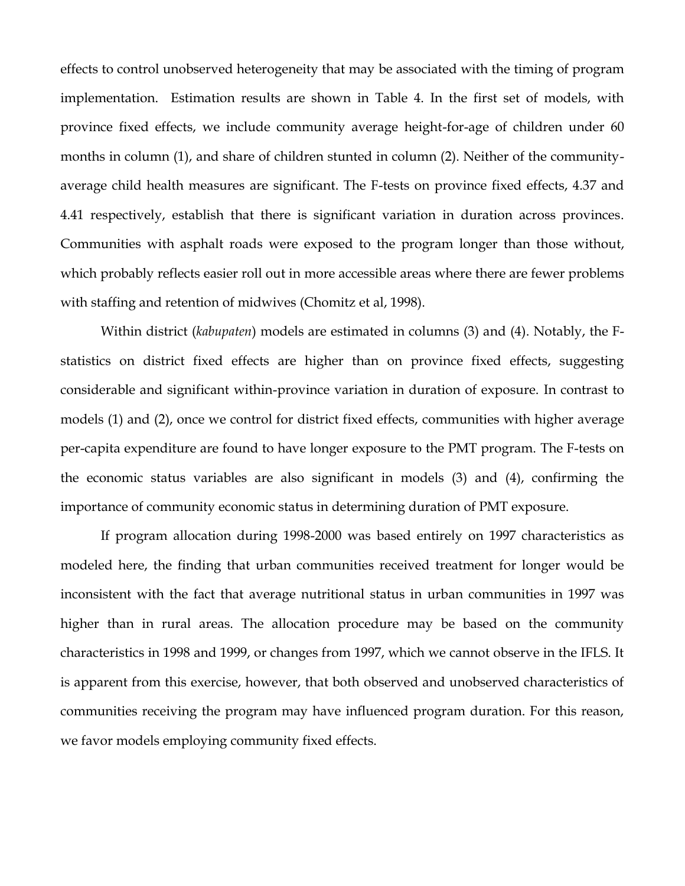effects to control unobserved heterogeneity that may be associated with the timing of program implementation. Estimation results are shown in Table 4. In the first set of models, with province fixed effects, we include community average height-for-age of children under 60 months in column (1), and share of children stunted in column (2). Neither of the community-average child health measures are significant. The F-tests on province fixed effects, 4.37 and 4.41 respectively, establish that there is significant variation in duration across provinces. Communities with asphalt roads were exposed to the program longer than those without, which probably reflects easier roll out in more accessible areas where there are fewer problems with staffing and retention of midwives (Chomitz et al, 1998).

Within district (*kabupaten*) models are estimated in columns (3) and (4). Notably, the F-statistics on district fixed effects are higher than on province fixed effects, suggesting considerable and significant within-province variation in duration of exposure. In contrast to models (1) and (2), once we control for district fixed effects, communities with higher average per-capita expenditure are found to have longer exposure to the PMT program. The F-tests on the economic status variables are also significant in models (3) and (4), confirming the importance of community economic status in determining duration of PMT exposure.

If program allocation during 1998-2000 was based entirely on 1997 characteristics as modeled here, the finding that urban communities received treatment for longer would be inconsistent with the fact that average nutritional status in urban communities in 1997 was higher than in rural areas. The allocation procedure may be based on the community characteristics in 1998 and 1999, or changes from 1997, which we cannot observe in the IFLS. It is apparent from this exercise, however, that both observed and unobserved characteristics of communities receiving the program may have influenced program duration. For this reason, we favor models employing community fixed effects.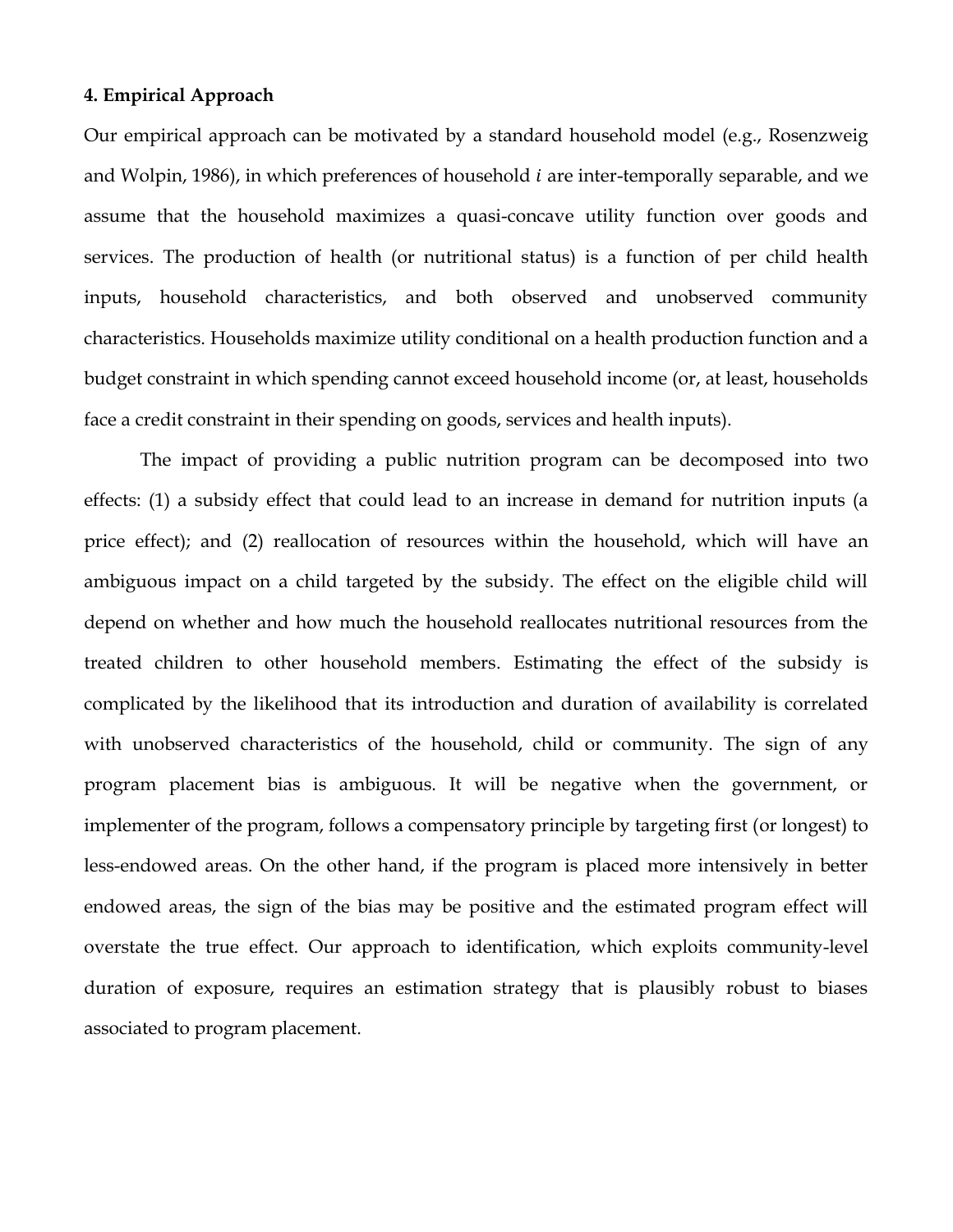### 4. Empirical Approach

Our empirical approach can be motivated by a standard household model (e.g., Rosenzweig and Wolpin, 1986), in which preferences of household *i* are inter-temporally separable, and we assume that the household maximizes a quasi-concave utility function over goods and services. The production of health (or nutritional status) is a function of per child health inputs, household characteristics, and both observed and unobserved community characteristics. Households maximize utility conditional on a health production function and a budget constraint in which spending cannot exceed household income (or, at least, households face a credit constraint in their spending on goods, services and health inputs).

The impact of providing a public nutrition program can be decomposed into two effects: (1) a subsidy effect that could lead to an increase in demand for nutrition inputs (a price effect); and (2) reallocation of resources within the household, which will have an ambiguous impact on a child targeted by the subsidy. The effect on the eligible child will depend on whether and how much the household reallocates nutritional resources from the treated children to other household members. Estimating the effect of the subsidy is complicated by the likelihood that its introduction and duration of availability is correlated with unobserved characteristics of the household, child or community. The sign of any program placement bias is ambiguous. It will be negative when the government, or implementer of the program, follows a compensatory principle by targeting first (or longest) to less-endowed areas. On the other hand, if the program is placed more intensively in better endowed areas, the sign of the bias may be positive and the estimated program effect will overstate the true effect. Our approach to identification, which exploits community-level duration of exposure, requires an estimation strategy that is plausibly robust to biases associated to program placement.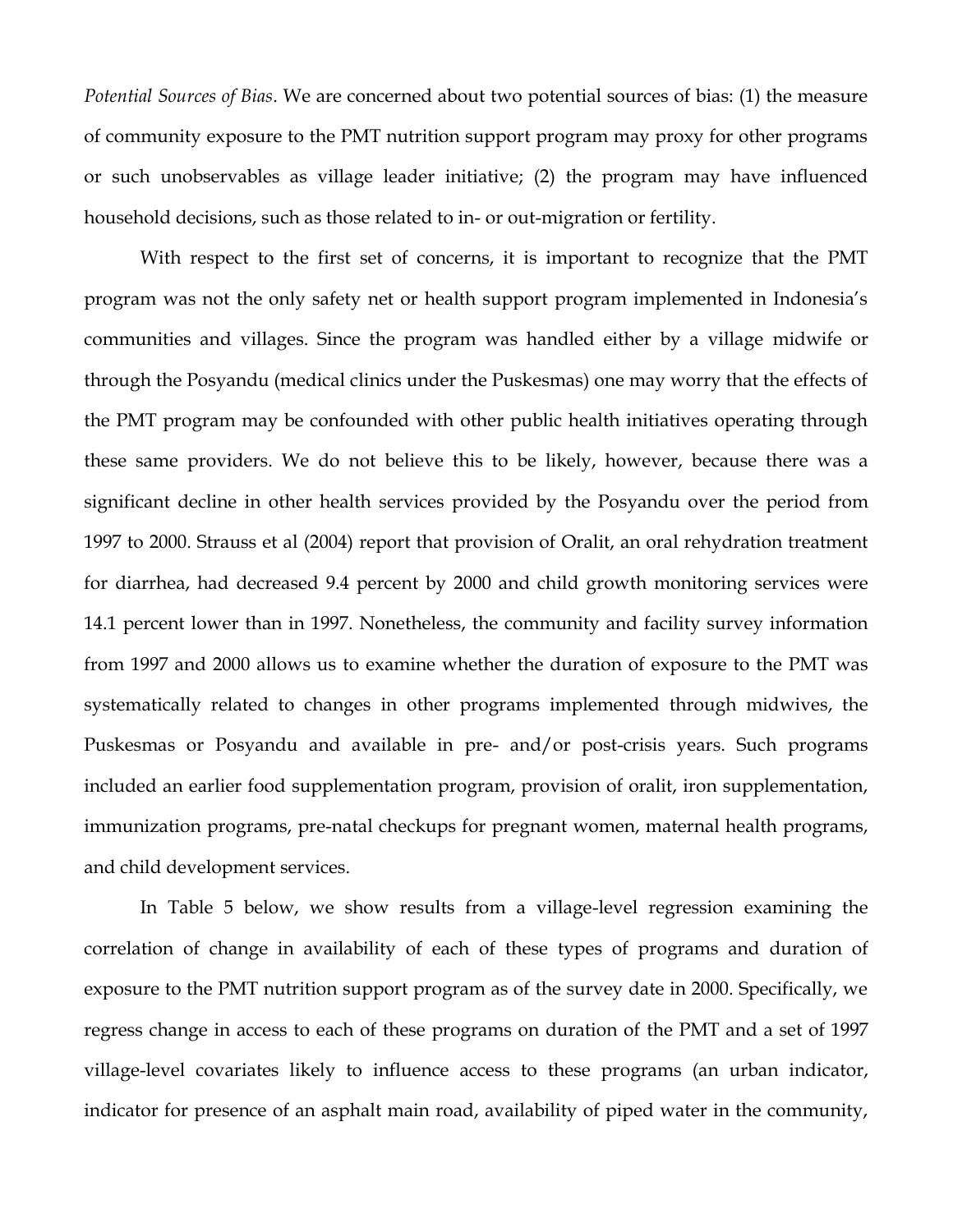*Potential Sources of Bias*. We are concerned about two potential sources of bias: (1) the measure of community exposure to the PMT nutrition support program may proxy for other programs or such unobservables as village leader initiative; (2) the program may have influenced household decisions, such as those related to in- or out-migration or fertility.

With respect to the first set of concerns, it is important to recognize that the PMT program was not the only safety net or health support program implemented in Indonesia's communities and villages. Since the program was handled either by a village midwife or through the Posyandu (medical clinics under the Puskesmas) one may worry that the effects of the PMT program may be confounded with other public health initiatives operating through these same providers. We do not believe this to be likely, however, because there was a significant decline in other health services provided by the Posyandu over the period from 1997 to 2000. Strauss et al (2004) report that provision of Oralit, an oral rehydration treatment for diarrhea, had decreased 9.4 percent by 2000 and child growth monitoring services were 14.1 percent lower than in 1997. Nonetheless, the community and facility survey information from 1997 and 2000 allows us to examine whether the duration of exposure to the PMT was systematically related to changes in other programs implemented through midwives, the Puskesmas or Posyandu and available in pre- and/or post-crisis years. Such programs included an earlier food supplementation program, provision of oralit, iron supplementation, immunization programs, pre-natal checkups for pregnant women, maternal health programs, and child development services.

In Table 5 below, we show results from a village-level regression examining the correlation of change in availability of each of these types of programs and duration of exposure to the PMT nutrition support program as of the survey date in 2000. Specifically, we regress change in access to each of these programs on duration of the PMT and a set of 1997 village-level covariates likely to influence access to these programs (an urban indicator, indicator for presence of an asphalt main road, availability of piped water in the community,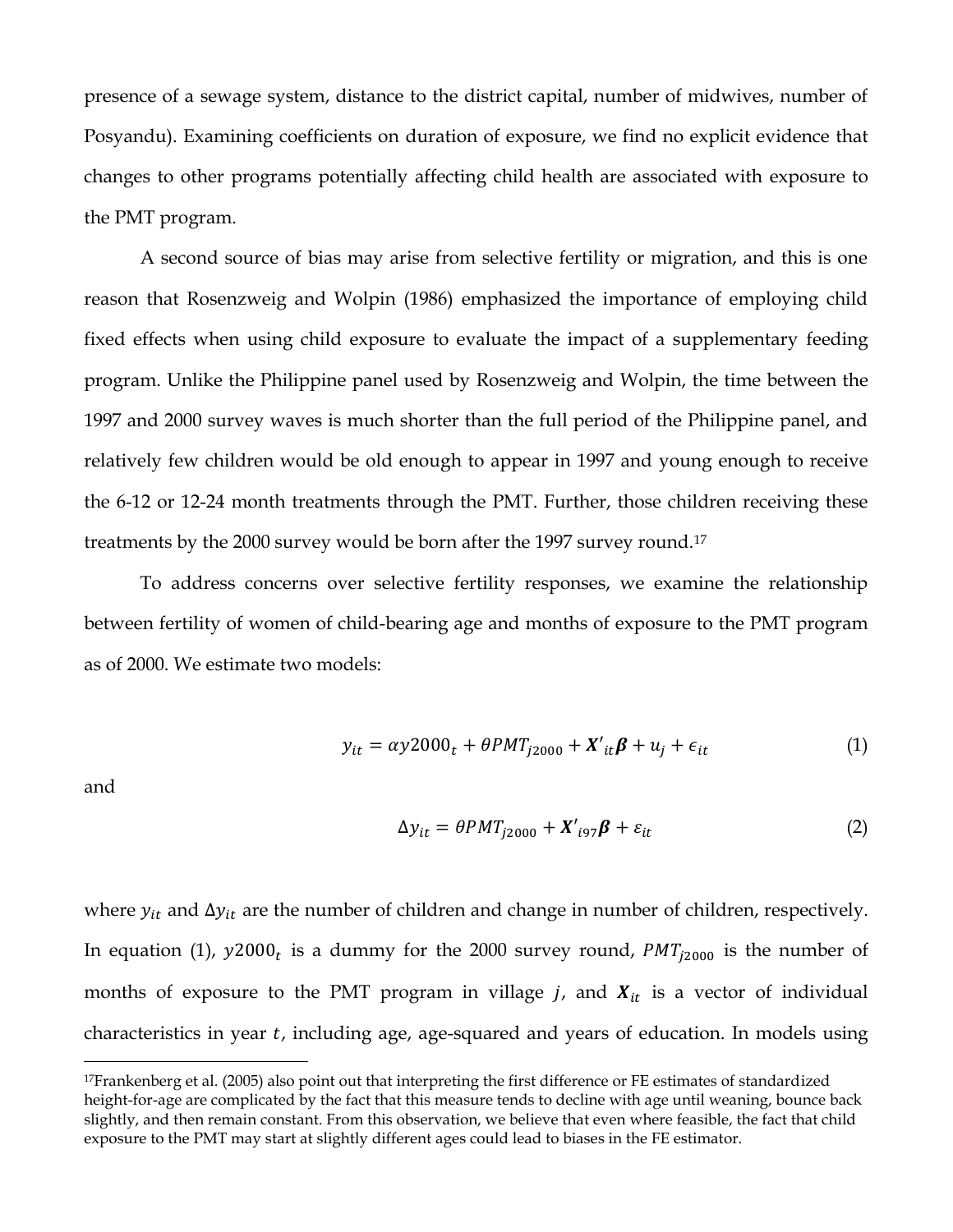presence of a sewage system, distance to the district capital, number of midwives, number of Posyandu). Examining coefficients on duration of exposure, we find no explicit evidence that changes to other programs potentially affecting child health are associated with exposure to the PMT program.

A second source of bias may arise from selective fertility or migration, and this is one reason that Rosenzweig and Wolpin (1986) emphasized the importance of employing child fixed effects when using child exposure to evaluate the impact of a supplementary feeding program. Unlike the Philippine panel used by Rosenzweig and Wolpin, the time between the 1997 and 2000 survey waves is much shorter than the full period of the Philippine panel, and relatively few children would be old enough to appear in 1997 and young enough to receive the 6-12 or 12-24 month treatments through the PMT. Further, those children receiving these treatments by the 2000 survey would be born after the 1997 survey round.[17]

To address concerns over selective fertility responses, we examine the relationship between fertility of women of child-bearing age and months of exposure to the PMT program as of 2000. We estimate two models:

$$y_{it} = \alpha y2000_t + \theta PMT_{j2000} + \boldsymbol{X'}_{it}\boldsymbol{\beta} + u_j + \epsilon_{it} \tag{1}$$

and

$$\Delta y_{it} = \theta PMT_{j2000} + \boldsymbol{X'}_{i97}\boldsymbol{\beta} + \varepsilon_{it} \tag{2}$$

where $y_{it}$ and $\Delta y_{it}$ are the number of children and change in number of children, respectively. In equation (1), $y2000_t$ is a dummy for the 2000 survey round, $PMT_{j2000}$ is the number of months of exposure to the PMT program in village $j$, and $\boldsymbol{X}_{it}$ is a vector of individual characteristics in year $t$, including age, age-squared and years of education. In models using

[17]Frankenberg et al. (2005) also point out that interpreting the first difference or FE estimates of standardized height-for-age are complicated by the fact that this measure tends to decline with age until weaning, bounce back slightly, and then remain constant. From this observation, we believe that even where feasible, the fact that child exposure to the PMT may start at slightly different ages could lead to biases in the FE estimator.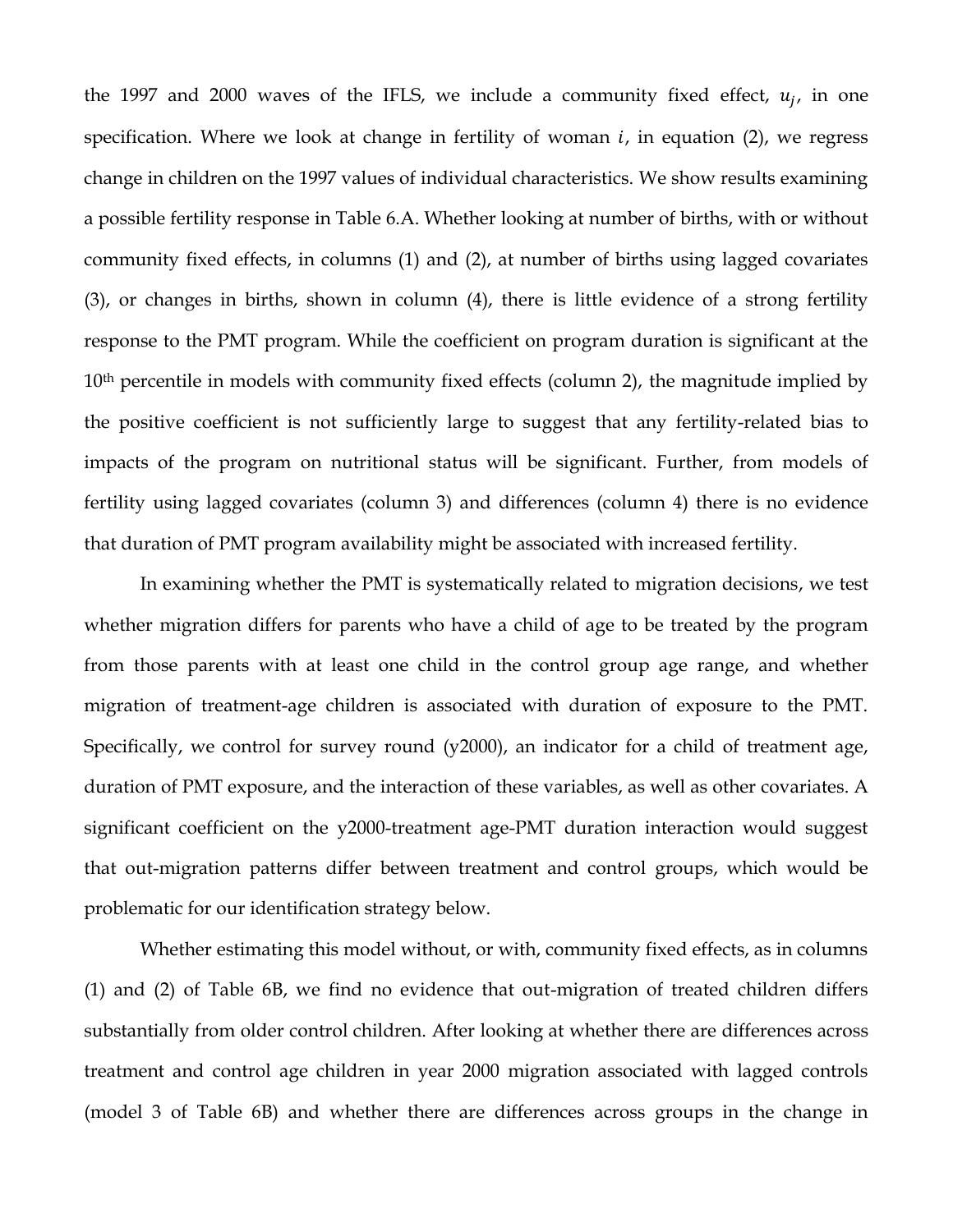the 1997 and 2000 waves of the IFLS, we include a community fixed effect, $u_j$, in one specification. Where we look at change in fertility of woman $i$, in equation (2), we regress change in children on the 1997 values of individual characteristics. We show results examining a possible fertility response in Table 6.A. Whether looking at number of births, with or without community fixed effects, in columns (1) and (2), at number of births using lagged covariates (3), or changes in births, shown in column (4), there is little evidence of a strong fertility response to the PMT program. While the coefficient on program duration is significant at the 10th percentile in models with community fixed effects (column 2), the magnitude implied by the positive coefficient is not sufficiently large to suggest that any fertility-related bias to impacts of the program on nutritional status will be significant. Further, from models of fertility using lagged covariates (column 3) and differences (column 4) there is no evidence that duration of PMT program availability might be associated with increased fertility.

In examining whether the PMT is systematically related to migration decisions, we test whether migration differs for parents who have a child of age to be treated by the program from those parents with at least one child in the control group age range, and whether migration of treatment-age children is associated with duration of exposure to the PMT. Specifically, we control for survey round (y2000), an indicator for a child of treatment age, duration of PMT exposure, and the interaction of these variables, as well as other covariates. A significant coefficient on the y2000-treatment age-PMT duration interaction would suggest that out-migration patterns differ between treatment and control groups, which would be problematic for our identification strategy below.

Whether estimating this model without, or with, community fixed effects, as in columns (1) and (2) of Table 6B, we find no evidence that out-migration of treated children differs substantially from older control children. After looking at whether there are differences across treatment and control age children in year 2000 migration associated with lagged controls (model 3 of Table 6B) and whether there are differences across groups in the change in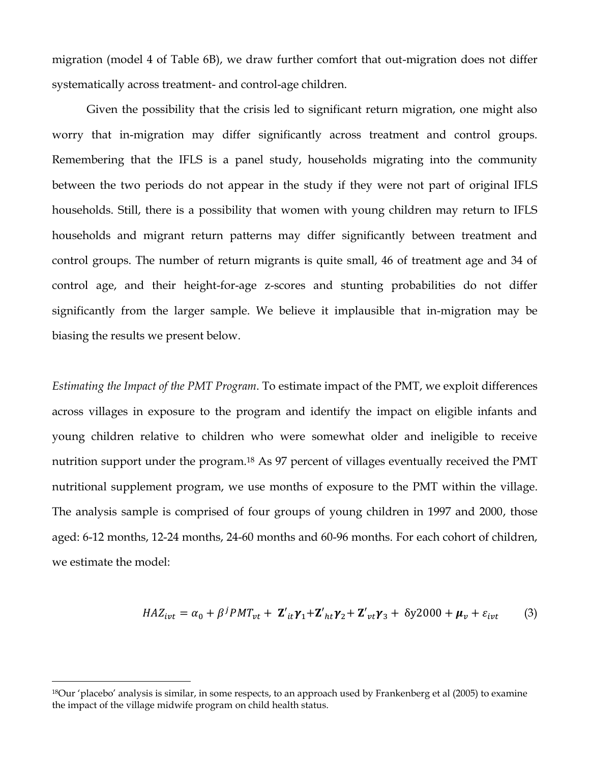migration (model 4 of Table 6B), we draw further comfort that out-migration does not differ systematically across treatment- and control-age children.

Given the possibility that the crisis led to significant return migration, one might also worry that in-migration may differ significantly across treatment and control groups. Remembering that the IFLS is a panel study, households migrating into the community between the two periods do not appear in the study if they were not part of original IFLS households. Still, there is a possibility that women with young children may return to IFLS households and migrant return patterns may differ significantly between treatment and control groups. The number of return migrants is quite small, 46 of treatment age and 34 of control age, and their height-for-age z-scores and stunting probabilities do not differ significantly from the larger sample. We believe it implausible that in-migration may be biasing the results we present below.

*Estimating the Impact of the PMT Program*. To estimate impact of the PMT, we exploit differences across villages in exposure to the program and identify the impact on eligible infants and young children relative to children who were somewhat older and ineligible to receive nutrition support under the program.[18] As 97 percent of villages eventually received the PMT nutritional supplement program, we use months of exposure to the PMT within the village. The analysis sample is comprised of four groups of young children in 1997 and 2000, those aged: 6-12 months, 12-24 months, 24-60 months and 60-96 months. For each cohort of children, we estimate the model:

$$HAZ_{ivt} = \alpha_0 + \beta^j PMT_{vt} + \mathbf{Z}'_{it}\boldsymbol{\gamma}_1 + \mathbf{Z}'_{ht}\boldsymbol{\gamma}_2 + \mathbf{Z}'_{vt}\boldsymbol{\gamma}_3 + \delta y2000 + \boldsymbol{\mu}_v + \varepsilon_{ivt} \qquad (3)$$

---

[18]Our 'placebo' analysis is similar, in some respects, to an approach used by Frankenberg et al (2005) to examine the impact of the village midwife program on child health status.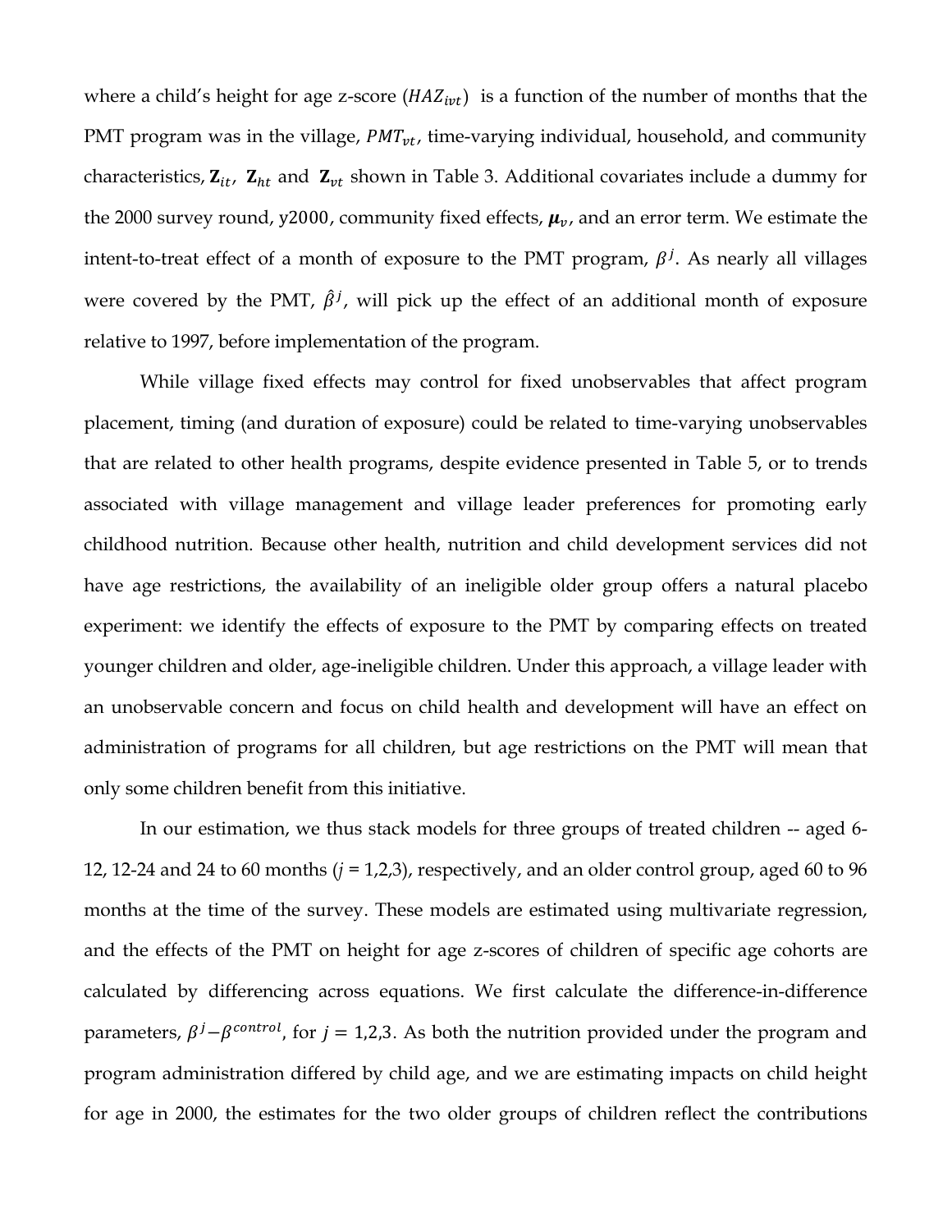where a child's height for age z-score ($HAZ_{ivt}$) is a function of the number of months that the PMT program was in the village, $PMT_{vt}$, time-varying individual, household, and community characteristics, $\mathbf{Z}_{it}$, $\mathbf{Z}_{ht}$ and $\mathbf{Z}_{vt}$ shown in Table 3. Additional covariates include a dummy for the 2000 survey round, $y2000$, community fixed effects, $\boldsymbol{\mu}_v$, and an error term. We estimate the intent-to-treat effect of a month of exposure to the PMT program, $\beta^j$. As nearly all villages were covered by the PMT, $\hat{\beta}^j$, will pick up the effect of an additional month of exposure relative to 1997, before implementation of the program.

While village fixed effects may control for fixed unobservables that affect program placement, timing (and duration of exposure) could be related to time-varying unobservables that are related to other health programs, despite evidence presented in Table 5, or to trends associated with village management and village leader preferences for promoting early childhood nutrition. Because other health, nutrition and child development services did not have age restrictions, the availability of an ineligible older group offers a natural placebo experiment: we identify the effects of exposure to the PMT by comparing effects on treated younger children and older, age-ineligible children. Under this approach, a village leader with an unobservable concern and focus on child health and development will have an effect on administration of programs for all children, but age restrictions on the PMT will mean that only some children benefit from this initiative.

In our estimation, we thus stack models for three groups of treated children -- aged 6-12, 12-24 and 24 to 60 months ($j$ = 1,2,3), respectively, and an older control group, aged 60 to 96 months at the time of the survey. These models are estimated using multivariate regression, and the effects of the PMT on height for age z-scores of children of specific age cohorts are calculated by differencing across equations. We first calculate the difference-in-difference parameters, $\beta^j - \beta^{control}$, for $j$ = 1,2,3. As both the nutrition provided under the program and program administration differed by child age, and we are estimating impacts on child height for age in 2000, the estimates for the two older groups of children reflect the contributions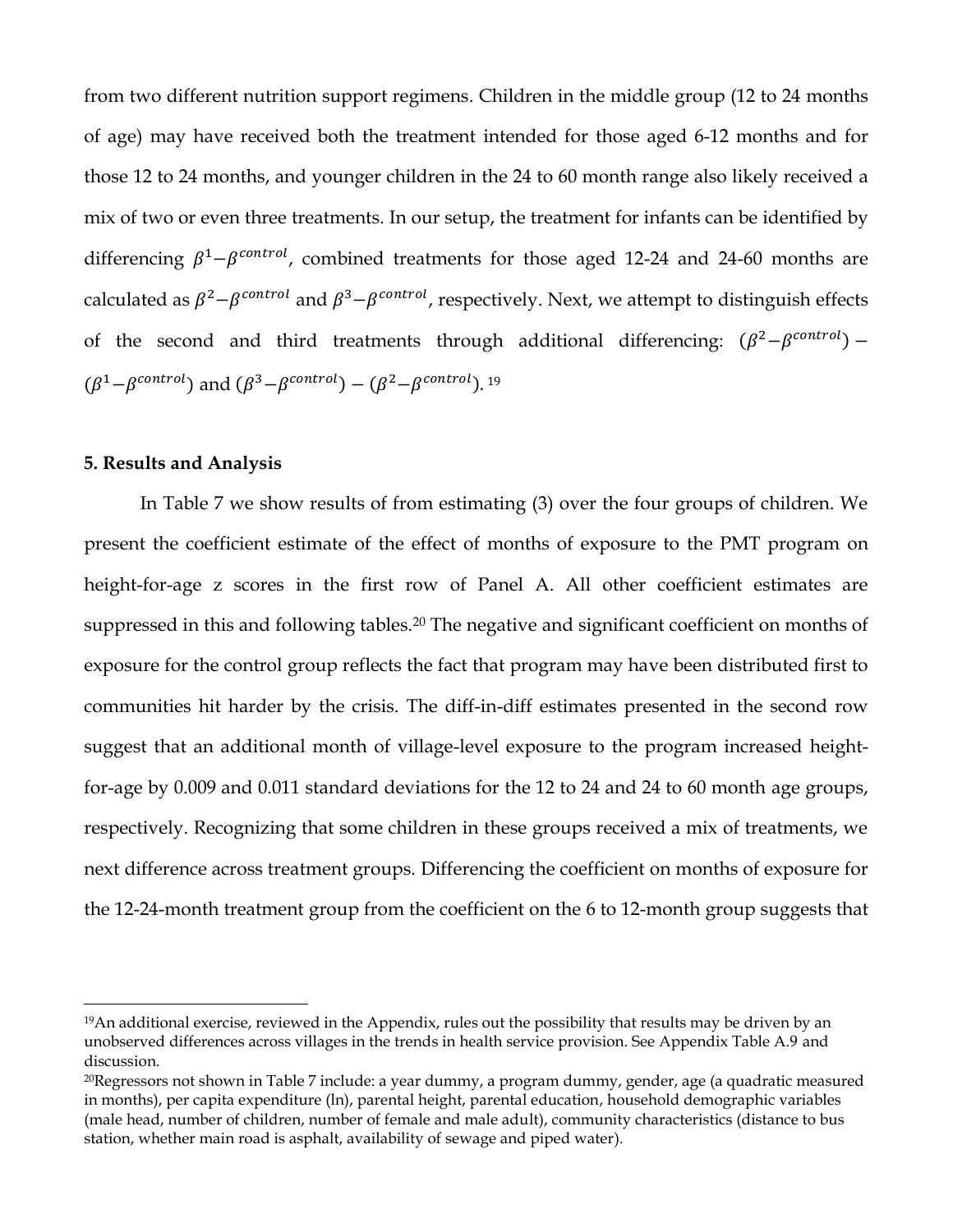from two different nutrition support regimens. Children in the middle group (12 to 24 months of age) may have received both the treatment intended for those aged 6-12 months and for those 12 to 24 months, and younger children in the 24 to 60 month range also likely received a mix of two or even three treatments. In our setup, the treatment for infants can be identified by differencing $\beta^1 - \beta^{control}$, combined treatments for those aged 12-24 and 24-60 months are calculated as $\beta^2 - \beta^{control}$ and $\beta^3 - \beta^{control}$, respectively. Next, we attempt to distinguish effects of the second and third treatments through additional differencing: $(\beta^2 - \beta^{control}) - (\beta^1 - \beta^{control})$ and $(\beta^3 - \beta^{control}) - (\beta^2 - \beta^{control})$.[19]

## 5. Results and Analysis

In Table 7 we show results of from estimating (3) over the four groups of children. We present the coefficient estimate of the effect of months of exposure to the PMT program on height-for-age z scores in the first row of Panel A. All other coefficient estimates are suppressed in this and following tables.[20] The negative and significant coefficient on months of exposure for the control group reflects the fact that program may have been distributed first to communities hit harder by the crisis. The diff-in-diff estimates presented in the second row suggest that an additional month of village-level exposure to the program increased height-for-age by 0.009 and 0.011 standard deviations for the 12 to 24 and 24 to 60 month age groups, respectively. Recognizing that some children in these groups received a mix of treatments, we next difference across treatment groups. Differencing the coefficient on months of exposure for the 12-24-month treatment group from the coefficient on the 6 to 12-month group suggests that

---

[19]An additional exercise, reviewed in the Appendix, rules out the possibility that results may be driven by an unobserved differences across villages in the trends in health service provision. See Appendix Table A.9 and discussion.

[20]Regressors not shown in Table 7 include: a year dummy, a program dummy, gender, age (a quadratic measured in months), per capita expenditure (ln), parental height, parental education, household demographic variables (male head, number of children, number of female and male adult), community characteristics (distance to bus station, whether main road is asphalt, availability of sewage and piped water).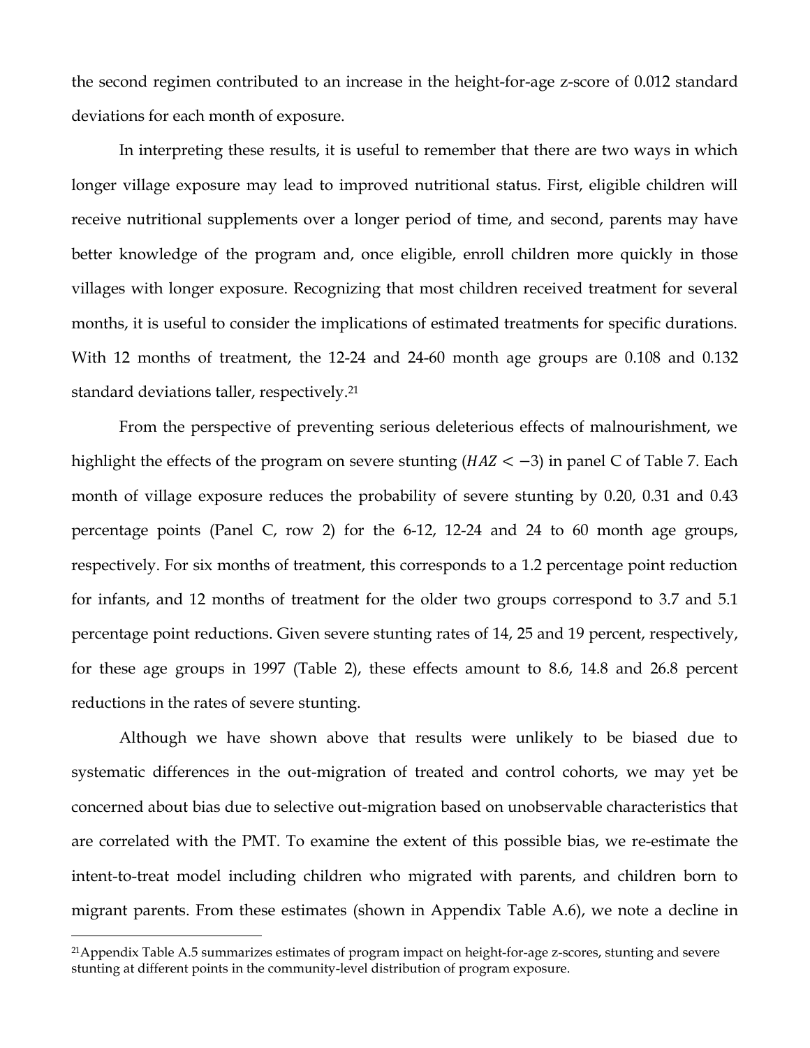the second regimen contributed to an increase in the height-for-age z-score of 0.012 standard deviations for each month of exposure.

In interpreting these results, it is useful to remember that there are two ways in which longer village exposure may lead to improved nutritional status. First, eligible children will receive nutritional supplements over a longer period of time, and second, parents may have better knowledge of the program and, once eligible, enroll children more quickly in those villages with longer exposure. Recognizing that most children received treatment for several months, it is useful to consider the implications of estimated treatments for specific durations. With 12 months of treatment, the 12-24 and 24-60 month age groups are 0.108 and 0.132 standard deviations taller, respectively.[21]

From the perspective of preventing serious deleterious effects of malnourishment, we highlight the effects of the program on severe stunting ($HAZ < -3$) in panel C of Table 7. Each month of village exposure reduces the probability of severe stunting by 0.20, 0.31 and 0.43 percentage points (Panel C, row 2) for the 6-12, 12-24 and 24 to 60 month age groups, respectively. For six months of treatment, this corresponds to a 1.2 percentage point reduction for infants, and 12 months of treatment for the older two groups correspond to 3.7 and 5.1 percentage point reductions. Given severe stunting rates of 14, 25 and 19 percent, respectively, for these age groups in 1997 (Table 2), these effects amount to 8.6, 14.8 and 26.8 percent reductions in the rates of severe stunting.

Although we have shown above that results were unlikely to be biased due to systematic differences in the out-migration of treated and control cohorts, we may yet be concerned about bias due to selective out-migration based on unobservable characteristics that are correlated with the PMT. To examine the extent of this possible bias, we re-estimate the intent-to-treat model including children who migrated with parents, and children born to migrant parents. From these estimates (shown in Appendix Table A.6), we note a decline in

[21] Appendix Table A.5 summarizes estimates of program impact on height-for-age z-scores, stunting and severe stunting at different points in the community-level distribution of program exposure.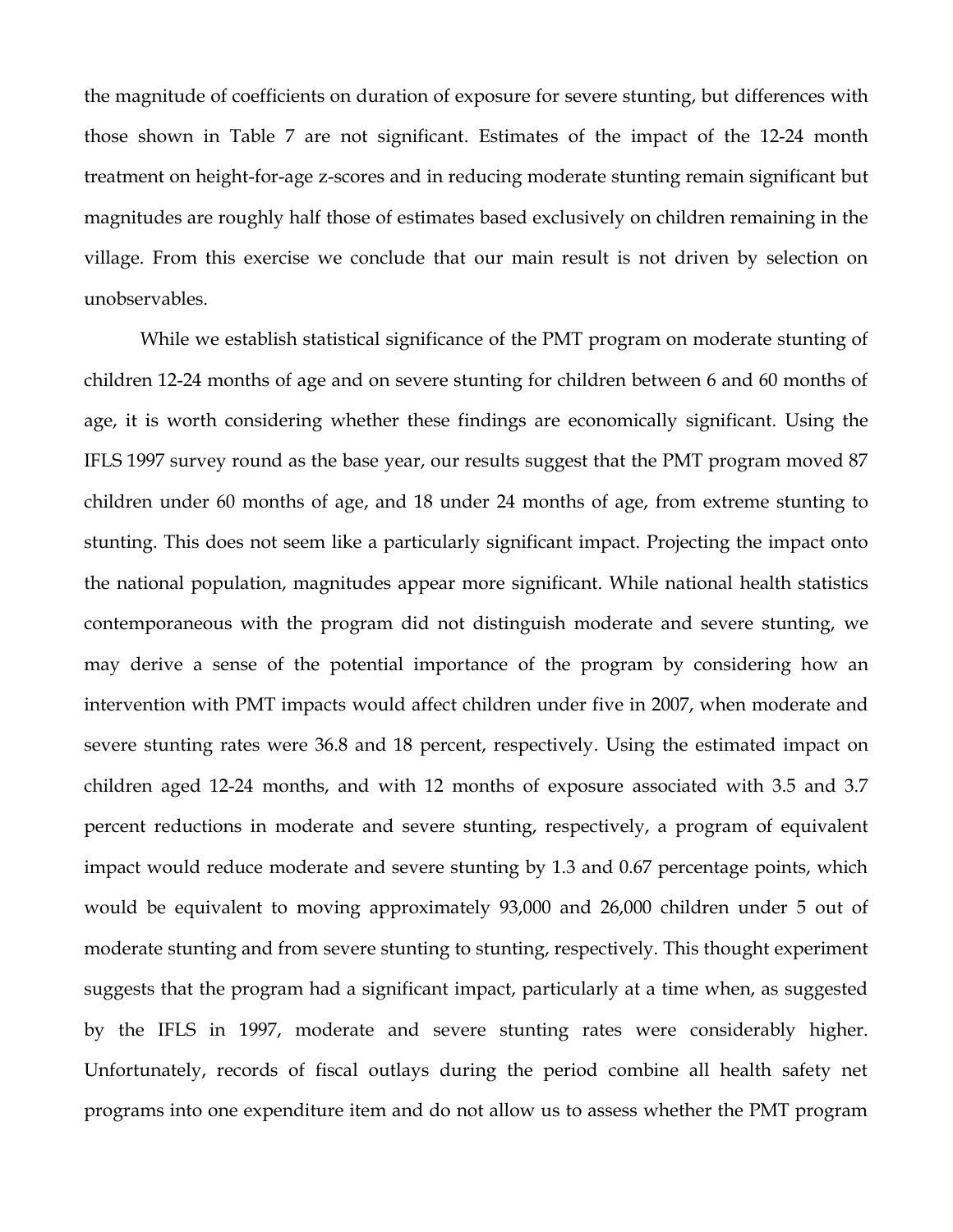the magnitude of coefficients on duration of exposure for severe stunting, but differences with those shown in Table 7 are not significant. Estimates of the impact of the 12-24 month treatment on height-for-age z-scores and in reducing moderate stunting remain significant but magnitudes are roughly half those of estimates based exclusively on children remaining in the village. From this exercise we conclude that our main result is not driven by selection on unobservables.

While we establish statistical significance of the PMT program on moderate stunting of children 12-24 months of age and on severe stunting for children between 6 and 60 months of age, it is worth considering whether these findings are economically significant. Using the IFLS 1997 survey round as the base year, our results suggest that the PMT program moved 87 children under 60 months of age, and 18 under 24 months of age, from extreme stunting to stunting. This does not seem like a particularly significant impact. Projecting the impact onto the national population, magnitudes appear more significant. While national health statistics contemporaneous with the program did not distinguish moderate and severe stunting, we may derive a sense of the potential importance of the program by considering how an intervention with PMT impacts would affect children under five in 2007, when moderate and severe stunting rates were 36.8 and 18 percent, respectively. Using the estimated impact on children aged 12-24 months, and with 12 months of exposure associated with 3.5 and 3.7 percent reductions in moderate and severe stunting, respectively, a program of equivalent impact would reduce moderate and severe stunting by 1.3 and 0.67 percentage points, which would be equivalent to moving approximately 93,000 and 26,000 children under 5 out of moderate stunting and from severe stunting to stunting, respectively. This thought experiment suggests that the program had a significant impact, particularly at a time when, as suggested by the IFLS in 1997, moderate and severe stunting rates were considerably higher. Unfortunately, records of fiscal outlays during the period combine all health safety net programs into one expenditure item and do not allow us to assess whether the PMT program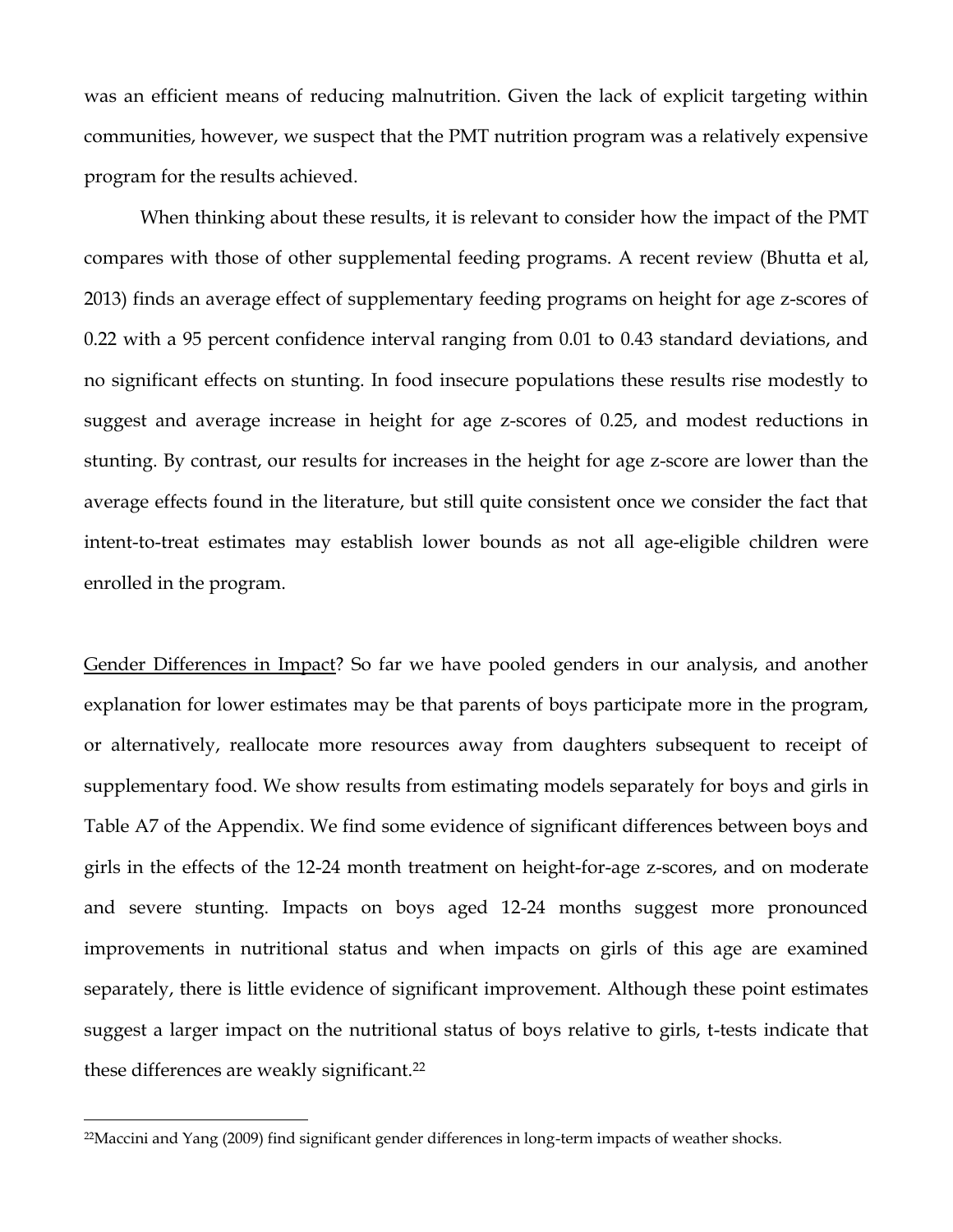was an efficient means of reducing malnutrition. Given the lack of explicit targeting within communities, however, we suspect that the PMT nutrition program was a relatively expensive program for the results achieved.

When thinking about these results, it is relevant to consider how the impact of the PMT compares with those of other supplemental feeding programs. A recent review (Bhutta et al, 2013) finds an average effect of supplementary feeding programs on height for age z-scores of 0.22 with a 95 percent confidence interval ranging from 0.01 to 0.43 standard deviations, and no significant effects on stunting. In food insecure populations these results rise modestly to suggest and average increase in height for age z-scores of 0.25, and modest reductions in stunting. By contrast, our results for increases in the height for age z-score are lower than the average effects found in the literature, but still quite consistent once we consider the fact that intent-to-treat estimates may establish lower bounds as not all age-eligible children were enrolled in the program.

<u>Gender Differences in Impact</u>? So far we have pooled genders in our analysis, and another explanation for lower estimates may be that parents of boys participate more in the program, or alternatively, reallocate more resources away from daughters subsequent to receipt of supplementary food. We show results from estimating models separately for boys and girls in Table A7 of the Appendix. We find some evidence of significant differences between boys and girls in the effects of the 12-24 month treatment on height-for-age z-scores, and on moderate and severe stunting. Impacts on boys aged 12-24 months suggest more pronounced improvements in nutritional status and when impacts on girls of this age are examined separately, there is little evidence of significant improvement. Although these point estimates suggest a larger impact on the nutritional status of boys relative to girls, t-tests indicate that these differences are weakly significant.[22]

[22]Maccini and Yang (2009) find significant gender differences in long-term impacts of weather shocks.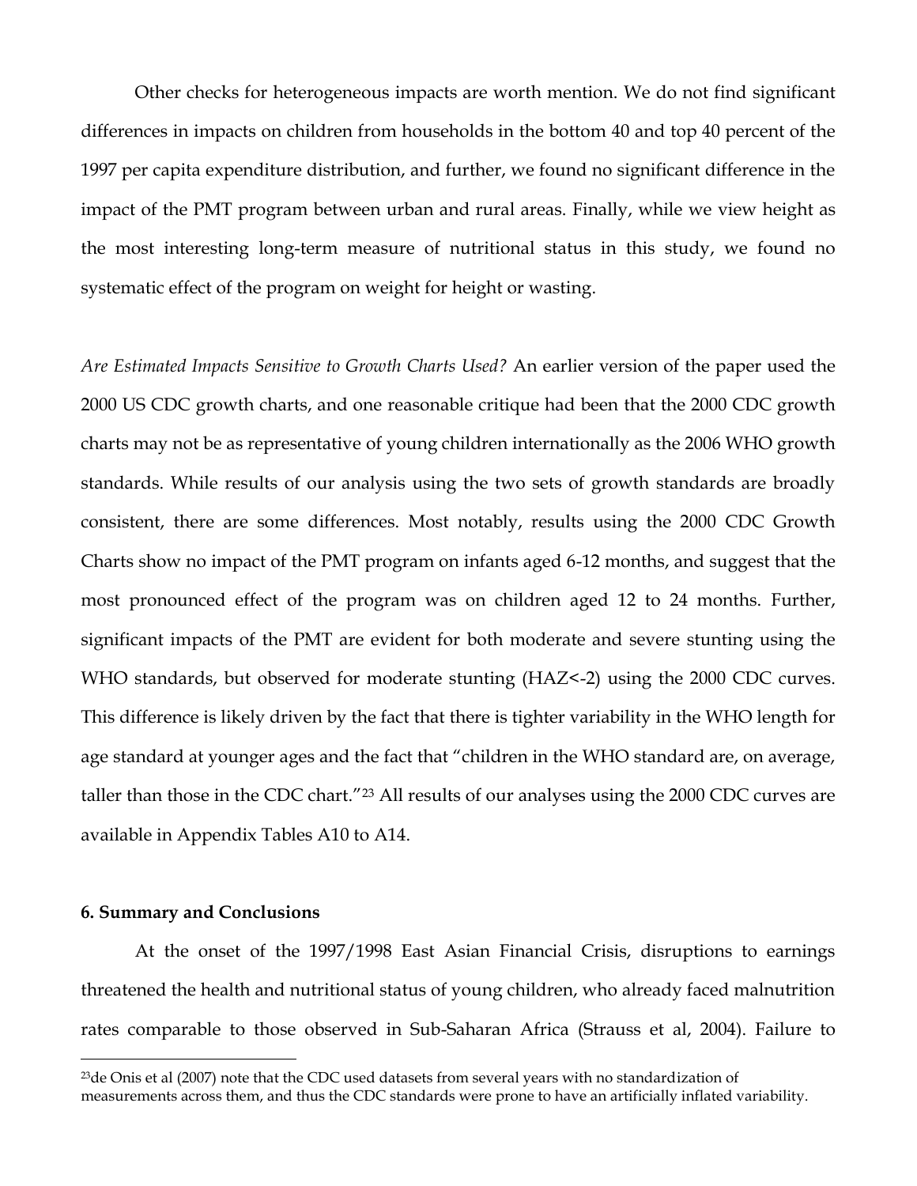Other checks for heterogeneous impacts are worth mention. We do not find significant differences in impacts on children from households in the bottom 40 and top 40 percent of the 1997 per capita expenditure distribution, and further, we found no significant difference in the impact of the PMT program between urban and rural areas. Finally, while we view height as the most interesting long-term measure of nutritional status in this study, we found no systematic effect of the program on weight for height or wasting.

*Are Estimated Impacts Sensitive to Growth Charts Used?* An earlier version of the paper used the 2000 US CDC growth charts, and one reasonable critique had been that the 2000 CDC growth charts may not be as representative of young children internationally as the 2006 WHO growth standards. While results of our analysis using the two sets of growth standards are broadly consistent, there are some differences. Most notably, results using the 2000 CDC Growth Charts show no impact of the PMT program on infants aged 6-12 months, and suggest that the most pronounced effect of the program was on children aged 12 to 24 months. Further, significant impacts of the PMT are evident for both moderate and severe stunting using the WHO standards, but observed for moderate stunting (HAZ<-2) using the 2000 CDC curves. This difference is likely driven by the fact that there is tighter variability in the WHO length for age standard at younger ages and the fact that "children in the WHO standard are, on average, taller than those in the CDC chart."[23] All results of our analyses using the 2000 CDC curves are available in Appendix Tables A10 to A14.

## 6. Summary and Conclusions

At the onset of the 1997/1998 East Asian Financial Crisis, disruptions to earnings threatened the health and nutritional status of young children, who already faced malnutrition rates comparable to those observed in Sub-Saharan Africa (Strauss et al, 2004). Failure to

[23] de Onis et al (2007) note that the CDC used datasets from several years with no standardization of measurements across them, and thus the CDC standards were prone to have an artificially inflated variability.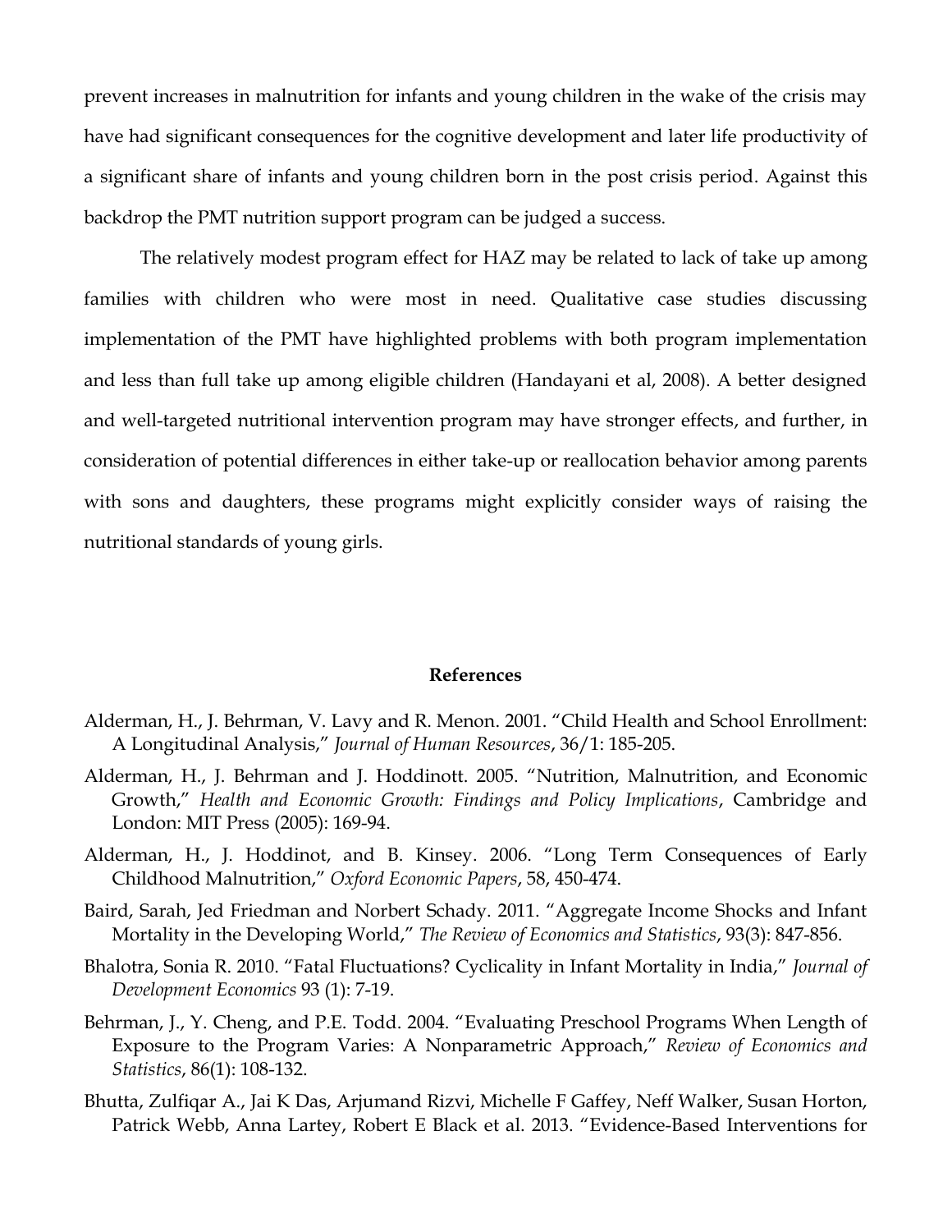prevent increases in malnutrition for infants and young children in the wake of the crisis may have had significant consequences for the cognitive development and later life productivity of a significant share of infants and young children born in the post crisis period. Against this backdrop the PMT nutrition support program can be judged a success.

The relatively modest program effect for HAZ may be related to lack of take up among families with children who were most in need. Qualitative case studies discussing implementation of the PMT have highlighted problems with both program implementation and less than full take up among eligible children (Handayani et al, 2008). A better designed and well-targeted nutritional intervention program may have stronger effects, and further, in consideration of potential differences in either take-up or reallocation behavior among parents with sons and daughters, these programs might explicitly consider ways of raising the nutritional standards of young girls.

## References

Alderman, H., J. Behrman, V. Lavy and R. Menon. 2001. "Child Health and School Enrollment: A Longitudinal Analysis," *Journal of Human Resources*, 36/1: 185-205.

Alderman, H., J. Behrman and J. Hoddinott. 2005. "Nutrition, Malnutrition, and Economic Growth," *Health and Economic Growth: Findings and Policy Implications*, Cambridge and London: MIT Press (2005): 169-94.

Alderman, H., J. Hoddinot, and B. Kinsey. 2006. "Long Term Consequences of Early Childhood Malnutrition," *Oxford Economic Papers*, 58, 450-474.

Baird, Sarah, Jed Friedman and Norbert Schady. 2011. "Aggregate Income Shocks and Infant Mortality in the Developing World," *The Review of Economics and Statistics*, 93(3): 847-856.

Bhalotra, Sonia R. 2010. "Fatal Fluctuations? Cyclicality in Infant Mortality in India," *Journal of Development Economics* 93 (1): 7-19.

Behrman, J., Y. Cheng, and P.E. Todd. 2004. "Evaluating Preschool Programs When Length of Exposure to the Program Varies: A Nonparametric Approach," *Review of Economics and Statistics*, 86(1): 108-132.

Bhutta, Zulfiqar A., Jai K Das, Arjumand Rizvi, Michelle F Gaffey, Neff Walker, Susan Horton, Patrick Webb, Anna Lartey, Robert E Black et al. 2013. "Evidence-Based Interventions for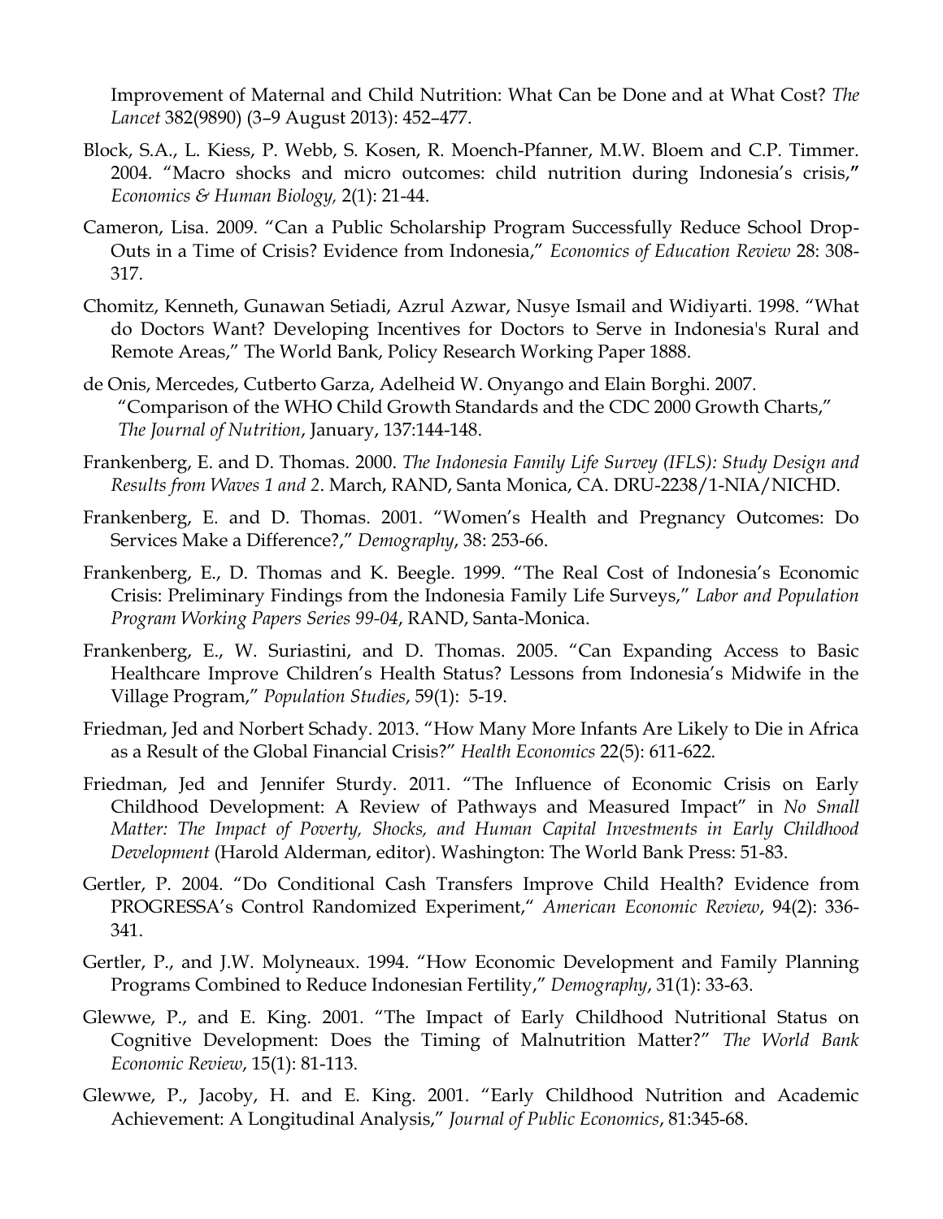Improvement of Maternal and Child Nutrition: What Can be Done and at What Cost? *The Lancet* 382(9890) (3–9 August 2013): 452–477.

Block, S.A., L. Kiess, P. Webb, S. Kosen, R. Moench-Pfanner, M.W. Bloem and C.P. Timmer. 2004. "Macro shocks and micro outcomes: child nutrition during Indonesia's crisis," *Economics & Human Biology,* 2(1): 21-44.

Cameron, Lisa. 2009. "Can a Public Scholarship Program Successfully Reduce School Drop-Outs in a Time of Crisis? Evidence from Indonesia," *Economics of Education Review* 28: 308-317.

Chomitz, Kenneth, Gunawan Setiadi, Azrul Azwar, Nusye Ismail and Widiyarti. 1998. "What do Doctors Want? Developing Incentives for Doctors to Serve in Indonesia's Rural and Remote Areas," The World Bank, Policy Research Working Paper 1888.

de Onis, Mercedes, Cutberto Garza, Adelheid W. Onyango and Elain Borghi. 2007. "Comparison of the WHO Child Growth Standards and the CDC 2000 Growth Charts," *The Journal of Nutrition*, January, 137:144-148.

Frankenberg, E. and D. Thomas. 2000. *The Indonesia Family Life Survey (IFLS): Study Design and Results from Waves 1 and 2*. March, RAND, Santa Monica, CA. DRU-2238/1-NIA/NICHD.

Frankenberg, E. and D. Thomas. 2001. "Women's Health and Pregnancy Outcomes: Do Services Make a Difference?," *Demography*, 38: 253-66.

Frankenberg, E., D. Thomas and K. Beegle. 1999. "The Real Cost of Indonesia's Economic Crisis: Preliminary Findings from the Indonesia Family Life Surveys," *Labor and Population Program Working Papers Series 99-04*, RAND, Santa-Monica.

Frankenberg, E., W. Suriastini, and D. Thomas. 2005. "Can Expanding Access to Basic Healthcare Improve Children's Health Status? Lessons from Indonesia's Midwife in the Village Program," *Population Studies*, 59(1): 5-19.

Friedman, Jed and Norbert Schady. 2013. "How Many More Infants Are Likely to Die in Africa as a Result of the Global Financial Crisis?" *Health Economics* 22(5): 611-622.

Friedman, Jed and Jennifer Sturdy. 2011. "The Influence of Economic Crisis on Early Childhood Development: A Review of Pathways and Measured Impact" in *No Small Matter: The Impact of Poverty, Shocks, and Human Capital Investments in Early Childhood Development* (Harold Alderman, editor). Washington: The World Bank Press: 51-83.

Gertler, P. 2004. "Do Conditional Cash Transfers Improve Child Health? Evidence from PROGRESSA's Control Randomized Experiment," *American Economic Review*, 94(2): 336-341.

Gertler, P., and J.W. Molyneaux. 1994. "How Economic Development and Family Planning Programs Combined to Reduce Indonesian Fertility," *Demography*, 31(1): 33-63.

Glewwe, P., and E. King. 2001. "The Impact of Early Childhood Nutritional Status on Cognitive Development: Does the Timing of Malnutrition Matter?" *The World Bank Economic Review*, 15(1): 81-113.

Glewwe, P., Jacoby, H. and E. King. 2001. "Early Childhood Nutrition and Academic Achievement: A Longitudinal Analysis," *Journal of Public Economics*, 81:345-68.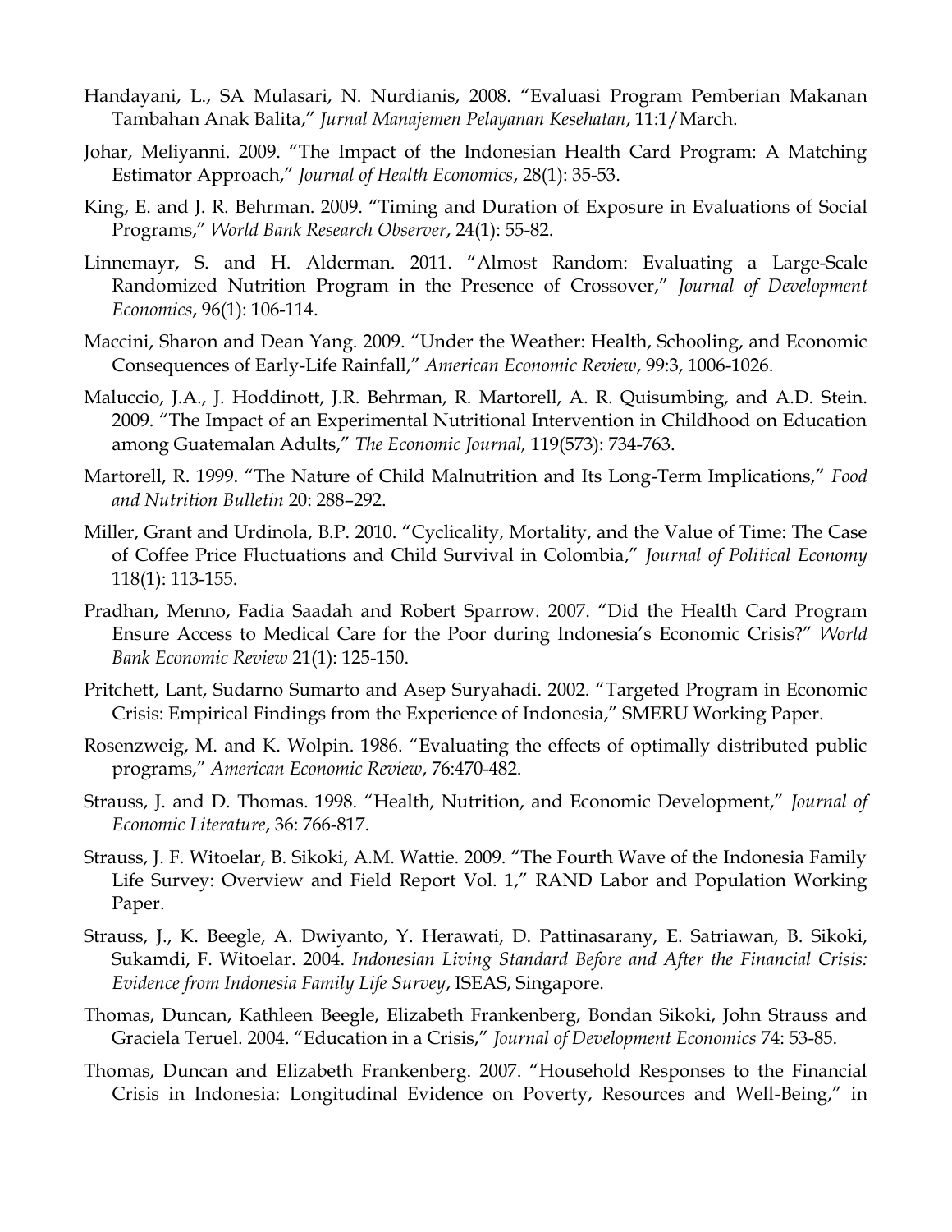Handayani, L., SA Mulasari, N. Nurdianis, 2008. "Evaluasi Program Pemberian Makanan Tambahan Anak Balita," *Jurnal Manajemen Pelayanan Kesehatan*, 11:1/March.

Johar, Meliyanni. 2009. "The Impact of the Indonesian Health Card Program: A Matching Estimator Approach," *Journal of Health Economics*, 28(1): 35-53.

King, E. and J. R. Behrman. 2009. "Timing and Duration of Exposure in Evaluations of Social Programs," *World Bank Research Observer*, 24(1): 55-82.

Linnemayr, S. and H. Alderman. 2011. "Almost Random: Evaluating a Large-Scale Randomized Nutrition Program in the Presence of Crossover," *Journal of Development Economics*, 96(1): 106-114.

Maccini, Sharon and Dean Yang. 2009. "Under the Weather: Health, Schooling, and Economic Consequences of Early-Life Rainfall," *American Economic Review*, 99:3, 1006-1026.

Maluccio, J.A., J. Hoddinott, J.R. Behrman, R. Martorell, A. R. Quisumbing, and A.D. Stein. 2009. "The Impact of an Experimental Nutritional Intervention in Childhood on Education among Guatemalan Adults," *The Economic Journal,* 119(573): 734-763.

Martorell, R. 1999. "The Nature of Child Malnutrition and Its Long-Term Implications," *Food and Nutrition Bulletin* 20: 288–292.

Miller, Grant and Urdinola, B.P. 2010. "Cyclicality, Mortality, and the Value of Time: The Case of Coffee Price Fluctuations and Child Survival in Colombia," *Journal of Political Economy* 118(1): 113-155.

Pradhan, Menno, Fadia Saadah and Robert Sparrow. 2007. "Did the Health Card Program Ensure Access to Medical Care for the Poor during Indonesia's Economic Crisis?" *World Bank Economic Review* 21(1): 125-150.

Pritchett, Lant, Sudarno Sumarto and Asep Suryahadi. 2002. "Targeted Program in Economic Crisis: Empirical Findings from the Experience of Indonesia," SMERU Working Paper.

Rosenzweig, M. and K. Wolpin. 1986. "Evaluating the effects of optimally distributed public programs," *American Economic Review*, 76:470-482.

Strauss, J. and D. Thomas. 1998. "Health, Nutrition, and Economic Development," *Journal of Economic Literature*, 36: 766-817.

Strauss, J. F. Witoelar, B. Sikoki, A.M. Wattie. 2009. "The Fourth Wave of the Indonesia Family Life Survey: Overview and Field Report Vol. 1," RAND Labor and Population Working Paper.

Strauss, J., K. Beegle, A. Dwiyanto, Y. Herawati, D. Pattinasarany, E. Satriawan, B. Sikoki, Sukamdi, F. Witoelar. 2004. *Indonesian Living Standard Before and After the Financial Crisis: Evidence from Indonesia Family Life Survey*, ISEAS, Singapore.

Thomas, Duncan, Kathleen Beegle, Elizabeth Frankenberg, Bondan Sikoki, John Strauss and Graciela Teruel. 2004. "Education in a Crisis," *Journal of Development Economics* 74: 53-85.

Thomas, Duncan and Elizabeth Frankenberg. 2007. "Household Responses to the Financial Crisis in Indonesia: Longitudinal Evidence on Poverty, Resources and Well-Being," in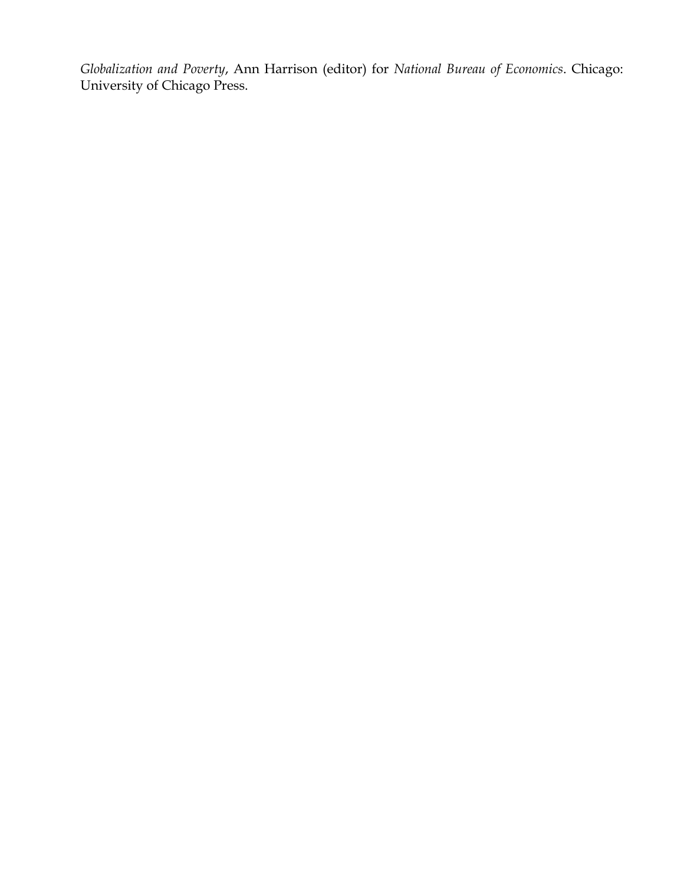*Globalization and Poverty*, Ann Harrison (editor) for *National Bureau of Economics*. Chicago: University of Chicago Press.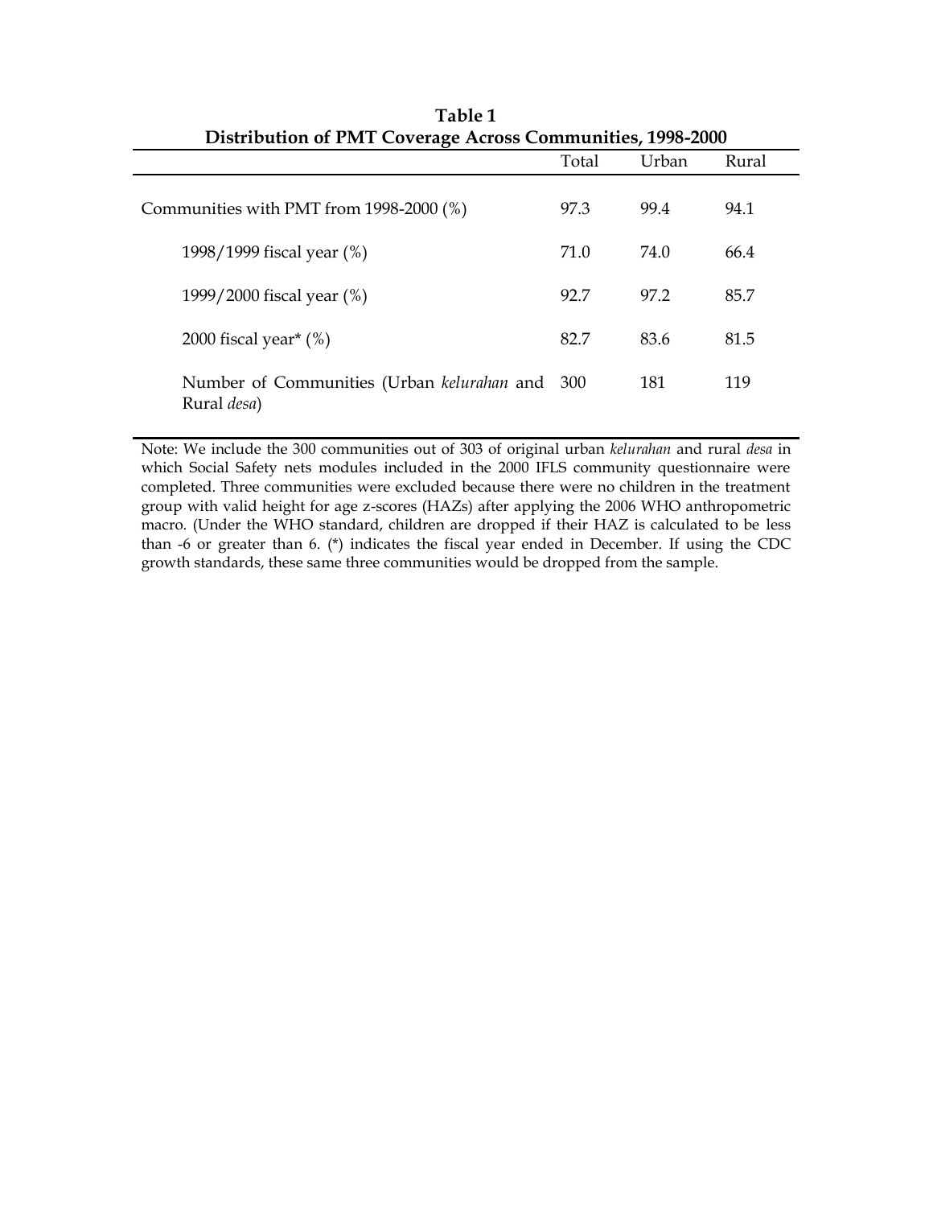**Table 1**
**Distribution of PMT Coverage Across Communities, 1998-2000**

| | Total | Urban | Rural |
|---|---|---|---|
| Communities with PMT from 1998-2000 (%) | 97.3 | 99.4 | 94.1 |
| 1998/1999 fiscal year (%) | 71.0 | 74.0 | 66.4 |
| 1999/2000 fiscal year (%) | 92.7 | 97.2 | 85.7 |
| 2000 fiscal year* (%) | 82.7 | 83.6 | 81.5 |
| Number of Communities (Urban *kelurahan* and Rural *desa*) | 300 | 181 | 119 |

Note: We include the 300 communities out of 303 of original urban *kelurahan* and rural *desa* in which Social Safety nets modules included in the 2000 IFLS community questionnaire were completed. Three communities were excluded because there were no children in the treatment group with valid height for age z-scores (HAZs) after applying the 2006 WHO anthropometric macro. (Under the WHO standard, children are dropped if their HAZ is calculated to be less than -6 or greater than 6. (*) indicates the fiscal year ended in December. If using the CDC growth standards, these same three communities would be dropped from the sample.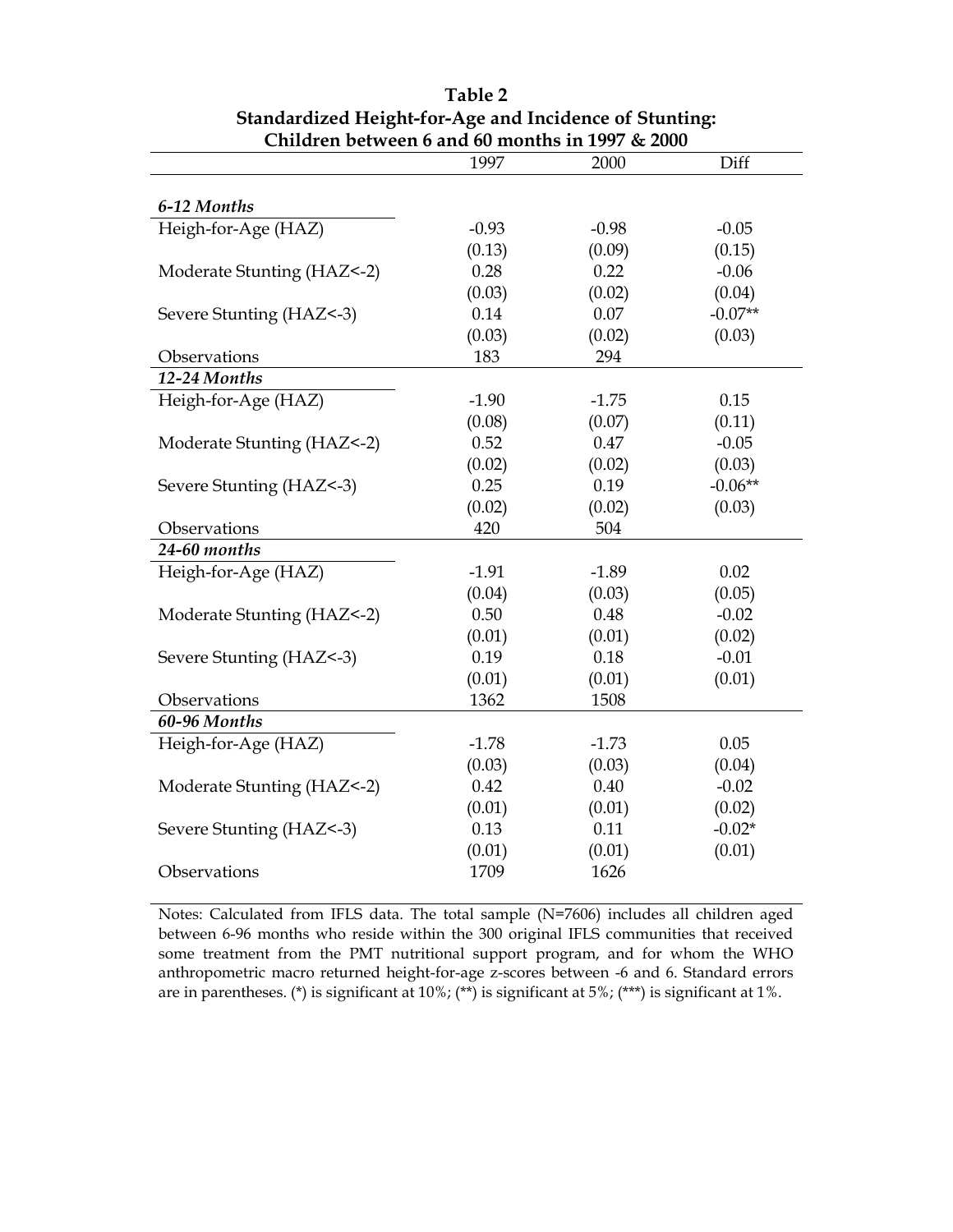**Table 2**
**Standardized Height-for-Age and Incidence of Stunting:**
**Children between 6 and 60 months in 1997 & 2000**

| | 1997 | 2000 | Diff |
|---|---|---|---|
| ***6-12 Months*** | | | |
| Heigh-for-Age (HAZ) | -0.93 | -0.98 | -0.05 |
| | (0.13) | (0.09) | (0.15) |
| Moderate Stunting (HAZ<-2) | 0.28 | 0.22 | -0.06 |
| | (0.03) | (0.02) | (0.04) |
| Severe Stunting (HAZ<-3) | 0.14 | 0.07 | -0.07** |
| | (0.03) | (0.02) | (0.03) |
| Observations | 183 | 294 | |
| ***12-24 Months*** | | | |
| Heigh-for-Age (HAZ) | -1.90 | -1.75 | 0.15 |
| | (0.08) | (0.07) | (0.11) |
| Moderate Stunting (HAZ<-2) | 0.52 | 0.47 | -0.05 |
| | (0.02) | (0.02) | (0.03) |
| Severe Stunting (HAZ<-3) | 0.25 | 0.19 | -0.06** |
| | (0.02) | (0.02) | (0.03) |
| Observations | 420 | 504 | |
| ***24-60 months*** | | | |
| Heigh-for-Age (HAZ) | -1.91 | -1.89 | 0.02 |
| | (0.04) | (0.03) | (0.05) |
| Moderate Stunting (HAZ<-2) | 0.50 | 0.48 | -0.02 |
| | (0.01) | (0.01) | (0.02) |
| Severe Stunting (HAZ<-3) | 0.19 | 0.18 | -0.01 |
| | (0.01) | (0.01) | (0.01) |
| Observations | 1362 | 1508 | |
| ***60-96 Months*** | | | |
| Heigh-for-Age (HAZ) | -1.78 | -1.73 | 0.05 |
| | (0.03) | (0.03) | (0.04) |
| Moderate Stunting (HAZ<-2) | 0.42 | 0.40 | -0.02 |
| | (0.01) | (0.01) | (0.02) |
| Severe Stunting (HAZ<-3) | 0.13 | 0.11 | -0.02* |
| | (0.01) | (0.01) | (0.01) |
| Observations | 1709 | 1626 | |

Notes: Calculated from IFLS data. The total sample (N=7606) includes all children aged between 6-96 months who reside within the 300 original IFLS communities that received some treatment from the PMT nutritional support program, and for whom the WHO anthropometric macro returned height-for-age z-scores between -6 and 6. Standard errors are in parentheses. (*) is significant at 10%; (**) is significant at 5%; (***) is significant at 1%.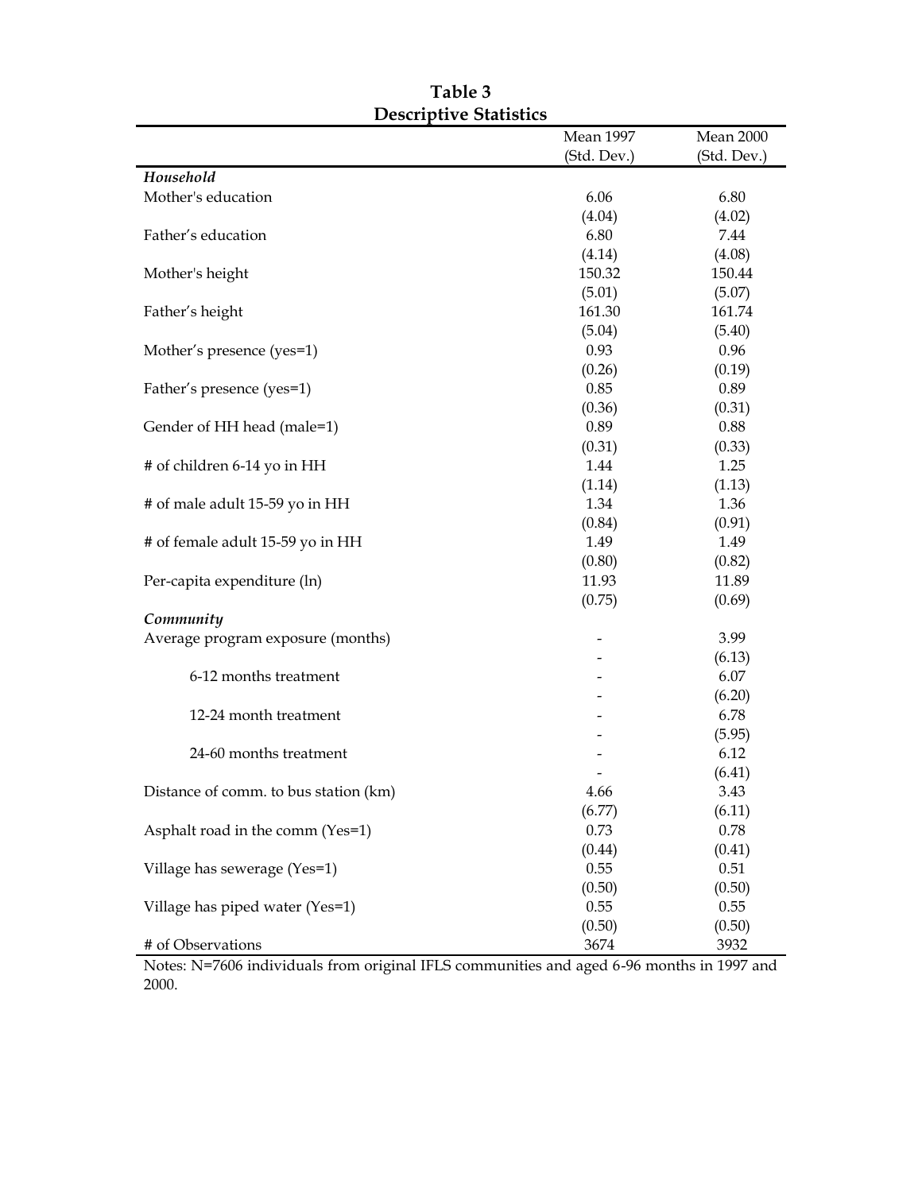# Table 3
## Descriptive Statistics

| | Mean 1997 (Std. Dev.) | Mean 2000 (Std. Dev.) |
|---|---|---|
| ***Household*** | | |
| Mother's education | 6.06 | 6.80 |
| | (4.04) | (4.02) |
| Father's education | 6.80 | 7.44 |
| | (4.14) | (4.08) |
| Mother's height | 150.32 | 150.44 |
| | (5.01) | (5.07) |
| Father's height | 161.30 | 161.74 |
| | (5.04) | (5.40) |
| Mother's presence (yes=1) | 0.93 | 0.96 |
| | (0.26) | (0.19) |
| Father's presence (yes=1) | 0.85 | 0.89 |
| | (0.36) | (0.31) |
| Gender of HH head (male=1) | 0.89 | 0.88 |
| | (0.31) | (0.33) |
| # of children 6-14 yo in HH | 1.44 | 1.25 |
| | (1.14) | (1.13) |
| # of male adult 15-59 yo in HH | 1.34 | 1.36 |
| | (0.84) | (0.91) |
| # of female adult 15-59 yo in HH | 1.49 | 1.49 |
| | (0.80) | (0.82) |
| Per-capita expenditure (ln) | 11.93 | 11.89 |
| | (0.75) | (0.69) |
| ***Community*** | | |
| Average program exposure (months) | - | 3.99 |
| | - | (6.13) |
| 6-12 months treatment | - | 6.07 |
| | - | (6.20) |
| 12-24 month treatment | - | 6.78 |
| | - | (5.95) |
| 24-60 months treatment | - | 6.12 |
| | - | (6.41) |
| Distance of comm. to bus station (km) | 4.66 | 3.43 |
| | (6.77) | (6.11) |
| Asphalt road in the comm (Yes=1) | 0.73 | 0.78 |
| | (0.44) | (0.41) |
| Village has sewerage (Yes=1) | 0.55 | 0.51 |
| | (0.50) | (0.50) |
| Village has piped water (Yes=1) | 0.55 | 0.55 |
| | (0.50) | (0.50) |
| # of Observations | 3674 | 3932 |

Notes: N=7606 individuals from original IFLS communities and aged 6-96 months in 1997 and 2000.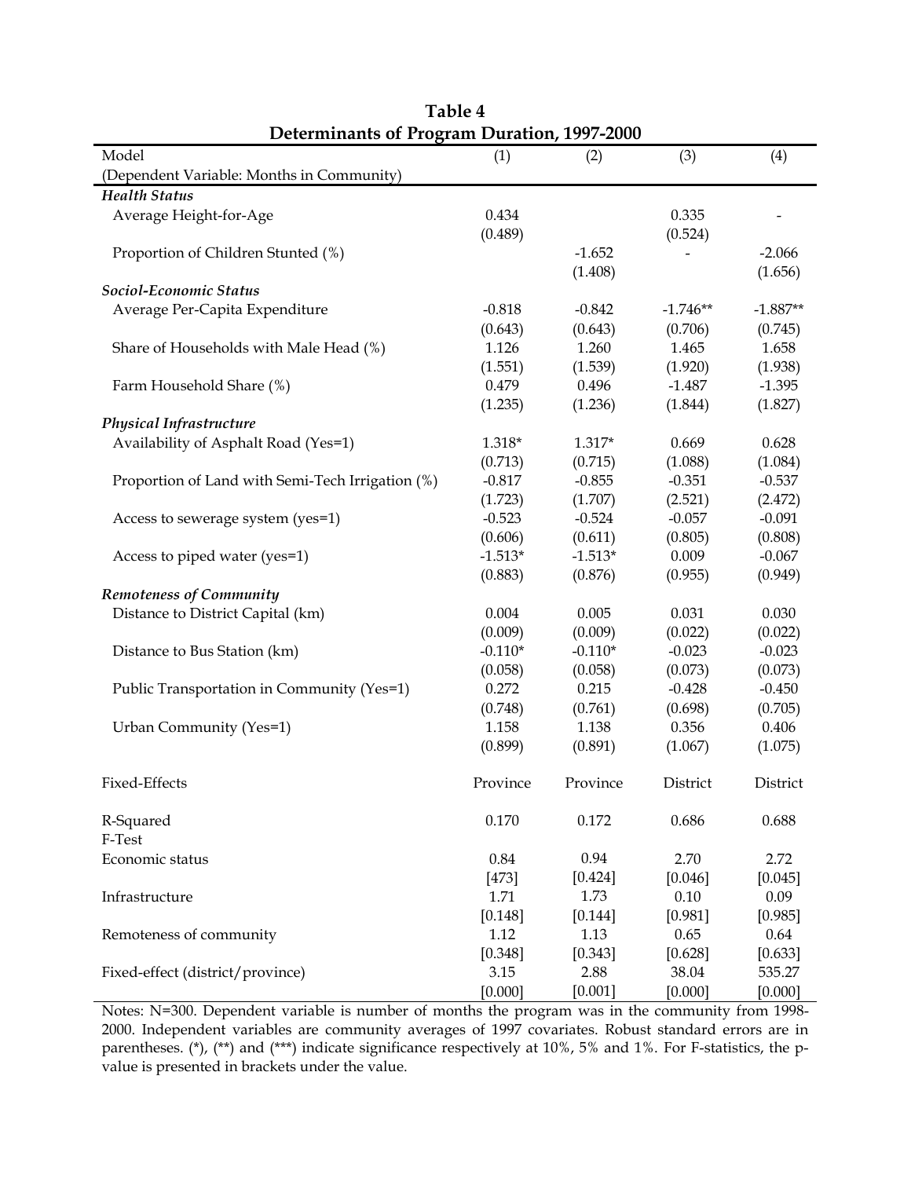**Table 4**
**Determinants of Program Duration, 1997-2000**

| Model (Dependent Variable: Months in Community) | (1) | (2) | (3) | (4) |
|---|---|---|---|---|
| ***Health Status*** | | | | |
| Average Height-for-Age | 0.434 | | 0.335 | - |
| | (0.489) | | (0.524) | |
| Proportion of Children Stunted (%) | | -1.652 | - | -2.066 |
| | | (1.408) | | (1.656) |
| ***Sociol-Economic Status*** | | | | |
| Average Per-Capita Expenditure | -0.818 | -0.842 | -1.746** | -1.887** |
| | (0.643) | (0.643) | (0.706) | (0.745) |
| Share of Households with Male Head (%) | 1.126 | 1.260 | 1.465 | 1.658 |
| | (1.551) | (1.539) | (1.920) | (1.938) |
| Farm Household Share (%) | 0.479 | 0.496 | -1.487 | -1.395 |
| | (1.235) | (1.236) | (1.844) | (1.827) |
| ***Physical Infrastructure*** | | | | |
| Availability of Asphalt Road (Yes=1) | 1.318* | 1.317* | 0.669 | 0.628 |
| | (0.713) | (0.715) | (1.088) | (1.084) |
| Proportion of Land with Semi-Tech Irrigation (%) | -0.817 | -0.855 | -0.351 | -0.537 |
| | (1.723) | (1.707) | (2.521) | (2.472) |
| Access to sewerage system (yes=1) | -0.523 | -0.524 | -0.057 | -0.091 |
| | (0.606) | (0.611) | (0.805) | (0.808) |
| Access to piped water (yes=1) | -1.513* | -1.513* | 0.009 | -0.067 |
| | (0.883) | (0.876) | (0.955) | (0.949) |
| ***Remoteness of Community*** | | | | |
| Distance to District Capital (km) | 0.004 | 0.005 | 0.031 | 0.030 |
| | (0.009) | (0.009) | (0.022) | (0.022) |
| Distance to Bus Station (km) | -0.110* | -0.110* | -0.023 | -0.023 |
| | (0.058) | (0.058) | (0.073) | (0.073) |
| Public Transportation in Community (Yes=1) | 0.272 | 0.215 | -0.428 | -0.450 |
| | (0.748) | (0.761) | (0.698) | (0.705) |
| Urban Community (Yes=1) | 1.158 | 1.138 | 0.356 | 0.406 |
| | (0.899) | (0.891) | (1.067) | (1.075) |
| Fixed-Effects | Province | Province | District | District |
| R-Squared | 0.170 | 0.172 | 0.686 | 0.688 |
| F-Test | | | | |
| Economic status | 0.84 | 0.94 | 2.70 | 2.72 |
| | [473] | [0.424] | [0.046] | [0.045] |
| Infrastructure | 1.71 | 1.73 | 0.10 | 0.09 |
| | [0.148] | [0.144] | [0.981] | [0.985] |
| Remoteness of community | 1.12 | 1.13 | 0.65 | 0.64 |
| | [0.348] | [0.343] | [0.628] | [0.633] |
| Fixed-effect (district/province) | 3.15 | 2.88 | 38.04 | 535.27 |
| | [0.000] | [0.001] | [0.000] | [0.000] |

Notes: N=300. Dependent variable is number of months the program was in the community from 1998-2000. Independent variables are community averages of 1997 covariates. Robust standard errors are in parentheses. (*), (**) and (***) indicate significance respectively at 10%, 5% and 1%. For F-statistics, the p-value is presented in brackets under the value.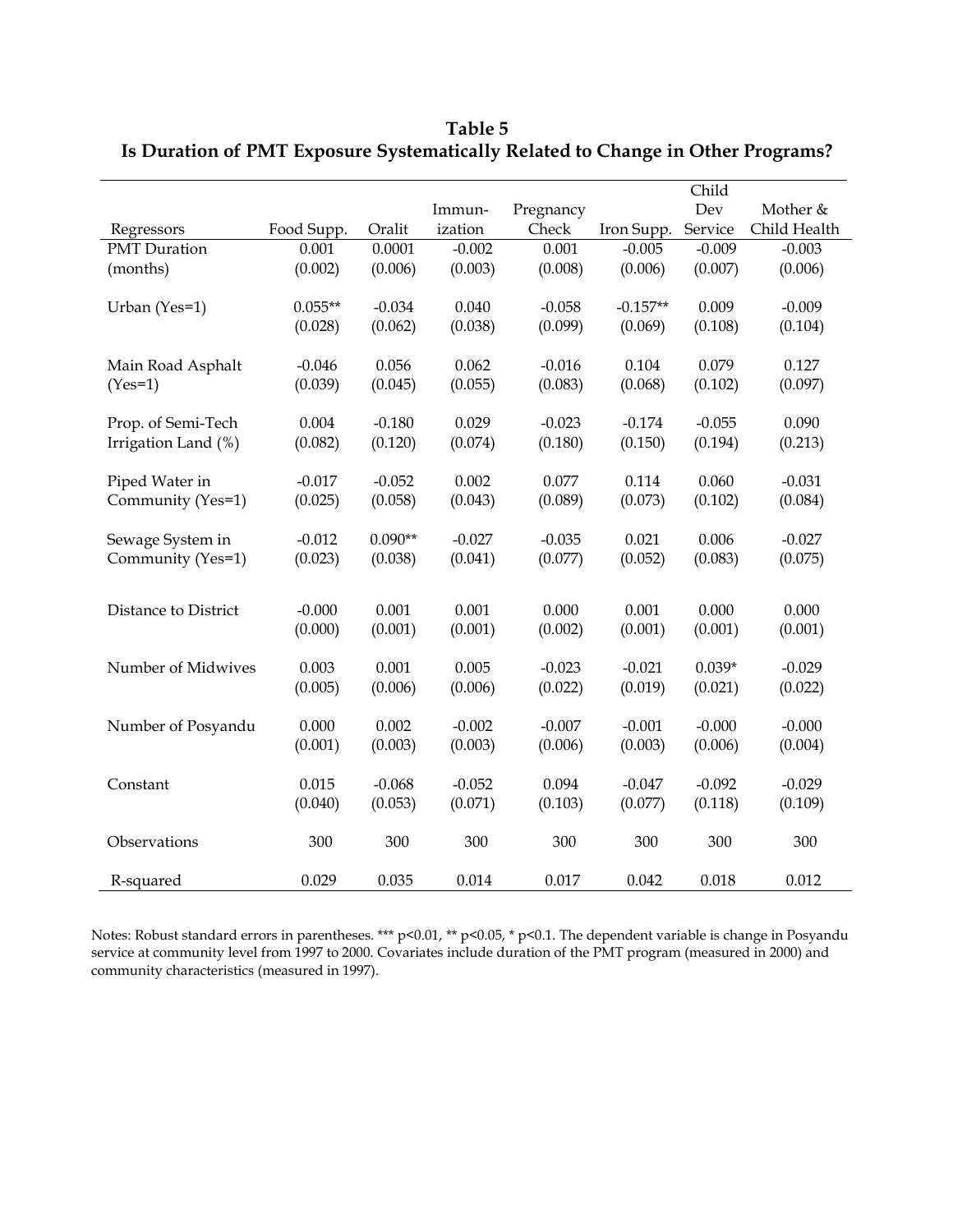# Table 5
## Is Duration of PMT Exposure Systematically Related to Change in Other Programs?

| Regressors | Food Supp. | Oralit | Immun-ization | Pregnancy Check | Iron Supp. | Child Dev Service | Mother & Child Health |
|---|---|---|---|---|---|---|---|
| PMT Duration | 0.001 | 0.0001 | -0.002 | 0.001 | -0.005 | -0.009 | -0.003 |
| (months) | (0.002) | (0.006) | (0.003) | (0.008) | (0.006) | (0.007) | (0.006) |
| Urban (Yes=1) | 0.055** | -0.034 | 0.040 | -0.058 | -0.157** | 0.009 | -0.009 |
| | (0.028) | (0.062) | (0.038) | (0.099) | (0.069) | (0.108) | (0.104) |
| Main Road Asphalt | -0.046 | 0.056 | 0.062 | -0.016 | 0.104 | 0.079 | 0.127 |
| (Yes=1) | (0.039) | (0.045) | (0.055) | (0.083) | (0.068) | (0.102) | (0.097) |
| Prop. of Semi-Tech | 0.004 | -0.180 | 0.029 | -0.023 | -0.174 | -0.055 | 0.090 |
| Irrigation Land (%) | (0.082) | (0.120) | (0.074) | (0.180) | (0.150) | (0.194) | (0.213) |
| Piped Water in | -0.017 | -0.052 | 0.002 | 0.077 | 0.114 | 0.060 | -0.031 |
| Community (Yes=1) | (0.025) | (0.058) | (0.043) | (0.089) | (0.073) | (0.102) | (0.084) |
| Sewage System in | -0.012 | 0.090** | -0.027 | -0.035 | 0.021 | 0.006 | -0.027 |
| Community (Yes=1) | (0.023) | (0.038) | (0.041) | (0.077) | (0.052) | (0.083) | (0.075) |
| Distance to District | -0.000 | 0.001 | 0.001 | 0.000 | 0.001 | 0.000 | 0.000 |
| | (0.000) | (0.001) | (0.001) | (0.002) | (0.001) | (0.001) | (0.001) |
| Number of Midwives | 0.003 | 0.001 | 0.005 | -0.023 | -0.021 | 0.039* | -0.029 |
| | (0.005) | (0.006) | (0.006) | (0.022) | (0.019) | (0.021) | (0.022) |
| Number of Posyandu | 0.000 | 0.002 | -0.002 | -0.007 | -0.001 | -0.000 | -0.000 |
| | (0.001) | (0.003) | (0.003) | (0.006) | (0.003) | (0.006) | (0.004) |
| Constant | 0.015 | -0.068 | -0.052 | 0.094 | -0.047 | -0.092 | -0.029 |
| | (0.040) | (0.053) | (0.071) | (0.103) | (0.077) | (0.118) | (0.109) |
| Observations | 300 | 300 | 300 | 300 | 300 | 300 | 300 |
| R-squared | 0.029 | 0.035 | 0.014 | 0.017 | 0.042 | 0.018 | 0.012 |

Notes: Robust standard errors in parentheses. *** p<0.01, ** p<0.05, * p<0.1. The dependent variable is change in Posyandu service at community level from 1997 to 2000. Covariates include duration of the PMT program (measured in 2000) and community characteristics (measured in 1997).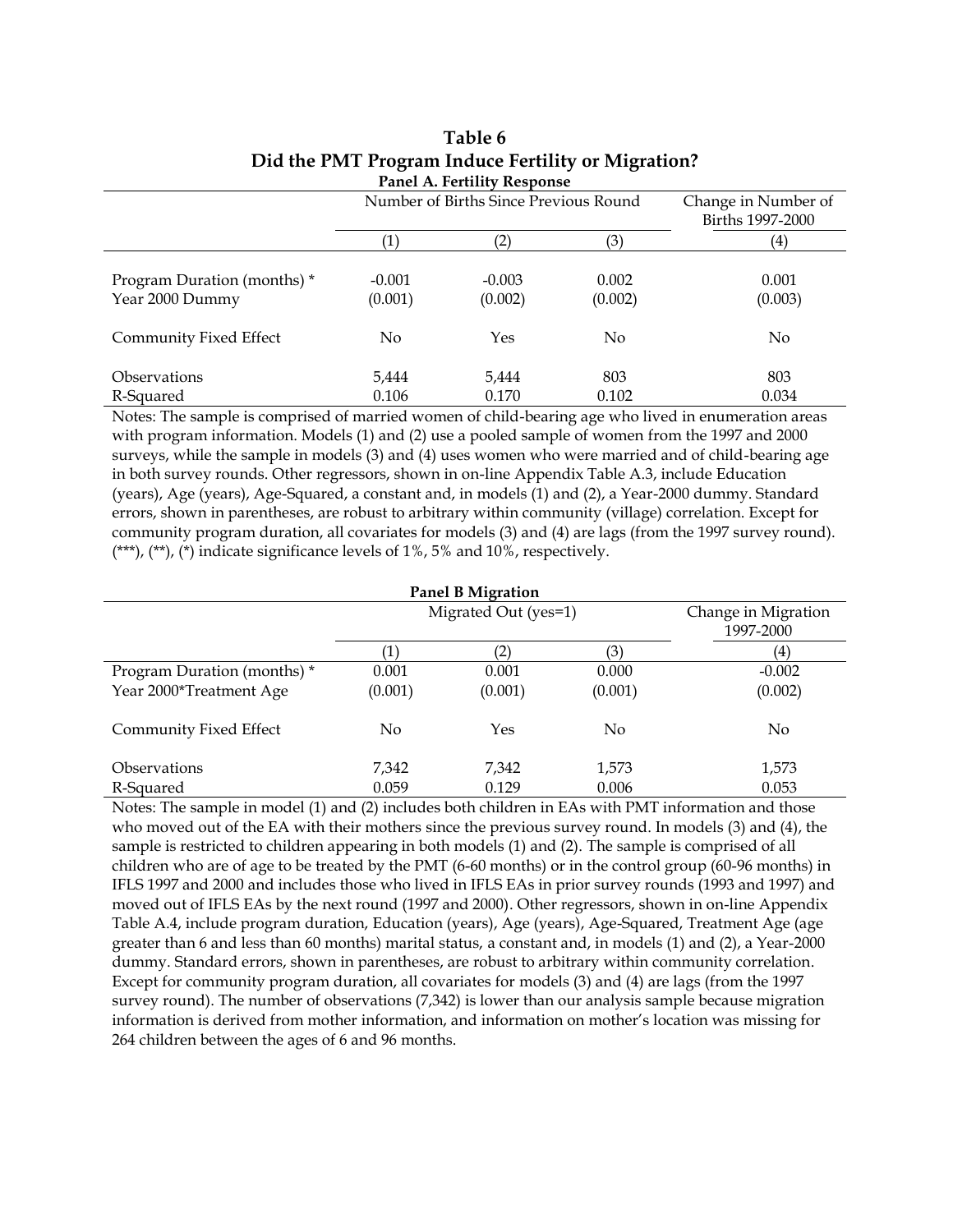# Table 6
## Did the PMT Program Induce Fertility or Migration?

**Panel A. Fertility Response**

| | Number of Births Since Previous Round | | | Change in Number of Births 1997-2000 |
|---|---|---|---|---|
| | (1) | (2) | (3) | (4) |
| Program Duration (months) * Year 2000 Dummy | -0.001 | -0.003 | 0.002 | 0.001 |
| | (0.001) | (0.002) | (0.002) | (0.003) |
| Community Fixed Effect | No | Yes | No | No |
| Observations | 5,444 | 5,444 | 803 | 803 |
| R-Squared | 0.106 | 0.170 | 0.102 | 0.034 |

Notes: The sample is comprised of married women of child-bearing age who lived in enumeration areas with program information. Models (1) and (2) use a pooled sample of women from the 1997 and 2000 surveys, while the sample in models (3) and (4) uses women who were married and of child-bearing age in both survey rounds. Other regressors, shown in on-line Appendix Table A.3, include Education (years), Age (years), Age-Squared, a constant and, in models (1) and (2), a Year-2000 dummy. Standard errors, shown in parentheses, are robust to arbitrary within community (village) correlation. Except for community program duration, all covariates for models (3) and (4) are lags (from the 1997 survey round). (***), (**), (*) indicate significance levels of 1%, 5% and 10%, respectively.

**Panel B Migration**

| | Migrated Out (yes=1) | | | Change in Migration 1997-2000 |
|---|---|---|---|---|
| | (1) | (2) | (3) | (4) |
| Program Duration (months) * Year 2000*Treatment Age | 0.001 | 0.001 | 0.000 | -0.002 |
| | (0.001) | (0.001) | (0.001) | (0.002) |
| Community Fixed Effect | No | Yes | No | No |
| Observations | 7,342 | 7,342 | 1,573 | 1,573 |
| R-Squared | 0.059 | 0.129 | 0.006 | 0.053 |

Notes: The sample in model (1) and (2) includes both children in EAs with PMT information and those who moved out of the EA with their mothers since the previous survey round. In models (3) and (4), the sample is restricted to children appearing in both models (1) and (2). The sample is comprised of all children who are of age to be treated by the PMT (6-60 months) or in the control group (60-96 months) in IFLS 1997 and 2000 and includes those who lived in IFLS EAs in prior survey rounds (1993 and 1997) and moved out of IFLS EAs by the next round (1997 and 2000). Other regressors, shown in on-line Appendix Table A.4, include program duration, Education (years), Age (years), Age-Squared, Treatment Age (age greater than 6 and less than 60 months) marital status, a constant and, in models (1) and (2), a Year-2000 dummy. Standard errors, shown in parentheses, are robust to arbitrary within community correlation. Except for community program duration, all covariates for models (3) and (4) are lags (from the 1997 survey round). The number of observations (7,342) is lower than our analysis sample because migration information is derived from mother information, and information on mother's location was missing for 264 children between the ages of 6 and 96 months.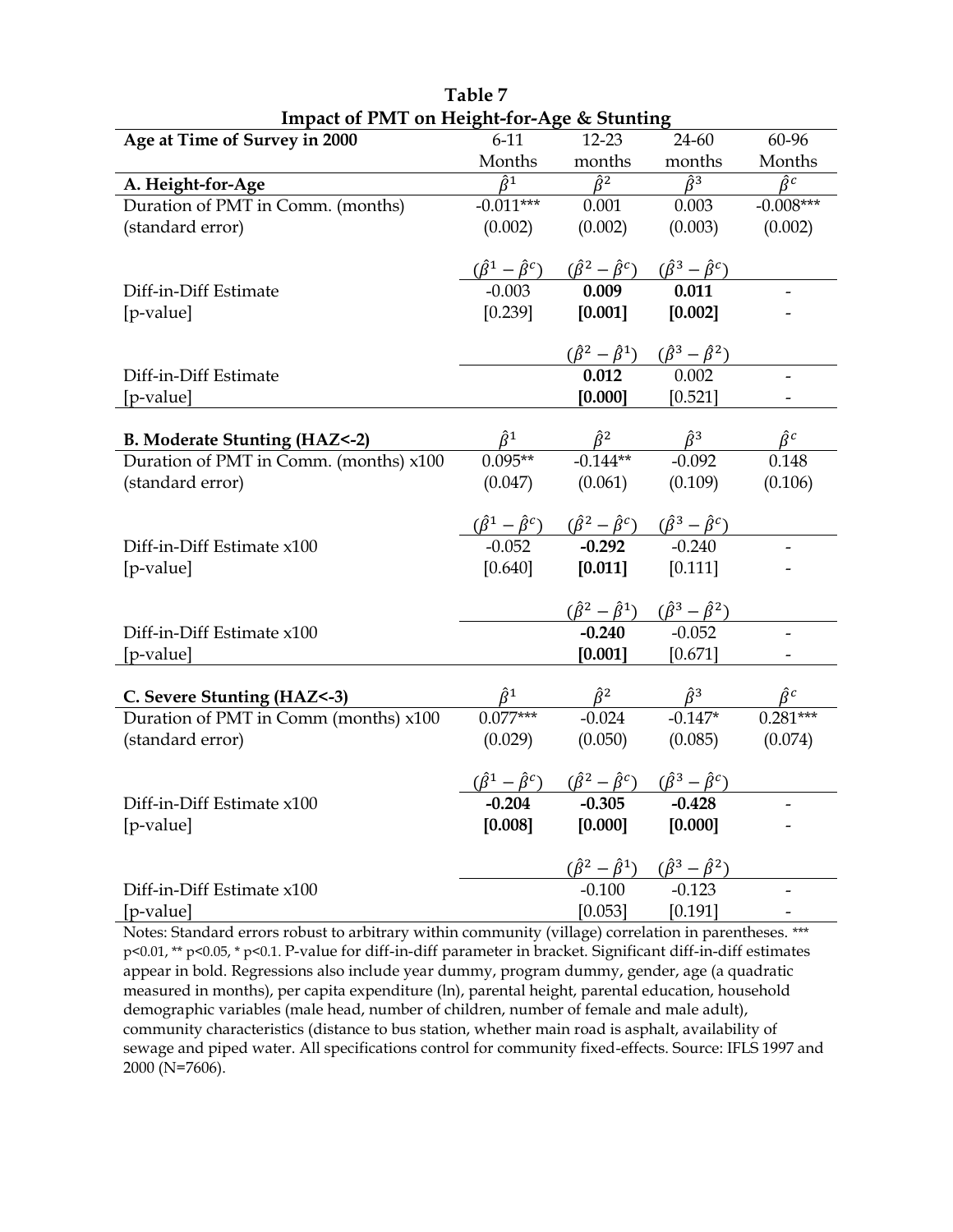**Table 7**

**Impact of PMT on Height-for-Age & Stunting**

| Age at Time of Survey in 2000 | 6-11 Months | 12-23 months | 24-60 months | 60-96 Months |
|---|---|---|---|---|
| **A. Height-for-Age** | $\hat{\beta}^1$ | $\hat{\beta}^2$ | $\hat{\beta}^3$ | $\hat{\beta}^c$ |
| Duration of PMT in Comm. (months) | -0.011*** | 0.001 | 0.003 | -0.008*** |
| (standard error) | (0.002) | (0.002) | (0.003) | (0.002) |
| | $(\hat{\beta}^1 - \hat{\beta}^c)$ | $(\hat{\beta}^2 - \hat{\beta}^c)$ | $(\hat{\beta}^3 - \hat{\beta}^c)$ | |
| Diff-in-Diff Estimate | -0.003 | **0.009** | **0.011** | - |
| [p-value] | [0.239] | **[0.001]** | **[0.002]** | - |
| | | $(\hat{\beta}^2 - \hat{\beta}^1)$ | $(\hat{\beta}^3 - \hat{\beta}^2)$ | |
| Diff-in-Diff Estimate | | **0.012** | 0.002 | - |
| [p-value] | | **[0.000]** | [0.521] | - |
| **B. Moderate Stunting (HAZ<-2)** | $\hat{\beta}^1$ | $\hat{\beta}^2$ | $\hat{\beta}^3$ | $\hat{\beta}^c$ |
| Duration of PMT in Comm. (months) x100 | 0.095** | -0.144** | -0.092 | 0.148 |
| (standard error) | (0.047) | (0.061) | (0.109) | (0.106) |
| | $(\hat{\beta}^1 - \hat{\beta}^c)$ | $(\hat{\beta}^2 - \hat{\beta}^c)$ | $(\hat{\beta}^3 - \hat{\beta}^c)$ | |
| Diff-in-Diff Estimate x100 | -0.052 | **-0.292** | -0.240 | - |
| [p-value] | [0.640] | **[0.011]** | [0.111] | - |
| | | $(\hat{\beta}^2 - \hat{\beta}^1)$ | $(\hat{\beta}^3 - \hat{\beta}^2)$ | |
| Diff-in-Diff Estimate x100 | | **-0.240** | -0.052 | - |
| [p-value] | | **[0.001]** | [0.671] | - |
| **C. Severe Stunting (HAZ<-3)** | $\hat{\beta}^1$ | $\hat{\beta}^2$ | $\hat{\beta}^3$ | $\hat{\beta}^c$ |
| Duration of PMT in Comm (months) x100 | 0.077*** | -0.024 | -0.147* | 0.281*** |
| (standard error) | (0.029) | (0.050) | (0.085) | (0.074) |
| | $(\hat{\beta}^1 - \hat{\beta}^c)$ | $(\hat{\beta}^2 - \hat{\beta}^c)$ | $(\hat{\beta}^3 - \hat{\beta}^c)$ | |
| Diff-in-Diff Estimate x100 | **-0.204** | **-0.305** | **-0.428** | - |
| [p-value] | **[0.008]** | **[0.000]** | **[0.000]** | - |
| | | $(\hat{\beta}^2 - \hat{\beta}^1)$ | $(\hat{\beta}^3 - \hat{\beta}^2)$ | |
| Diff-in-Diff Estimate x100 | | -0.100 | -0.123 | - |
| [p-value] | | [0.053] | [0.191] | - |

Notes: Standard errors robust to arbitrary within community (village) correlation in parentheses. *** p<0.01, ** p<0.05, * p<0.1. P-value for diff-in-diff parameter in bracket. Significant diff-in-diff estimates appear in bold. Regressions also include year dummy, program dummy, gender, age (a quadratic measured in months), per capita expenditure (ln), parental height, parental education, household demographic variables (male head, number of children, number of female and male adult), community characteristics (distance to bus station, whether main road is asphalt, availability of sewage and piped water. All specifications control for community fixed-effects. Source: IFLS 1997 and 2000 (N=7606).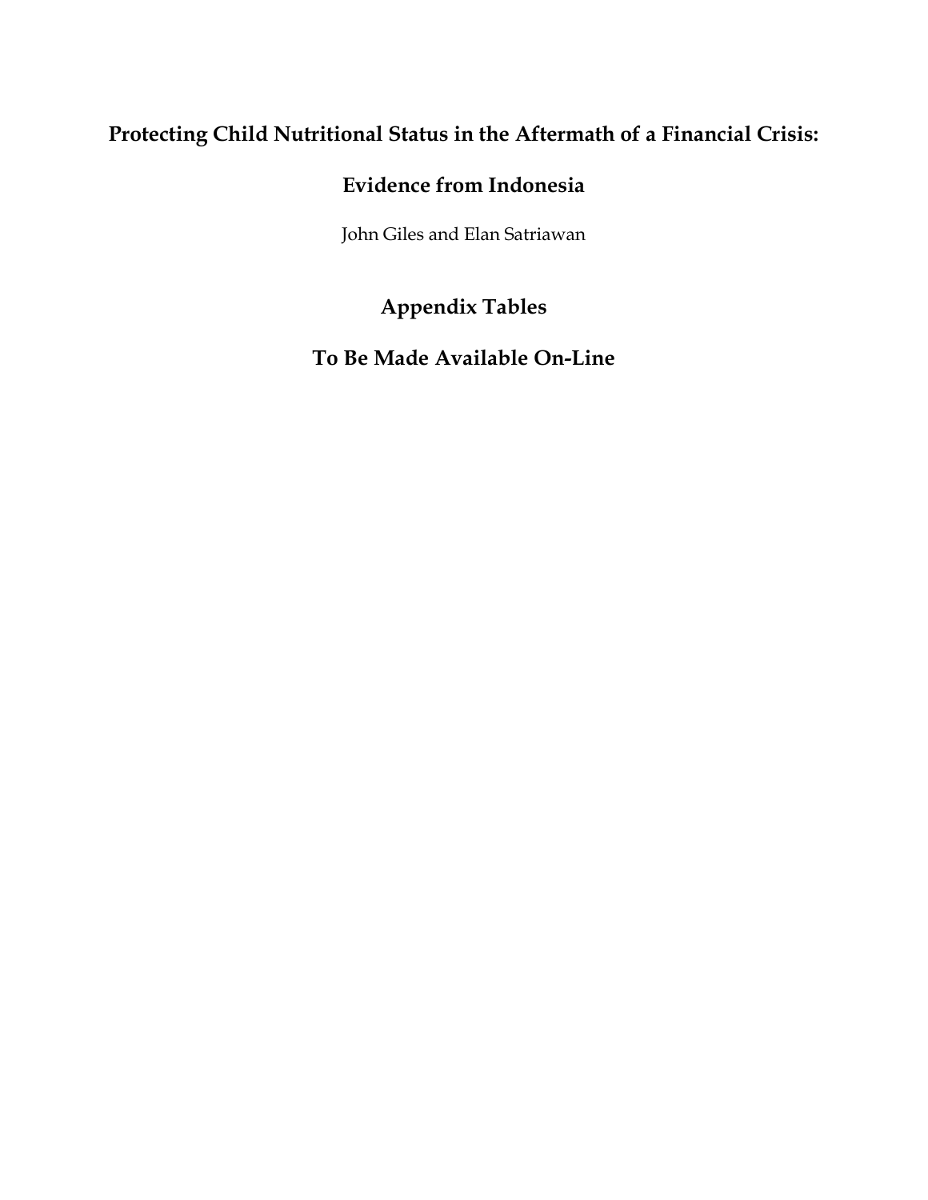# Protecting Child Nutritional Status in the Aftermath of a Financial Crisis:

# Evidence from Indonesia

John Giles and Elan Satriawan

## Appendix Tables

## To Be Made Available On-Line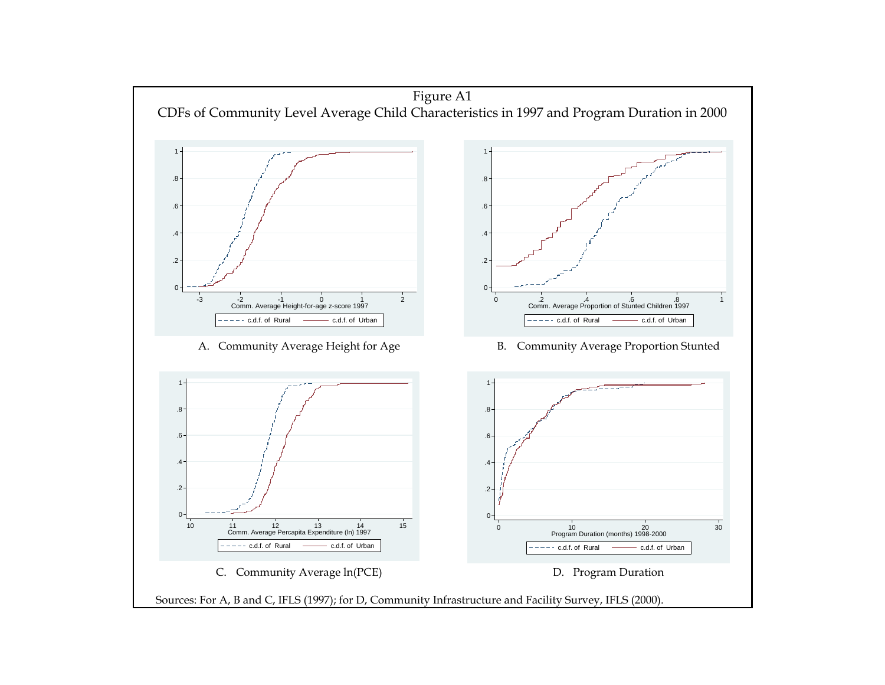# Figure A1

## CDFs of Community Level Average Child Characteristics in 1997 and Program Duration in 2000

A. Community Average Height for Age

B. Community Average Proportion Stunted

C. Community Average ln(PCE)

D. Program Duration

Sources: For A, B and C, IFLS (1997); for D, Community Infrastructure and Facility Survey, IFLS (2000).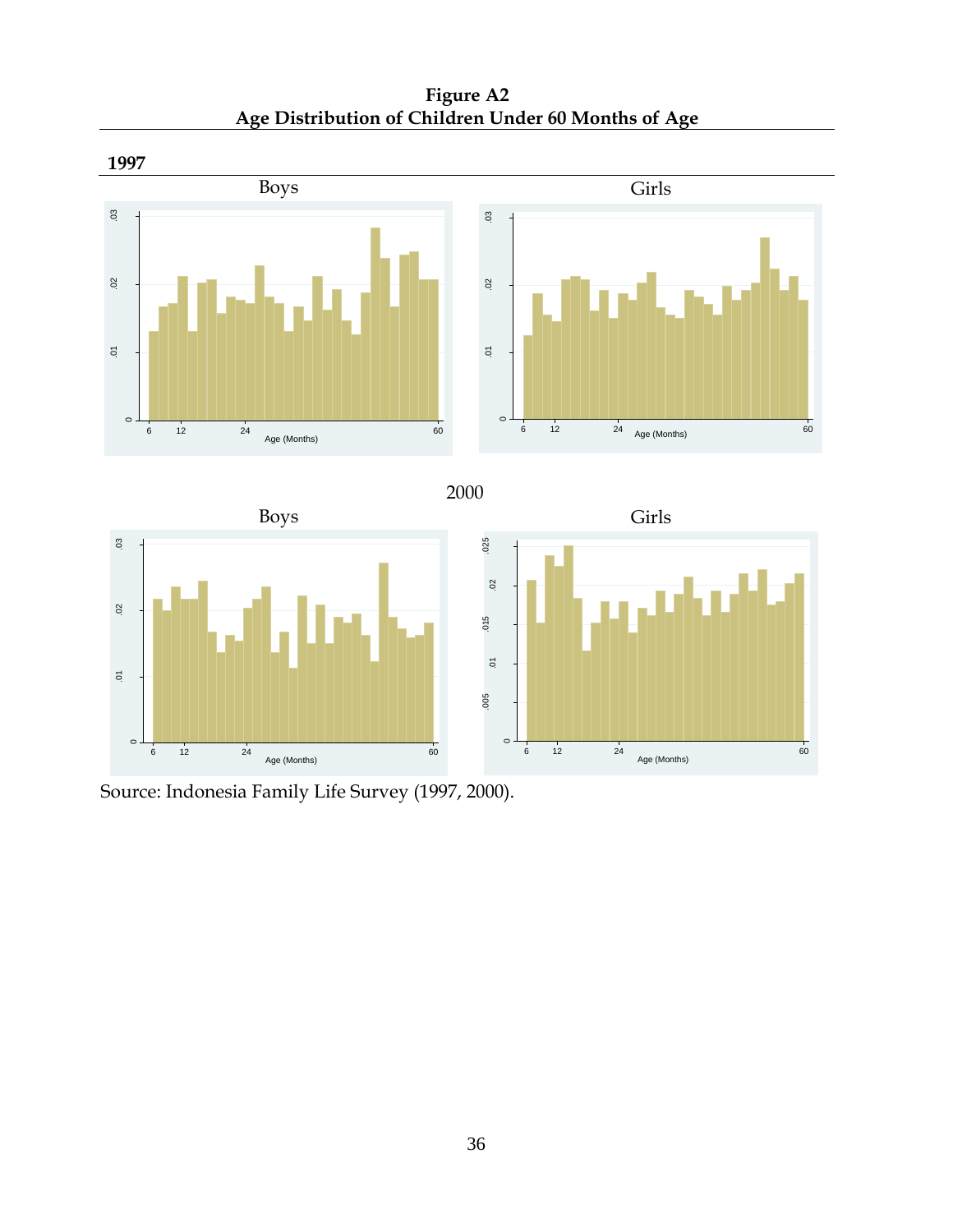**Figure A2**
**Age Distribution of Children Under 60 Months of Age**

**1997**

Boys

Girls

2000

Boys

Girls

Source: Indonesia Family Life Survey (1997, 2000).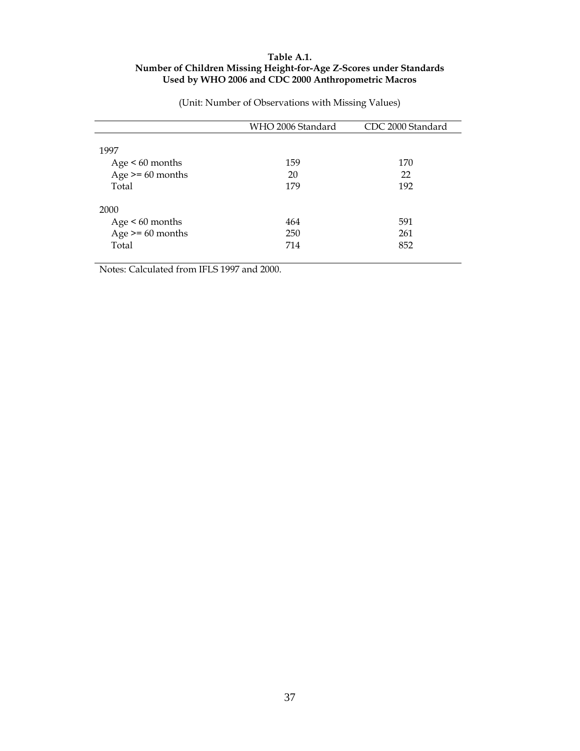**Table A.1.**
**Number of Children Missing Height-for-Age Z-Scores under Standards Used by WHO 2006 and CDC 2000 Anthropometric Macros**

(Unit: Number of Observations with Missing Values)

| | WHO 2006 Standard | CDC 2000 Standard |
|---|---|---|
| 1997 | | |
| Age < 60 months | 159 | 170 |
| Age >= 60 months | 20 | 22 |
| Total | 179 | 192 |
| 2000 | | |
| Age < 60 months | 464 | 591 |
| Age >= 60 months | 250 | 261 |
| Total | 714 | 852 |

Notes: Calculated from IFLS 1997 and 2000.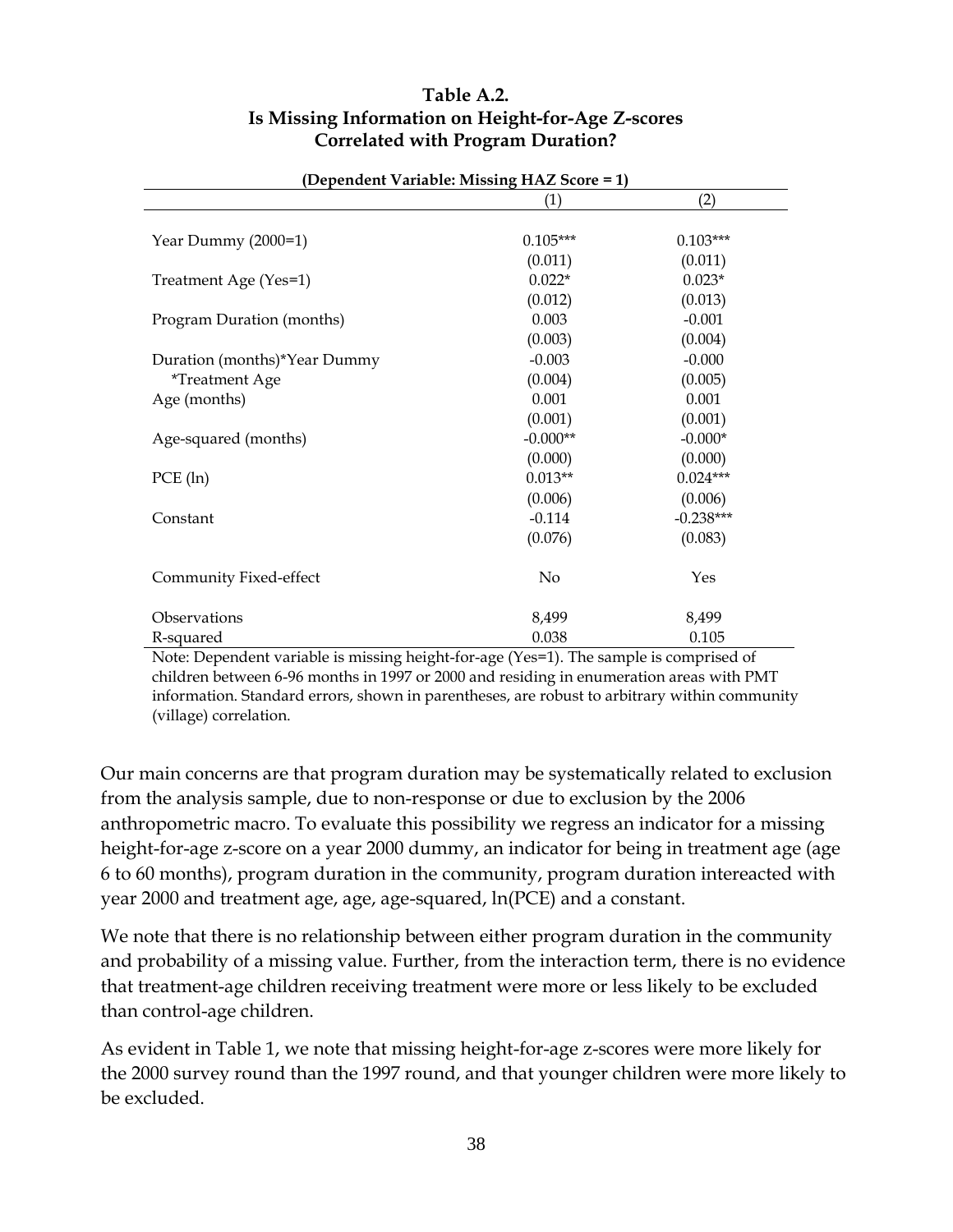**Table A.2.**
**Is Missing Information on Height-for-Age Z-scores Correlated with Program Duration?**

| (Dependent Variable: Missing HAZ Score = 1) | (1) | (2) |
|---|---|---|
| Year Dummy (2000=1) | 0.105*** | 0.103*** |
| | (0.011) | (0.011) |
| Treatment Age (Yes=1) | 0.022* | 0.023* |
| | (0.012) | (0.013) |
| Program Duration (months) | 0.003 | -0.001 |
| | (0.003) | (0.004) |
| Duration (months)*Year Dummy *Treatment Age | -0.003 | -0.000 |
| | (0.004) | (0.005) |
| Age (months) | 0.001 | 0.001 |
| | (0.001) | (0.001) |
| Age-squared (months) | -0.000** | -0.000* |
| | (0.000) | (0.000) |
| PCE (ln) | 0.013** | 0.024*** |
| | (0.006) | (0.006) |
| Constant | -0.114 | -0.238*** |
| | (0.076) | (0.083) |
| Community Fixed-effect | No | Yes |
| Observations | 8,499 | 8,499 |
| R-squared | 0.038 | 0.105 |

Note: Dependent variable is missing height-for-age (Yes=1). The sample is comprised of children between 6-96 months in 1997 or 2000 and residing in enumeration areas with PMT information. Standard errors, shown in parentheses, are robust to arbitrary within community (village) correlation.

Our main concerns are that program duration may be systematically related to exclusion from the analysis sample, due to non-response or due to exclusion by the 2006 anthropometric macro. To evaluate this possibility we regress an indicator for a missing height-for-age z-score on a year 2000 dummy, an indicator for being in treatment age (age 6 to 60 months), program duration in the community, program duration intereacted with year 2000 and treatment age, age, age-squared, ln(PCE) and a constant.

We note that there is no relationship between either program duration in the community and probability of a missing value. Further, from the interaction term, there is no evidence that treatment-age children receiving treatment were more or less likely to be excluded than control-age children.

As evident in Table 1, we note that missing height-for-age z-scores were more likely for the 2000 survey round than the 1997 round, and that younger children were more likely to be excluded.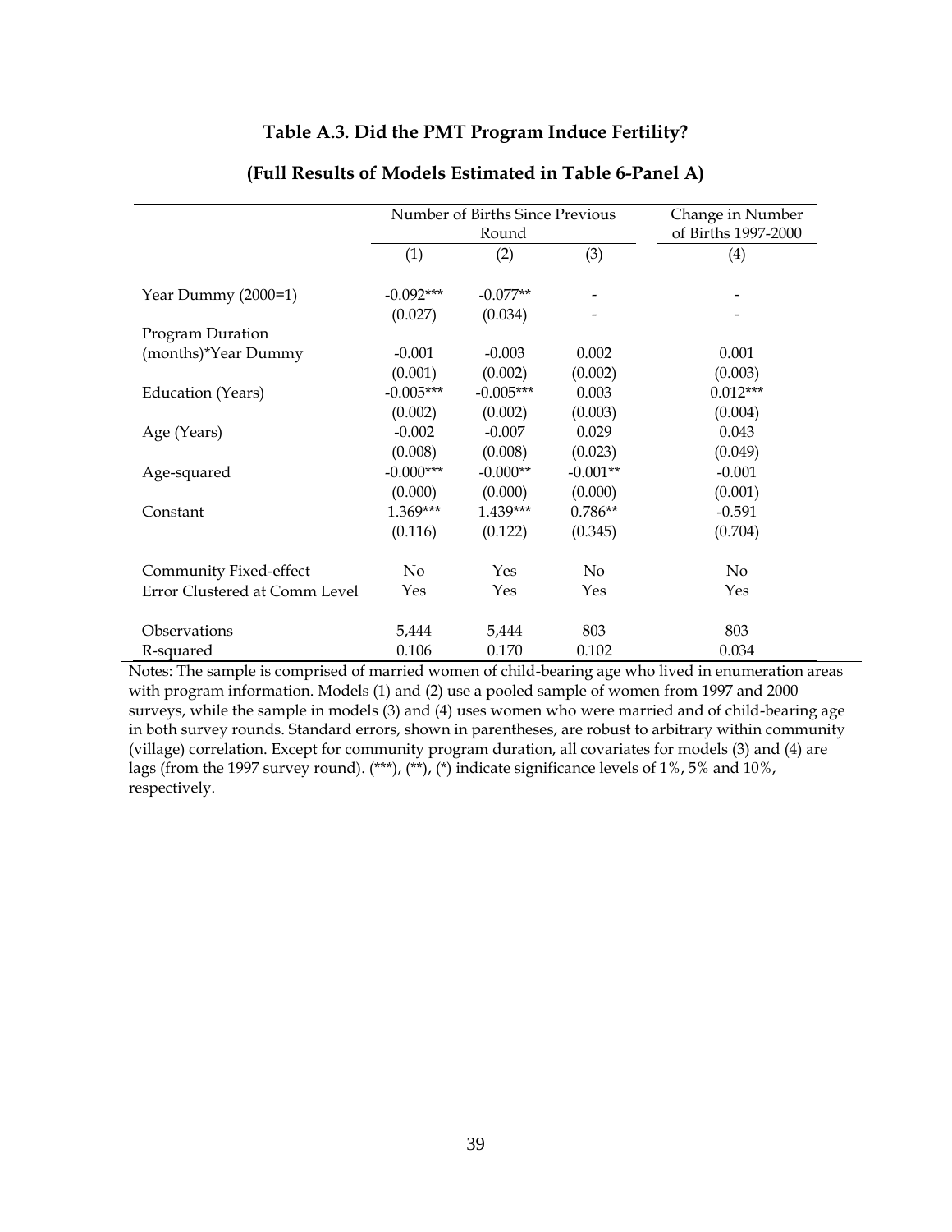### Table A.3. Did the PMT Program Induce Fertility?

### (Full Results of Models Estimated in Table 6-Panel A)

| | Number of Births Since Previous Round | | | Change in Number of Births 1997-2000 |
|---|---|---|---|---|
| | (1) | (2) | (3) | (4) |
| Year Dummy (2000=1) | -0.092*** | -0.077** | - | - |
| | (0.027) | (0.034) | - | - |
| Program Duration (months)*Year Dummy | -0.001 | -0.003 | 0.002 | 0.001 |
| | (0.001) | (0.002) | (0.002) | (0.003) |
| Education (Years) | -0.005*** | -0.005*** | 0.003 | 0.012*** |
| | (0.002) | (0.002) | (0.003) | (0.004) |
| Age (Years) | -0.002 | -0.007 | 0.029 | 0.043 |
| | (0.008) | (0.008) | (0.023) | (0.049) |
| Age-squared | -0.000*** | -0.000** | -0.001** | -0.001 |
| | (0.000) | (0.000) | (0.000) | (0.001) |
| Constant | 1.369*** | 1.439*** | 0.786** | -0.591 |
| | (0.116) | (0.122) | (0.345) | (0.704) |
| Community Fixed-effect | No | Yes | No | No |
| Error Clustered at Comm Level | Yes | Yes | Yes | Yes |
| Observations | 5,444 | 5,444 | 803 | 803 |
| R-squared | 0.106 | 0.170 | 0.102 | 0.034 |

Notes: The sample is comprised of married women of child-bearing age who lived in enumeration areas with program information. Models (1) and (2) use a pooled sample of women from 1997 and 2000 surveys, while the sample in models (3) and (4) uses women who were married and of child-bearing age in both survey rounds. Standard errors, shown in parentheses, are robust to arbitrary within community (village) correlation. Except for community program duration, all covariates for models (3) and (4) are lags (from the 1997 survey round). (***), (**), (*) indicate significance levels of 1%, 5% and 10%, respectively.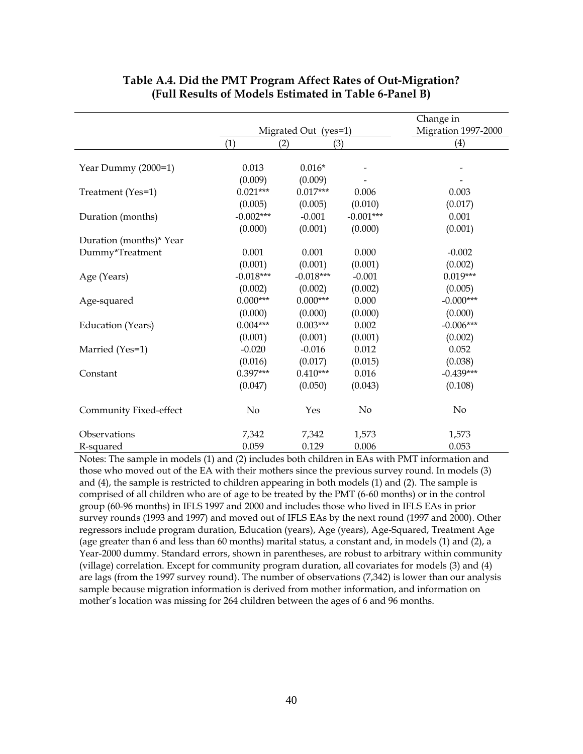## Table A.4. Did the PMT Program Affect Rates of Out-Migration? (Full Results of Models Estimated in Table 6-Panel B)

| | Migrated Out (yes=1) | | | Change in Migration 1997-2000 |
|---|---|---|---|---|
| | (1) | (2) | (3) | (4) |
| Year Dummy (2000=1) | 0.013 | 0.016* | - | - |
| | (0.009) | (0.009) | - | - |
| Treatment (Yes=1) | 0.021*** | 0.017*** | 0.006 | 0.003 |
| | (0.005) | (0.005) | (0.010) | (0.017) |
| Duration (months) | -0.002*** | -0.001 | -0.001*** | 0.001 |
| | (0.000) | (0.001) | (0.000) | (0.001) |
| Duration (months)* Year Dummy*Treatment | 0.001 | 0.001 | 0.000 | -0.002 |
| | (0.001) | (0.001) | (0.001) | (0.002) |
| Age (Years) | -0.018*** | -0.018*** | -0.001 | 0.019*** |
| | (0.002) | (0.002) | (0.002) | (0.005) |
| Age-squared | 0.000*** | 0.000*** | 0.000 | -0.000*** |
| | (0.000) | (0.000) | (0.000) | (0.000) |
| Education (Years) | 0.004*** | 0.003*** | 0.002 | -0.006*** |
| | (0.001) | (0.001) | (0.001) | (0.002) |
| Married (Yes=1) | -0.020 | -0.016 | 0.012 | 0.052 |
| | (0.016) | (0.017) | (0.015) | (0.038) |
| Constant | 0.397*** | 0.410*** | 0.016 | -0.439*** |
| | (0.047) | (0.050) | (0.043) | (0.108) |
| Community Fixed-effect | No | Yes | No | No |
| Observations | 7,342 | 7,342 | 1,573 | 1,573 |
| R-squared | 0.059 | 0.129 | 0.006 | 0.053 |

Notes: The sample in models (1) and (2) includes both children in EAs with PMT information and those who moved out of the EA with their mothers since the previous survey round. In models (3) and (4), the sample is restricted to children appearing in both models (1) and (2). The sample is comprised of all children who are of age to be treated by the PMT (6-60 months) or in the control group (60-96 months) in IFLS 1997 and 2000 and includes those who lived in IFLS EAs in prior survey rounds (1993 and 1997) and moved out of IFLS EAs by the next round (1997 and 2000). Other regressors include program duration, Education (years), Age (years), Age-Squared, Treatment Age (age greater than 6 and less than 60 months) marital status, a constant and, in models (1) and (2), a Year-2000 dummy. Standard errors, shown in parentheses, are robust to arbitrary within community (village) correlation. Except for community program duration, all covariates for models (3) and (4) are lags (from the 1997 survey round). The number of observations (7,342) is lower than our analysis sample because migration information is derived from mother information, and information on mother's location was missing for 264 children between the ages of 6 and 96 months.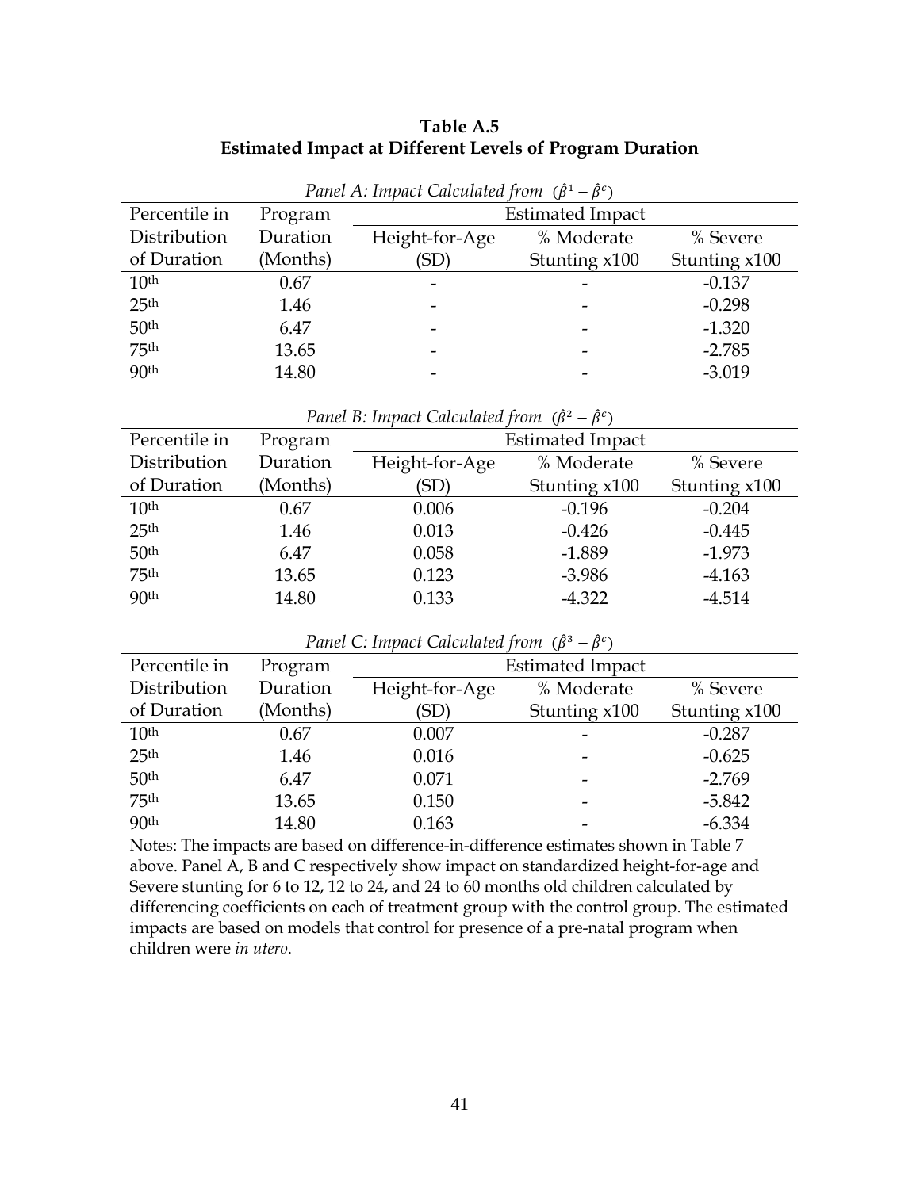**Table A.5**
**Estimated Impact at Different Levels of Program Duration**

*Panel A: Impact Calculated from* $(\hat{\beta}^1 - \hat{\beta}^c)$

| Percentile in Distribution of Duration | Program Duration (Months) | Estimated Impact | | |
|---|---|---|---|---|
| | | Height-for-Age (SD) | % Moderate Stunting x100 | % Severe Stunting x100 |
| 10th | 0.67 | - | - | -0.137 |
| 25th | 1.46 | - | - | -0.298 |
| 50th | 6.47 | - | - | -1.320 |
| 75th | 13.65 | - | - | -2.785 |
| 90th | 14.80 | - | - | -3.019 |

*Panel B: Impact Calculated from* $(\hat{\beta}^2 - \hat{\beta}^c)$

| Percentile in Distribution of Duration | Program Duration (Months) | Estimated Impact | | |
|---|---|---|---|---|
| | | Height-for-Age (SD) | % Moderate Stunting x100 | % Severe Stunting x100 |
| 10th | 0.67 | 0.006 | -0.196 | -0.204 |
| 25th | 1.46 | 0.013 | -0.426 | -0.445 |
| 50th | 6.47 | 0.058 | -1.889 | -1.973 |
| 75th | 13.65 | 0.123 | -3.986 | -4.163 |
| 90th | 14.80 | 0.133 | -4.322 | -4.514 |

*Panel C: Impact Calculated from* $(\hat{\beta}^3 - \hat{\beta}^c)$

| Percentile in Distribution of Duration | Program Duration (Months) | Estimated Impact | | |
|---|---|---|---|---|
| | | Height-for-Age (SD) | % Moderate Stunting x100 | % Severe Stunting x100 |
| 10th | 0.67 | 0.007 | - | -0.287 |
| 25th | 1.46 | 0.016 | - | -0.625 |
| 50th | 6.47 | 0.071 | - | -2.769 |
| 75th | 13.65 | 0.150 | - | -5.842 |
| 90th | 14.80 | 0.163 | - | -6.334 |

Notes: The impacts are based on difference-in-difference estimates shown in Table 7 above. Panel A, B and C respectively show impact on standardized height-for-age and Severe stunting for 6 to 12, 12 to 24, and 24 to 60 months old children calculated by differencing coefficients on each of treatment group with the control group. The estimated impacts are based on models that control for presence of a pre-natal program when children were *in utero*.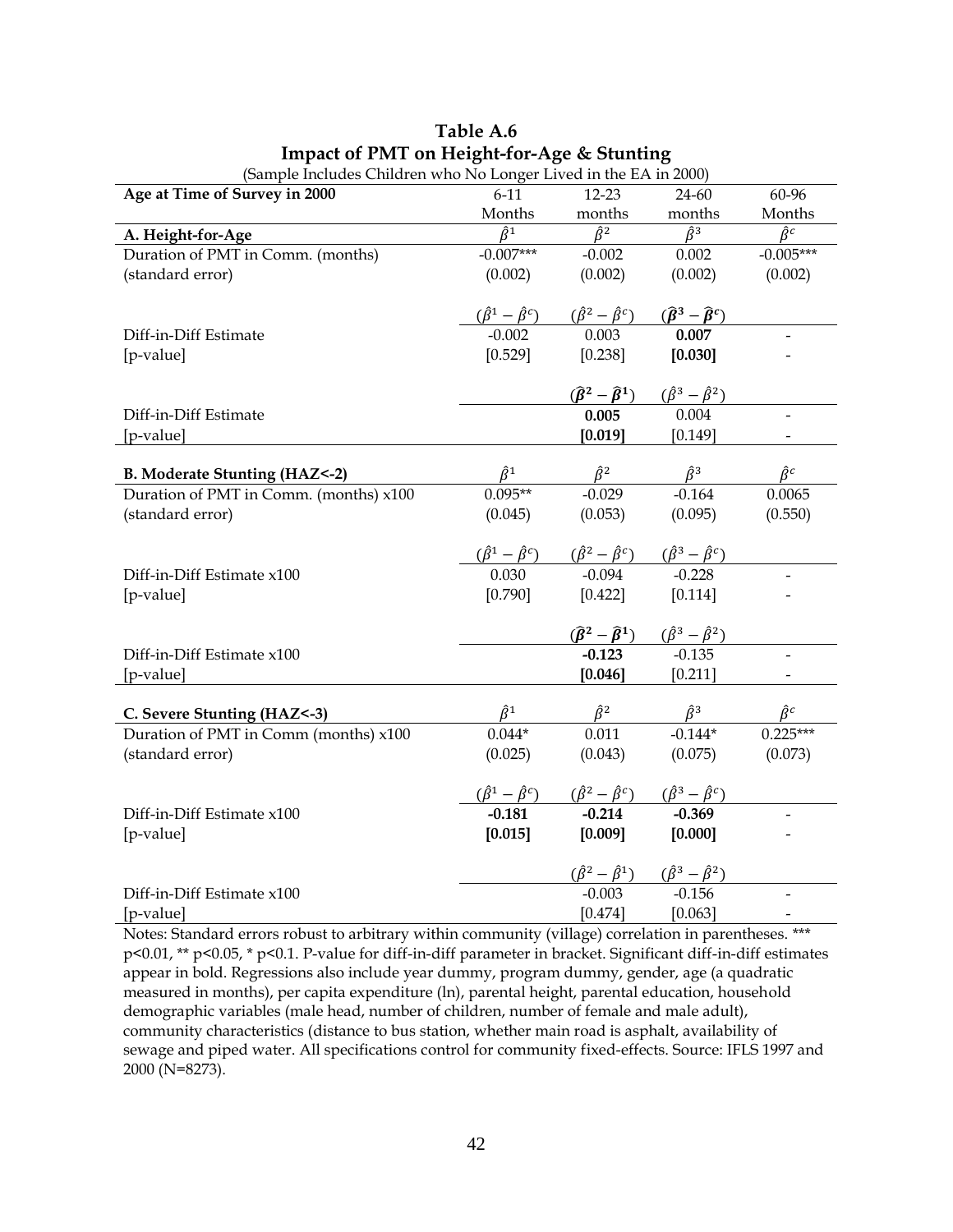**Table A.6**
**Impact of PMT on Height-for-Age & Stunting**

(Sample Includes Children who No Longer Lived in the EA in 2000)

| Age at Time of Survey in 2000 | 6-11 Months | 12-23 months | 24-60 months | 60-96 Months |
|---|---|---|---|---|
| **A. Height-for-Age** | $\hat{\beta}^1$ | $\hat{\beta}^2$ | $\hat{\beta}^3$ | $\hat{\beta}^c$ |
| Duration of PMT in Comm. (months) | -0.007*** | -0.002 | 0.002 | -0.005*** |
| (standard error) | (0.002) | (0.002) | (0.002) | (0.002) |
| | $(\hat{\beta}^1 - \hat{\beta}^c)$ | $(\hat{\beta}^2 - \hat{\beta}^c)$ | $(\hat{\boldsymbol{\beta}}^3 - \hat{\boldsymbol{\beta}}^c)$ | |
| Diff-in-Diff Estimate | -0.002 | 0.003 | **0.007** | - |
| [p-value] | [0.529] | [0.238] | **[0.030]** | - |
| | | $(\hat{\boldsymbol{\beta}}^2 - \hat{\boldsymbol{\beta}}^1)$ | $(\hat{\beta}^3 - \hat{\beta}^2)$ | |
| Diff-in-Diff Estimate | | **0.005** | 0.004 | - |
| [p-value] | | **[0.019]** | [0.149] | - |
| **B. Moderate Stunting (HAZ<-2)** | $\hat{\beta}^1$ | $\hat{\beta}^2$ | $\hat{\beta}^3$ | $\hat{\beta}^c$ |
| Duration of PMT in Comm. (months) x100 | 0.095** | -0.029 | -0.164 | 0.0065 |
| (standard error) | (0.045) | (0.053) | (0.095) | (0.550) |
| | $(\hat{\beta}^1 - \hat{\beta}^c)$ | $(\hat{\beta}^2 - \hat{\beta}^c)$ | $(\hat{\beta}^3 - \hat{\beta}^c)$ | |
| Diff-in-Diff Estimate x100 | 0.030 | -0.094 | -0.228 | - |
| [p-value] | [0.790] | [0.422] | [0.114] | - |
| | | $(\hat{\boldsymbol{\beta}}^2 - \hat{\boldsymbol{\beta}}^1)$ | $(\hat{\beta}^3 - \hat{\beta}^2)$ | |
| Diff-in-Diff Estimate x100 | | **-0.123** | -0.135 | - |
| [p-value] | | **[0.046]** | [0.211] | - |
| **C. Severe Stunting (HAZ<-3)** | $\hat{\beta}^1$ | $\hat{\beta}^2$ | $\hat{\beta}^3$ | $\hat{\beta}^c$ |
| Duration of PMT in Comm (months) x100 | 0.044* | 0.011 | -0.144* | 0.225*** |
| (standard error) | (0.025) | (0.043) | (0.075) | (0.073) |
| | $(\hat{\beta}^1 - \hat{\beta}^c)$ | $(\hat{\beta}^2 - \hat{\beta}^c)$ | $(\hat{\beta}^3 - \hat{\beta}^c)$ | |
| Diff-in-Diff Estimate x100 | **-0.181** | **-0.214** | **-0.369** | - |
| [p-value] | **[0.015]** | **[0.009]** | **[0.000]** | - |
| | | $(\hat{\beta}^2 - \hat{\beta}^1)$ | $(\hat{\beta}^3 - \hat{\beta}^2)$ | |
| Diff-in-Diff Estimate x100 | | -0.003 | -0.156 | - |
| [p-value] | | [0.474] | [0.063] | - |

Notes: Standard errors robust to arbitrary within community (village) correlation in parentheses. *** p<0.01, ** p<0.05, * p<0.1. P-value for diff-in-diff parameter in bracket. Significant diff-in-diff estimates appear in bold. Regressions also include year dummy, program dummy, gender, age (a quadratic measured in months), per capita expenditure (ln), parental height, parental education, household demographic variables (male head, number of children, number of female and male adult), community characteristics (distance to bus station, whether main road is asphalt, availability of sewage and piped water. All specifications control for community fixed-effects. Source: IFLS 1997 and 2000 (N=8273).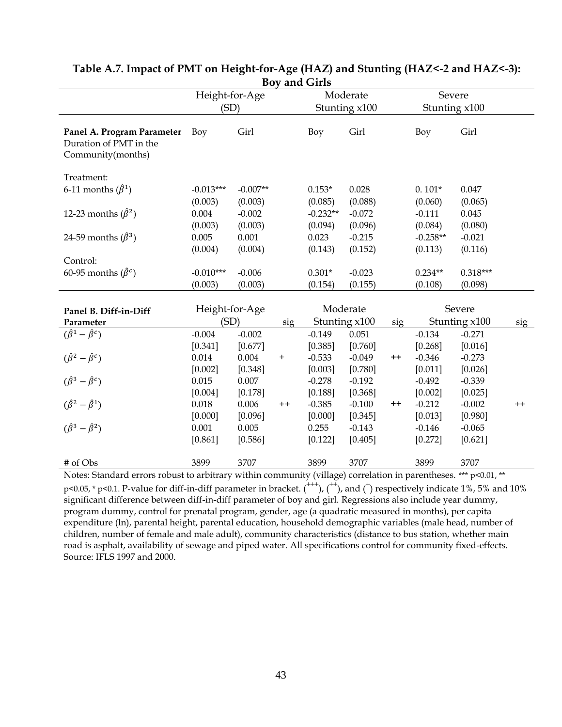**Table A.7. Impact of PMT on Height-for-Age (HAZ) and Stunting (HAZ<-2 and HAZ<-3): Boy and Girls**

| | Height-for-Age (SD) | | | Moderate Stunting x100 | | | Severe Stunting x100 | | |
|---|---|---|---|---|---|---|---|---|---|
| **Panel A. Program Parameter** Duration of PMT in the Community(months) | Boy | Girl | | Boy | Girl | | Boy | Girl | |
| Treatment: | | | | | | | | | |
| 6-11 months ($\hat{\beta}^1$) | -0.013*** | -0.007** | | 0.153* | 0.028 | | 0. 101* | 0.047 | |
| | (0.003) | (0.003) | | (0.085) | (0.088) | | (0.060) | (0.065) | |
| 12-23 months ($\hat{\beta}^2$) | 0.004 | -0.002 | | -0.232** | -0.072 | | -0.111 | 0.045 | |
| | (0.003) | (0.003) | | (0.094) | (0.096) | | (0.084) | (0.080) | |
| 24-59 months ($\hat{\beta}^3$) | 0.005 | 0.001 | | 0.023 | -0.215 | | -0.258** | -0.021 | |
| | (0.004) | (0.004) | | (0.143) | (0.152) | | (0.113) | (0.116) | |
| Control: | | | | | | | | | |
| 60-95 months ($\hat{\beta}^c$) | -0.010*** | -0.006 | | 0.301* | -0.023 | | 0.234** | 0.318*** | |
| | (0.003) | (0.003) | | (0.154) | (0.155) | | (0.108) | (0.098) | |
| **Panel B. Diff-in-Diff Parameter** | Height-for-Age (SD) | | sig | Moderate Stunting x100 | | sig | Severe Stunting x100 | | sig |
| $(\hat{\beta}^1 - \hat{\beta}^c)$ | -0.004 | -0.002 | | -0.149 | 0.051 | | -0.134 | -0.271 | |
| | [0.341] | [0.677] | | [0.385] | [0.760] | | [0.268] | [0.016] | |
| $(\hat{\beta}^2 - \hat{\beta}^c)$ | 0.014 | 0.004 | + | -0.533 | -0.049 | ++ | -0.346 | -0.273 | |
| | [0.002] | [0.348] | | [0.003] | [0.780] | | [0.011] | [0.026] | |
| $(\hat{\beta}^3 - \hat{\beta}^c)$ | 0.015 | 0.007 | | -0.278 | -0.192 | | -0.492 | -0.339 | |
| | [0.004] | [0.178] | | [0.188] | [0.368] | | [0.002] | [0.025] | |
| $(\hat{\beta}^2 - \hat{\beta}^1)$ | 0.018 | 0.006 | ++ | -0.385 | -0.100 | ++ | -0.212 | -0.002 | ++ |
| | [0.000] | [0.096] | | [0.000] | [0.345] | | [0.013] | [0.980] | |
| $(\hat{\beta}^3 - \hat{\beta}^2)$ | 0.001 | 0.005 | | 0.255 | -0.143 | | -0.146 | -0.065 | |
| | [0.861] | [0.586] | | [0.122] | [0.405] | | [0.272] | [0.621] | |
| # of Obs | 3899 | 3707 | | 3899 | 3707 | | 3899 | 3707 | |

Notes: Standard errors robust to arbitrary within community (village) correlation in parentheses. *** p<0.01, ** p<0.05, * p<0.1. P-value for diff-in-diff parameter in bracket. (+++), (++), and (+) respectively indicate 1%, 5% and 10% significant difference between diff-in-diff parameter of boy and girl. Regressions also include year dummy, program dummy, control for prenatal program, gender, age (a quadratic measured in months), per capita expenditure (ln), parental height, parental education, household demographic variables (male head, number of children, number of female and male adult), community characteristics (distance to bus station, whether main road is asphalt, availability of sewage and piped water. All specifications control for community fixed-effects. Source: IFLS 1997 and 2000.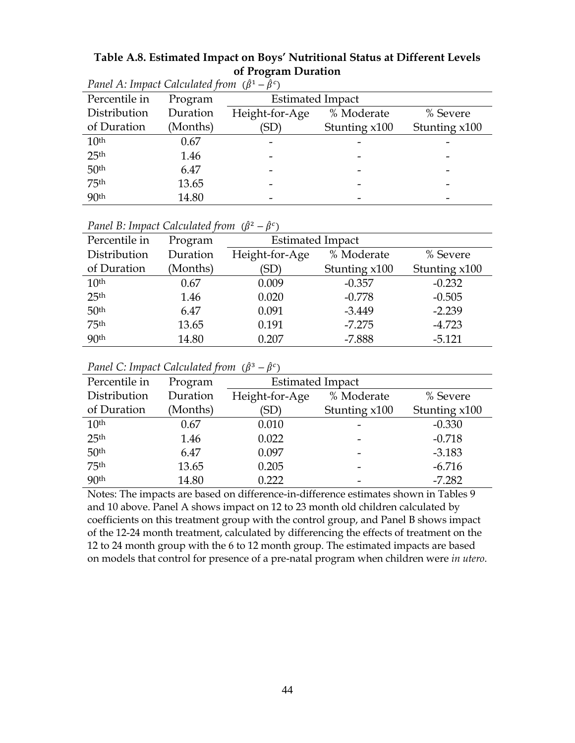**Table A.8. Estimated Impact on Boys' Nutritional Status at Different Levels of Program Duration**

*Panel A: Impact Calculated from* $(\hat{\beta}^1 - \hat{\beta}^c)$

| Percentile in Distribution of Duration | Program Duration (Months) | Estimated Impact | | |
|---|---|---|---|---|
| | | Height-for-Age (SD) | % Moderate Stunting x100 | % Severe Stunting x100 |
| 10th | 0.67 | - | - | - |
| 25th | 1.46 | - | - | - |
| 50th | 6.47 | - | - | - |
| 75th | 13.65 | - | - | - |
| 90th | 14.80 | - | - | - |

*Panel B: Impact Calculated from* $(\hat{\beta}^2 - \hat{\beta}^c)$

| Percentile in Distribution of Duration | Program Duration (Months) | Estimated Impact | | |
|---|---|---|---|---|
| | | Height-for-Age (SD) | % Moderate Stunting x100 | % Severe Stunting x100 |
| 10th | 0.67 | 0.009 | -0.357 | -0.232 |
| 25th | 1.46 | 0.020 | -0.778 | -0.505 |
| 50th | 6.47 | 0.091 | -3.449 | -2.239 |
| 75th | 13.65 | 0.191 | -7.275 | -4.723 |
| 90th | 14.80 | 0.207 | -7.888 | -5.121 |

*Panel C: Impact Calculated from* $(\hat{\beta}^3 - \hat{\beta}^c)$

| Percentile in Distribution of Duration | Program Duration (Months) | Estimated Impact | | |
|---|---|---|---|---|
| | | Height-for-Age (SD) | % Moderate Stunting x100 | % Severe Stunting x100 |
| 10th | 0.67 | 0.010 | - | -0.330 |
| 25th | 1.46 | 0.022 | - | -0.718 |
| 50th | 6.47 | 0.097 | - | -3.183 |
| 75th | 13.65 | 0.205 | - | -6.716 |
| 90th | 14.80 | 0.222 | - | -7.282 |

Notes: The impacts are based on difference-in-difference estimates shown in Tables 9 and 10 above. Panel A shows impact on 12 to 23 month old children calculated by coefficients on this treatment group with the control group, and Panel B shows impact of the 12-24 month treatment, calculated by differencing the effects of treatment on the 12 to 24 month group with the 6 to 12 month group. The estimated impacts are based on models that control for presence of a pre-natal program when children were *in utero*.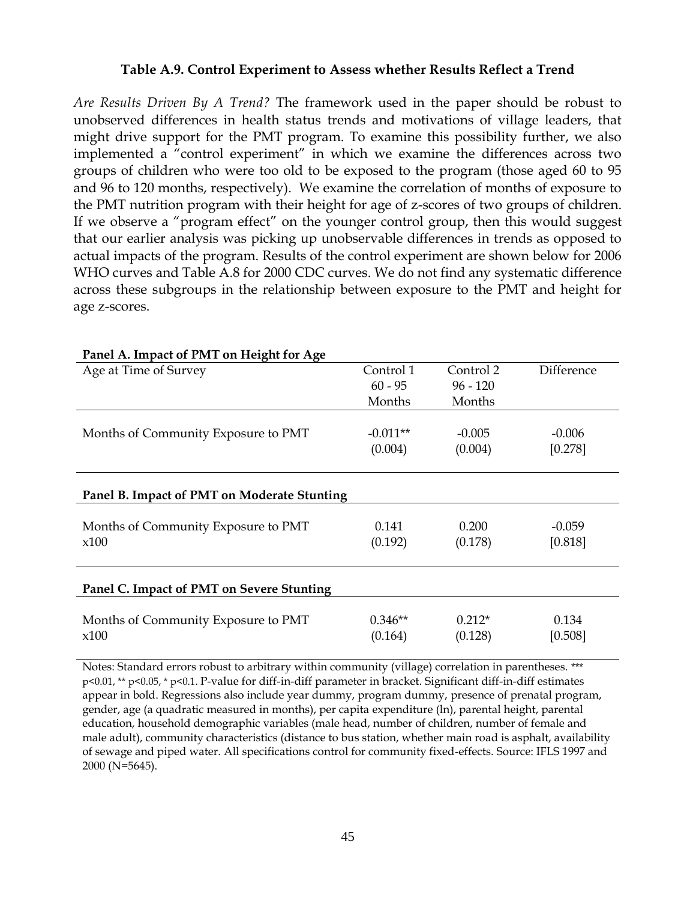### Table A.9. Control Experiment to Assess whether Results Reflect a Trend

*Are Results Driven By A Trend?* The framework used in the paper should be robust to unobserved differences in health status trends and motivations of village leaders, that might drive support for the PMT program. To examine this possibility further, we also implemented a "control experiment" in which we examine the differences across two groups of children who were too old to be exposed to the program (those aged 60 to 95 and 96 to 120 months, respectively). We examine the correlation of months of exposure to the PMT nutrition program with their height for age of z-scores of two groups of children. If we observe a "program effect" on the younger control group, then this would suggest that our earlier analysis was picking up unobservable differences in trends as opposed to actual impacts of the program. Results of the control experiment are shown below for 2006 WHO curves and Table A.8 for 2000 CDC curves. We do not find any systematic difference across these subgroups in the relationship between exposure to the PMT and height for age z-scores.

| Age at Time of Survey | Control 1<br>60 - 95<br>Months | Control 2<br>96 - 120<br>Months | Difference |
|---|---|---|---|
| **Panel A. Impact of PMT on Height for Age** | | | |
| Months of Community Exposure to PMT | -0.011** | -0.005 | -0.006 |
| | (0.004) | (0.004) | [0.278] |
| **Panel B. Impact of PMT on Moderate Stunting** | | | |
| Months of Community Exposure to PMT x100 | 0.141 | 0.200 | -0.059 |
| | (0.192) | (0.178) | [0.818] |
| **Panel C. Impact of PMT on Severe Stunting** | | | |
| Months of Community Exposure to PMT x100 | 0.346** | 0.212* | 0.134 |
| | (0.164) | (0.128) | [0.508] |

Notes: Standard errors robust to arbitrary within community (village) correlation in parentheses. *** p<0.01, ** p<0.05, * p<0.1. P-value for diff-in-diff parameter in bracket. Significant diff-in-diff estimates appear in bold. Regressions also include year dummy, program dummy, presence of prenatal program, gender, age (a quadratic measured in months), per capita expenditure (ln), parental height, parental education, household demographic variables (male head, number of children, number of female and male adult), community characteristics (distance to bus station, whether main road is asphalt, availability of sewage and piped water. All specifications control for community fixed-effects. Source: IFLS 1997 and 2000 (N=5645).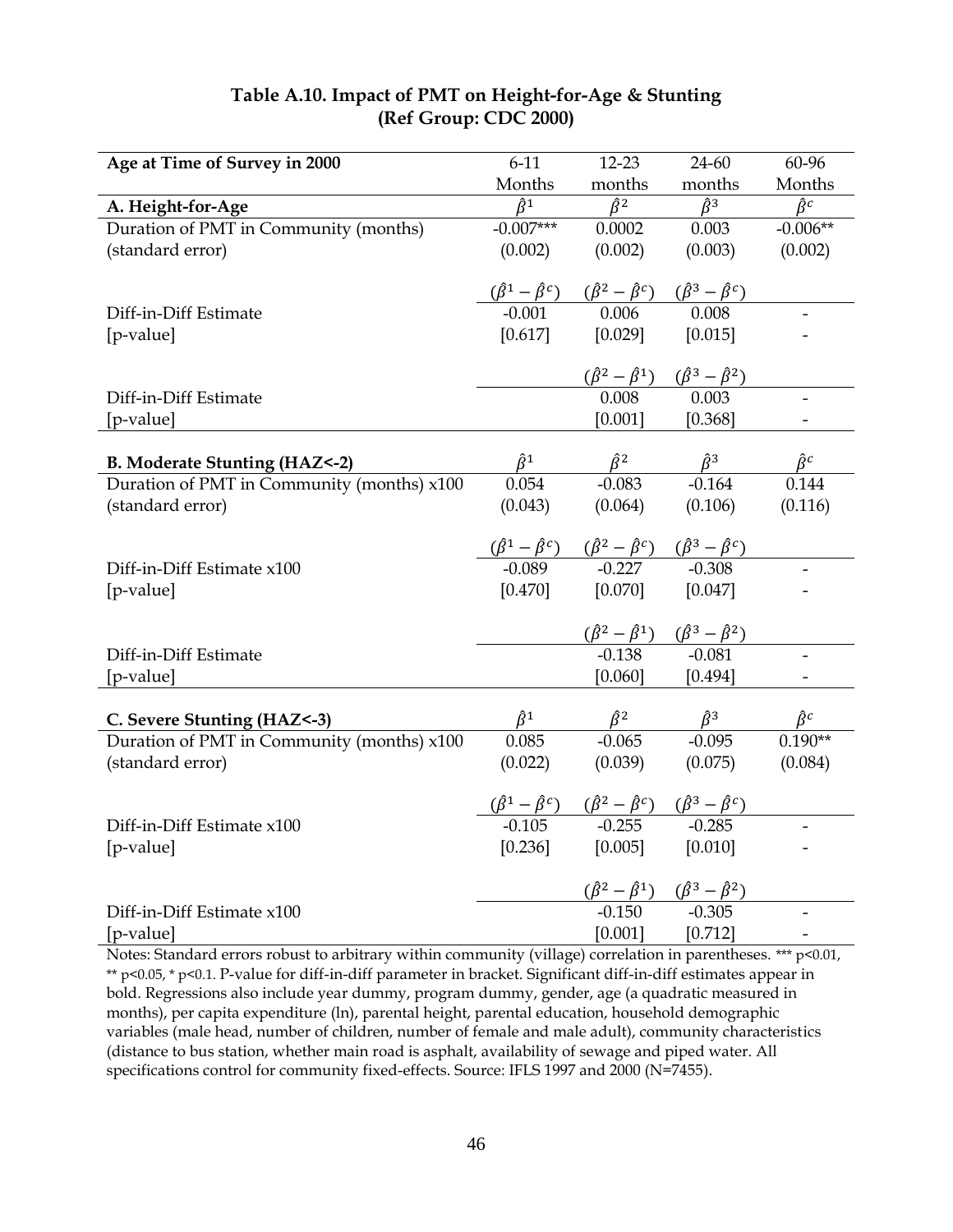## Table A.10. Impact of PMT on Height-for-Age & Stunting (Ref Group: CDC 2000)

| Age at Time of Survey in 2000 | 6-11 Months | 12-23 months | 24-60 months | 60-96 Months |
|---|---|---|---|---|
| **A. Height-for-Age** | $\hat{\beta}^1$ | $\hat{\beta}^2$ | $\hat{\beta}^3$ | $\hat{\beta}^c$ |
| Duration of PMT in Community (months) | -0.007*** | 0.0002 | 0.003 | -0.006** |
| (standard error) | (0.002) | (0.002) | (0.003) | (0.002) |
| | $(\hat{\beta}^1 - \hat{\beta}^c)$ | $(\hat{\beta}^2 - \hat{\beta}^c)$ | $(\hat{\beta}^3 - \hat{\beta}^c)$ | |
| Diff-in-Diff Estimate | -0.001 | 0.006 | 0.008 | - |
| [p-value] | [0.617] | [0.029] | [0.015] | - |
| | | $(\hat{\beta}^2 - \hat{\beta}^1)$ | $(\hat{\beta}^3 - \hat{\beta}^2)$ | |
| Diff-in-Diff Estimate | | 0.008 | 0.003 | - |
| [p-value] | | [0.001] | [0.368] | - |
| **B. Moderate Stunting (HAZ<-2)** | $\hat{\beta}^1$ | $\hat{\beta}^2$ | $\hat{\beta}^3$ | $\hat{\beta}^c$ |
| Duration of PMT in Community (months) x100 | 0.054 | -0.083 | -0.164 | 0.144 |
| (standard error) | (0.043) | (0.064) | (0.106) | (0.116) |
| | $(\hat{\beta}^1 - \hat{\beta}^c)$ | $(\hat{\beta}^2 - \hat{\beta}^c)$ | $(\hat{\beta}^3 - \hat{\beta}^c)$ | |
| Diff-in-Diff Estimate x100 | -0.089 | -0.227 | -0.308 | - |
| [p-value] | [0.470] | [0.070] | [0.047] | - |
| | | $(\hat{\beta}^2 - \hat{\beta}^1)$ | $(\hat{\beta}^3 - \hat{\beta}^2)$ | |
| Diff-in-Diff Estimate | | -0.138 | -0.081 | - |
| [p-value] | | [0.060] | [0.494] | - |
| **C. Severe Stunting (HAZ<-3)** | $\hat{\beta}^1$ | $\hat{\beta}^2$ | $\hat{\beta}^3$ | $\hat{\beta}^c$ |
| Duration of PMT in Community (months) x100 | 0.085 | -0.065 | -0.095 | 0.190** |
| (standard error) | (0.022) | (0.039) | (0.075) | (0.084) |
| | $(\hat{\beta}^1 - \hat{\beta}^c)$ | $(\hat{\beta}^2 - \hat{\beta}^c)$ | $(\hat{\beta}^3 - \hat{\beta}^c)$ | |
| Diff-in-Diff Estimate x100 | -0.105 | -0.255 | -0.285 | - |
| [p-value] | [0.236] | [0.005] | [0.010] | - |
| | | $(\hat{\beta}^2 - \hat{\beta}^1)$ | $(\hat{\beta}^3 - \hat{\beta}^2)$ | |
| Diff-in-Diff Estimate x100 | | -0.150 | -0.305 | - |
| [p-value] | | [0.001] | [0.712] | - |

Notes: Standard errors robust to arbitrary within community (village) correlation in parentheses. *** p<0.01, ** p<0.05, * p<0.1. P-value for diff-in-diff parameter in bracket. Significant diff-in-diff estimates appear in bold. Regressions also include year dummy, program dummy, gender, age (a quadratic measured in months), per capita expenditure (ln), parental height, parental education, household demographic variables (male head, number of children, number of female and male adult), community characteristics (distance to bus station, whether main road is asphalt, availability of sewage and piped water. All specifications control for community fixed-effects. Source: IFLS 1997 and 2000 (N=7455).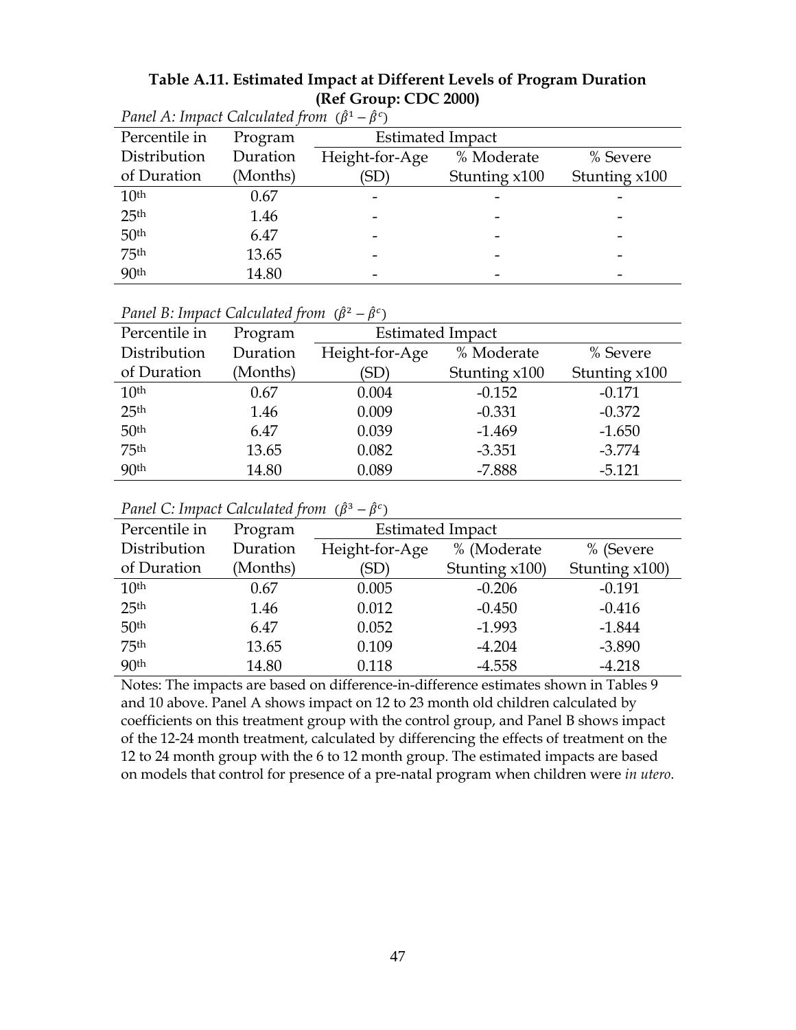**Table A.11. Estimated Impact at Different Levels of Program Duration (Ref Group: CDC 2000)**

*Panel A: Impact Calculated from* $(\hat{\beta}^1 - \hat{\beta}^c)$

| Percentile in Distribution of Duration | Program Duration (Months) | Estimated Impact | | |
|---|---|---|---|---|
| | | Height-for-Age (SD) | % Moderate Stunting x100 | % Severe Stunting x100 |
| 10th | 0.67 | - | - | - |
| 25th | 1.46 | - | - | - |
| 50th | 6.47 | - | - | - |
| 75th | 13.65 | - | - | - |
| 90th | 14.80 | - | - | - |

*Panel B: Impact Calculated from* $(\hat{\beta}^2 - \hat{\beta}^c)$

| Percentile in Distribution of Duration | Program Duration (Months) | Estimated Impact | | |
|---|---|---|---|---|
| | | Height-for-Age (SD) | % Moderate Stunting x100 | % Severe Stunting x100 |
| 10th | 0.67 | 0.004 | -0.152 | -0.171 |
| 25th | 1.46 | 0.009 | -0.331 | -0.372 |
| 50th | 6.47 | 0.039 | -1.469 | -1.650 |
| 75th | 13.65 | 0.082 | -3.351 | -3.774 |
| 90th | 14.80 | 0.089 | -7.888 | -5.121 |

*Panel C: Impact Calculated from* $(\hat{\beta}^3 - \hat{\beta}^c)$

| Percentile in Distribution of Duration | Program Duration (Months) | Estimated Impact | | |
|---|---|---|---|---|
| | | Height-for-Age (SD) | % (Moderate Stunting x100) | % (Severe Stunting x100) |
| 10th | 0.67 | 0.005 | -0.206 | -0.191 |
| 25th | 1.46 | 0.012 | -0.450 | -0.416 |
| 50th | 6.47 | 0.052 | -1.993 | -1.844 |
| 75th | 13.65 | 0.109 | -4.204 | -3.890 |
| 90th | 14.80 | 0.118 | -4.558 | -4.218 |

Notes: The impacts are based on difference-in-difference estimates shown in Tables 9 and 10 above. Panel A shows impact on 12 to 23 month old children calculated by coefficients on this treatment group with the control group, and Panel B shows impact of the 12-24 month treatment, calculated by differencing the effects of treatment on the 12 to 24 month group with the 6 to 12 month group. The estimated impacts are based on models that control for presence of a pre-natal program when children were *in utero*.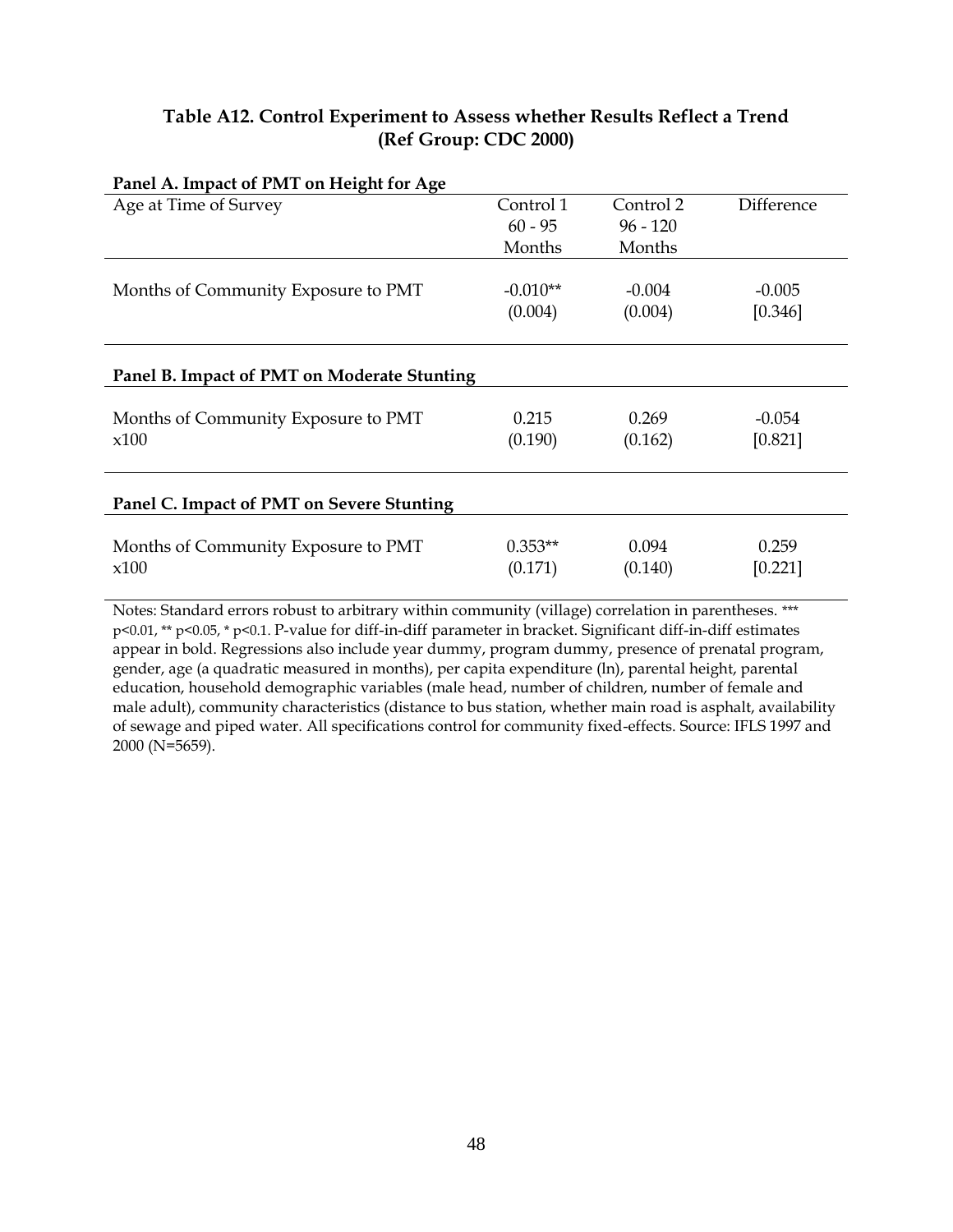**Table A12. Control Experiment to Assess whether Results Reflect a Trend (Ref Group: CDC 2000)**

**Panel A. Impact of PMT on Height for Age**

| Age at Time of Survey | Control 1 60 - 95 Months | Control 2 96 - 120 Months | Difference |
|---|---|---|---|
| Months of Community Exposure to PMT | -0.010** | -0.004 | -0.005 |
| | (0.004) | (0.004) | [0.346] |

**Panel B. Impact of PMT on Moderate Stunting**

| | | | |
|---|---|---|---|
| Months of Community Exposure to PMT x100 | 0.215 | 0.269 | -0.054 |
| | (0.190) | (0.162) | [0.821] |

**Panel C. Impact of PMT on Severe Stunting**

| | | | |
|---|---|---|---|
| Months of Community Exposure to PMT x100 | 0.353** | 0.094 | 0.259 |
| | (0.171) | (0.140) | [0.221] |

Notes: Standard errors robust to arbitrary within community (village) correlation in parentheses. *** p<0.01, ** p<0.05, * p<0.1. P-value for diff-in-diff parameter in bracket. Significant diff-in-diff estimates appear in bold. Regressions also include year dummy, program dummy, presence of prenatal program, gender, age (a quadratic measured in months), per capita expenditure (ln), parental height, parental education, household demographic variables (male head, number of children, number of female and male adult), community characteristics (distance to bus station, whether main road is asphalt, availability of sewage and piped water. All specifications control for community fixed-effects. Source: IFLS 1997 and 2000 (N=5659).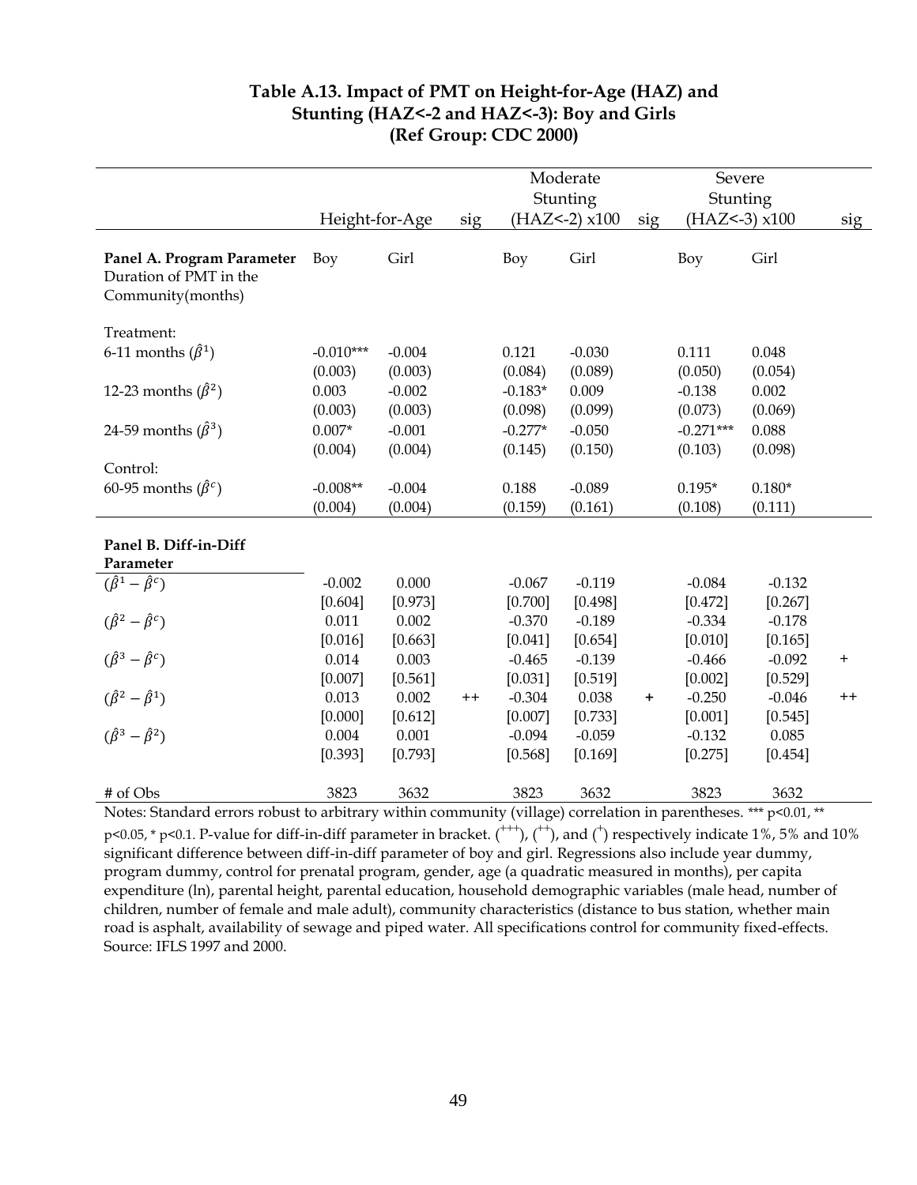**Table A.13. Impact of PMT on Height-for-Age (HAZ) and Stunting (HAZ<-2 and HAZ<-3): Boy and Girls (Ref Group: CDC 2000)**

| | Height-for-Age | | sig | Moderate Stunting (HAZ<-2) x100 | | sig | Severe Stunting (HAZ<-3) x100 | | sig |
|---|---|---|---|---|---|---|---|---|---|
| **Panel A. Program Parameter** Duration of PMT in the Community(months) | Boy | Girl | | Boy | Girl | | Boy | Girl | |
| Treatment: | | | | | | | | | |
| 6-11 months ($\hat{\beta}^1$) | -0.010*** | -0.004 | | 0.121 | -0.030 | | 0.111 | 0.048 | |
| | (0.003) | (0.003) | | (0.084) | (0.089) | | (0.050) | (0.054) | |
| 12-23 months ($\hat{\beta}^2$) | 0.003 | -0.002 | | -0.183* | 0.009 | | -0.138 | 0.002 | |
| | (0.003) | (0.003) | | (0.098) | (0.099) | | (0.073) | (0.069) | |
| 24-59 months ($\hat{\beta}^3$) | 0.007* | -0.001 | | -0.277* | -0.050 | | -0.271*** | 0.088 | |
| | (0.004) | (0.004) | | (0.145) | (0.150) | | (0.103) | (0.098) | |
| Control: | | | | | | | | | |
| 60-95 months ($\hat{\beta}^c$) | -0.008** | -0.004 | | 0.188 | -0.089 | | 0.195* | 0.180* | |
| | (0.004) | (0.004) | | (0.159) | (0.161) | | (0.108) | (0.111) | |
| **Panel B. Diff-in-Diff Parameter** | | | | | | | | | |
| $(\hat{\beta}^1 - \hat{\beta}^c)$ | -0.002 | 0.000 | | -0.067 | -0.119 | | -0.084 | -0.132 | |
| | [0.604] | [0.973] | | [0.700] | [0.498] | | [0.472] | [0.267] | |
| $(\hat{\beta}^2 - \hat{\beta}^c)$ | 0.011 | 0.002 | | -0.370 | -0.189 | | -0.334 | -0.178 | |
| | [0.016] | [0.663] | | [0.041] | [0.654] | | [0.010] | [0.165] | |
| $(\hat{\beta}^3 - \hat{\beta}^c)$ | 0.014 | 0.003 | | -0.465 | -0.139 | | -0.466 | -0.092 | + |
| | [0.007] | [0.561] | | [0.031] | [0.519] | | [0.002] | [0.529] | |
| $(\hat{\beta}^2 - \hat{\beta}^1)$ | 0.013 | 0.002 | ++ | -0.304 | 0.038 | + | -0.250 | -0.046 | ++ |
| | [0.000] | [0.612] | | [0.007] | [0.733] | | [0.001] | [0.545] | |
| $(\hat{\beta}^3 - \hat{\beta}^2)$ | 0.004 | 0.001 | | -0.094 | -0.059 | | -0.132 | 0.085 | |
| | [0.393] | [0.793] | | [0.568] | [0.169] | | [0.275] | [0.454] | |
| # of Obs | 3823 | 3632 | | 3823 | 3632 | | 3823 | 3632 | |

Notes: Standard errors robust to arbitrary within community (village) correlation in parentheses. *** p<0.01, ** p<0.05, * p<0.1. P-value for diff-in-diff parameter in bracket. ($^{+++}$), ($^{++}$), and ($^{+}$) respectively indicate 1%, 5% and 10% significant difference between diff-in-diff parameter of boy and girl. Regressions also include year dummy, program dummy, control for prenatal program, gender, age (a quadratic measured in months), per capita expenditure (ln), parental height, parental education, household demographic variables (male head, number of children, number of female and male adult), community characteristics (distance to bus station, whether main road is asphalt, availability of sewage and piped water. All specifications control for community fixed-effects. Source: IFLS 1997 and 2000.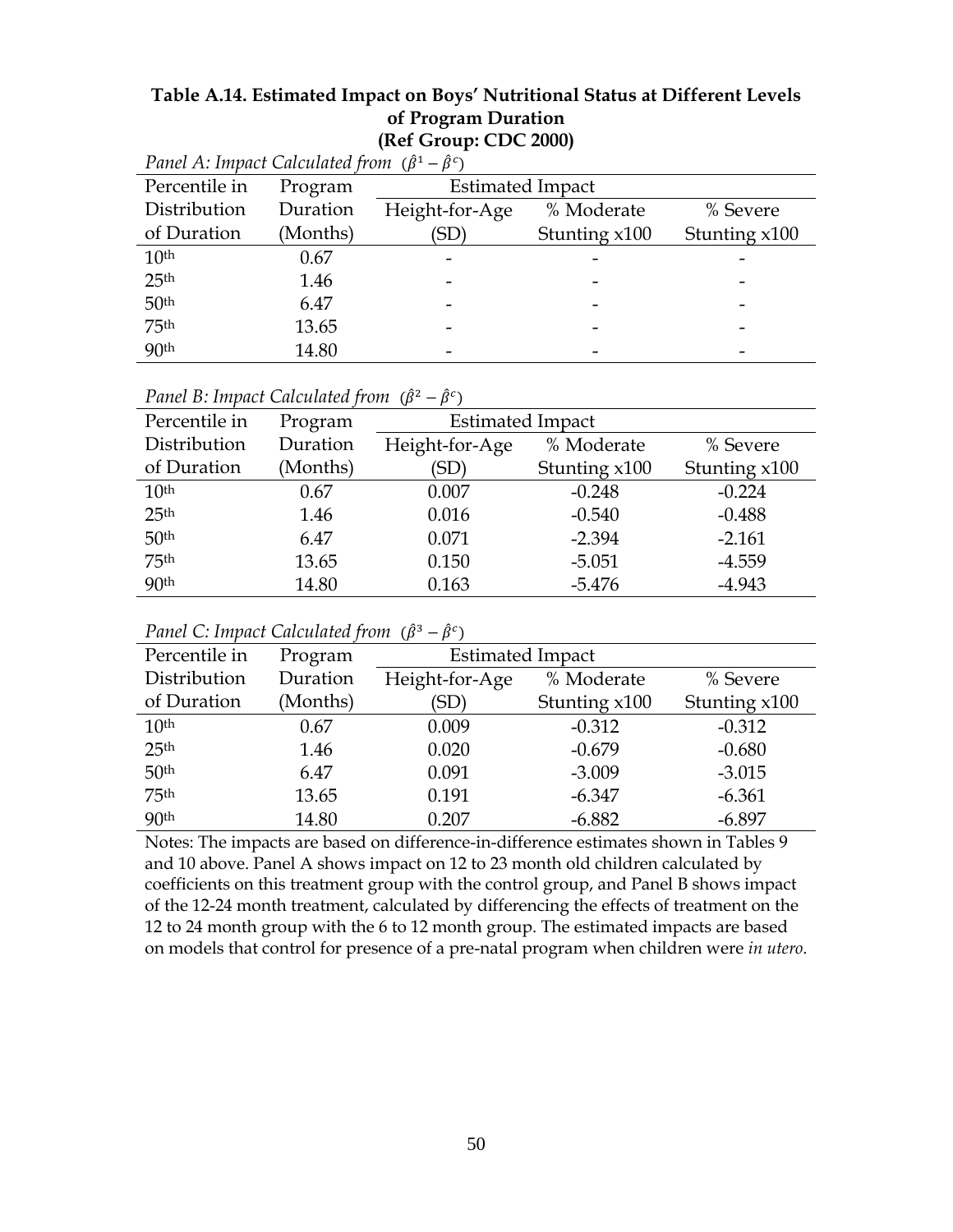**Table A.14. Estimated Impact on Boys' Nutritional Status at Different Levels of Program Duration (Ref Group: CDC 2000)**

*Panel A: Impact Calculated from* $(\hat{\beta}^1 - \hat{\beta}^c)$

| Percentile in Distribution of Duration | Program Duration (Months) | Estimated Impact | | |
|---|---|---|---|---|
| | | Height-for-Age (SD) | % Moderate Stunting x100 | % Severe Stunting x100 |
| 10th | 0.67 | - | - | - |
| 25th | 1.46 | - | - | - |
| 50th | 6.47 | - | - | - |
| 75th | 13.65 | - | - | - |
| 90th | 14.80 | - | - | - |

*Panel B: Impact Calculated from* $(\hat{\beta}^2 - \hat{\beta}^c)$

| Percentile in Distribution of Duration | Program Duration (Months) | Estimated Impact | | |
|---|---|---|---|---|
| | | Height-for-Age (SD) | % Moderate Stunting x100 | % Severe Stunting x100 |
| 10th | 0.67 | 0.007 | -0.248 | -0.224 |
| 25th | 1.46 | 0.016 | -0.540 | -0.488 |
| 50th | 6.47 | 0.071 | -2.394 | -2.161 |
| 75th | 13.65 | 0.150 | -5.051 | -4.559 |
| 90th | 14.80 | 0.163 | -5.476 | -4.943 |

*Panel C: Impact Calculated from* $(\hat{\beta}^3 - \hat{\beta}^c)$

| Percentile in Distribution of Duration | Program Duration (Months) | Estimated Impact | | |
|---|---|---|---|---|
| | | Height-for-Age (SD) | % Moderate Stunting x100 | % Severe Stunting x100 |
| 10th | 0.67 | 0.009 | -0.312 | -0.312 |
| 25th | 1.46 | 0.020 | -0.679 | -0.680 |
| 50th | 6.47 | 0.091 | -3.009 | -3.015 |
| 75th | 13.65 | 0.191 | -6.347 | -6.361 |
| 90th | 14.80 | 0.207 | -6.882 | -6.897 |

Notes: The impacts are based on difference-in-difference estimates shown in Tables 9 and 10 above. Panel A shows impact on 12 to 23 month old children calculated by coefficients on this treatment group with the control group, and Panel B shows impact of the 12-24 month treatment, calculated by differencing the effects of treatment on the 12 to 24 month group with the 6 to 12 month group. The estimated impacts are based on models that control for presence of a pre-natal program when children were *in utero*.